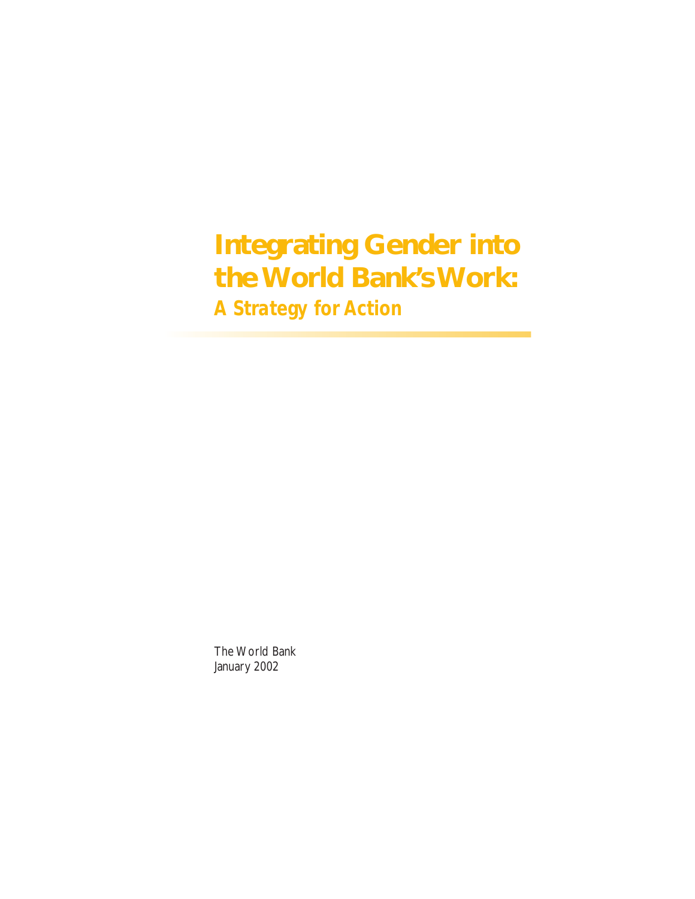# Integrating Gender into the World Bank's Work:

## A Strategy for Action

The World Bank
January 2002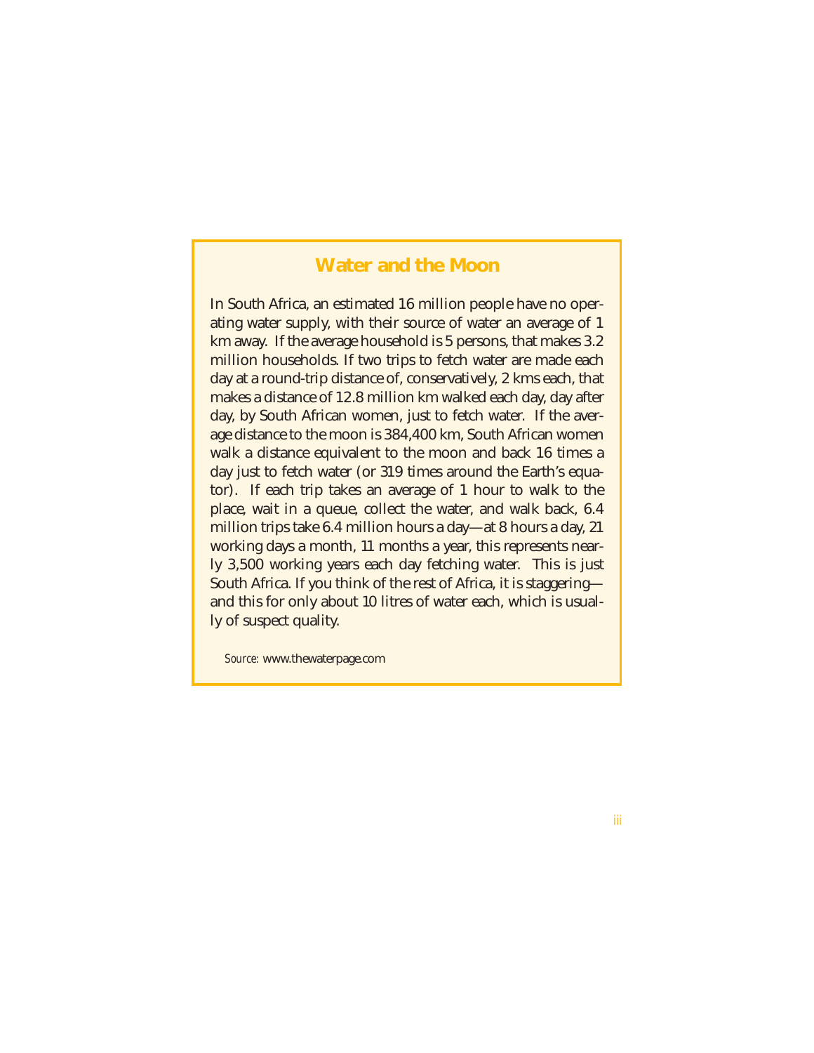## Water and the Moon

In South Africa, an estimated 16 million people have no operating water supply, with their source of water an average of 1 km away. If the average household is 5 persons, that makes 3.2 million households. If two trips to fetch water are made each day at a round-trip distance of, conservatively, 2 kms each, that makes a distance of 12.8 million km walked each day, day after day, by South African women, just to fetch water. If the average distance to the moon is 384,400 km, South African women walk a distance equivalent to the moon and back 16 times a day just to fetch water (or 319 times around the Earth's equator). If each trip takes an average of 1 hour to walk to the place, wait in a queue, collect the water, and walk back, 6.4 million trips take 6.4 million hours a day—at 8 hours a day, 21 working days a month, 11 months a year, this represents nearly 3,500 working years each day fetching water. This is just South Africa. If you think of the rest of Africa, it is staggering—and this for only about 10 litres of water each, which is usually of suspect quality.

*Source:* www.thewaterpage.com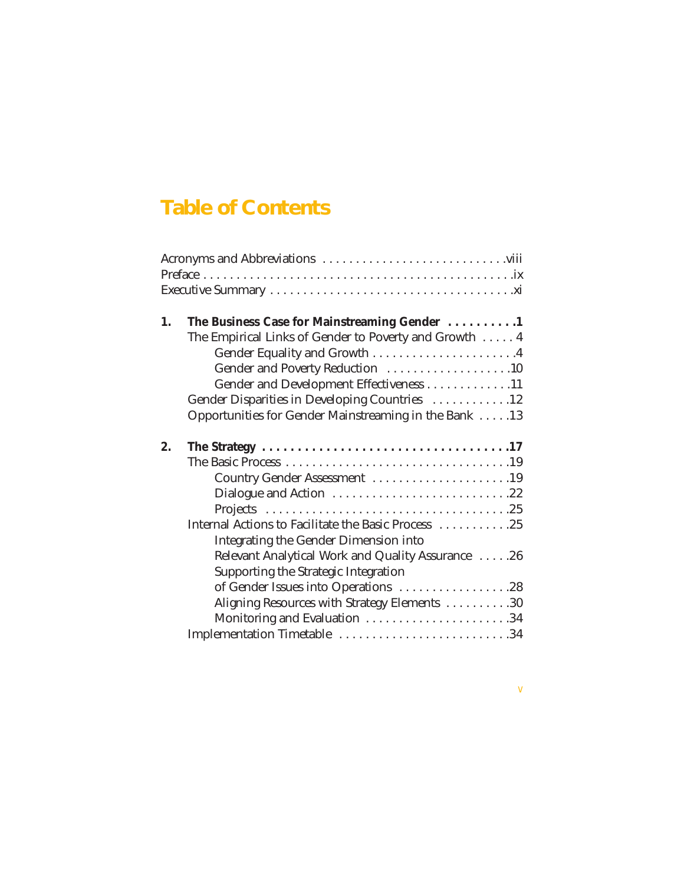# Table of Contents

Acronyms and Abbreviations . . . . . . . . . . . . . . . . . . . . . . . . . . . .viii
Preface . . . . . . . . . . . . . . . . . . . . . . . . . . . . . . . . . . . . . . . . . . . . . .ix
Executive Summary . . . . . . . . . . . . . . . . . . . . . . . . . . . . . . . . . . . .xi

**1. The Business Case for Mainstreaming Gender . . . . . . . . . .1**
- The Empirical Links of Gender to Poverty and Growth . . . . . 4
  - Gender Equality and Growth . . . . . . . . . . . . . . . . . . . . . .4
  - Gender and Poverty Reduction . . . . . . . . . . . . . . . . . . .10
  - Gender and Development Effectiveness . . . . . . . . . . . . .11
- Gender Disparities in Developing Countries . . . . . . . . . . .12
- Opportunities for Gender Mainstreaming in the Bank . . . . .13

**2. The Strategy . . . . . . . . . . . . . . . . . . . . . . . . . . . . . . . . . . . .17**
- The Basic Process . . . . . . . . . . . . . . . . . . . . . . . . . . . . . . . . .19
  - Country Gender Assessment . . . . . . . . . . . . . . . . . . . . .19
  - Dialogue and Action . . . . . . . . . . . . . . . . . . . . . . . . . . .22
  - Projects . . . . . . . . . . . . . . . . . . . . . . . . . . . . . . . . . . . .25
- Internal Actions to Facilitate the Basic Process . . . . . . . . . . .25
  - Integrating the Gender Dimension into Relevant Analytical Work and Quality Assurance . . . . .26
  - Supporting the Strategic Integration of Gender Issues into Operations . . . . . . . . . . . . . . . . .28
  - Aligning Resources with Strategy Elements . . . . . . . . . .30
  - Monitoring and Evaluation . . . . . . . . . . . . . . . . . . . . . .34
- Implementation Timetable . . . . . . . . . . . . . . . . . . . . . . . . . .34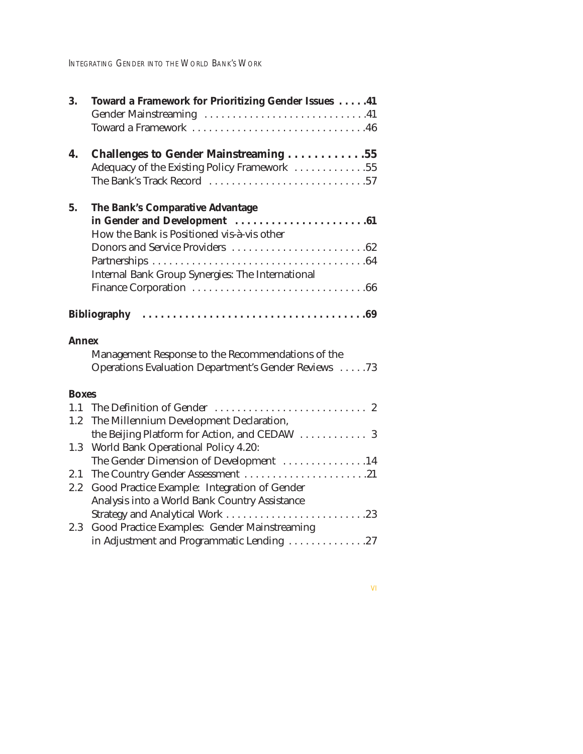**3. Toward a Framework for Prioritizing Gender Issues . . . . .41**
Gender Mainstreaming . . . . . . . . . . . . . . . . . . . . . . . . . . . . .41
Toward a Framework . . . . . . . . . . . . . . . . . . . . . . . . . . . . . . .46

**4. Challenges to Gender Mainstreaming . . . . . . . . . . . .55**
Adequacy of the Existing Policy Framework . . . . . . . . . . . . .55
The Bank's Track Record . . . . . . . . . . . . . . . . . . . . . . . . . . . .57

**5. The Bank's Comparative Advantage in Gender and Development . . . . . . . . . . . . . . . . . . . . . .61**
How the Bank is Positioned vis-à-vis other Donors and Service Providers . . . . . . . . . . . . . . . . . . . . . . . .62
Partnerships . . . . . . . . . . . . . . . . . . . . . . . . . . . . . . . . . . . . .64
Internal Bank Group Synergies: The International Finance Corporation . . . . . . . . . . . . . . . . . . . . . . . . . . . . . .66

**Bibliography . . . . . . . . . . . . . . . . . . . . . . . . . . . . . . . . . . . .69**

**Annex**

Management Response to the Recommendations of the Operations Evaluation Department's Gender Reviews . . . . .73

**Boxes**

1.1 The Definition of Gender . . . . . . . . . . . . . . . . . . . . . . . . . . . 2
1.2 The Millennium Development Declaration, the Beijing Platform for Action, and CEDAW . . . . . . . . . . . 3
1.3 World Bank Operational Policy 4.20: The Gender Dimension of Development . . . . . . . . . . . . . . .14
2.1 The Country Gender Assessment . . . . . . . . . . . . . . . . . . . . . .21
2.2 Good Practice Example: Integration of Gender Analysis into a World Bank Country Assistance Strategy and Analytical Work . . . . . . . . . . . . . . . . . . . . . . . . .23
2.3 Good Practice Examples: Gender Mainstreaming in Adjustment and Programmatic Lending . . . . . . . . . . . . .27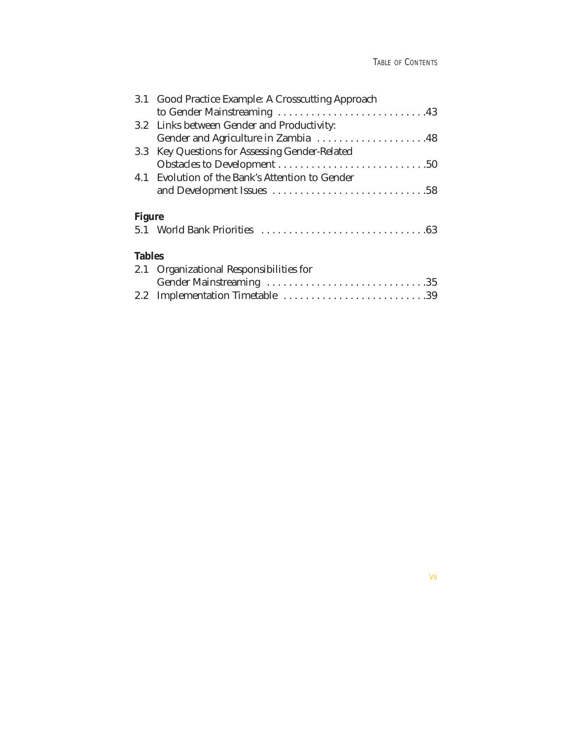3.1 Good Practice Example: A Crosscutting Approach to Gender Mainstreaming . . . . . . . . . . . . . . . . . . . . . . . . . . .43
3.2 Links between Gender and Productivity: Gender and Agriculture in Zambia . . . . . . . . . . . . . . . . . . . .48
3.3 Key Questions for Assessing Gender-Related Obstacles to Development . . . . . . . . . . . . . . . . . . . . . . . . . . .50
4.1 Evolution of the Bank's Attention to Gender and Development Issues . . . . . . . . . . . . . . . . . . . . . . . . . . . .58

**Figure**

5.1 World Bank Priorities . . . . . . . . . . . . . . . . . . . . . . . . . . . . . .63

**Tables**

2.1 Organizational Responsibilities for Gender Mainstreaming . . . . . . . . . . . . . . . . . . . . . . . . . . . . .35
2.2 Implementation Timetable . . . . . . . . . . . . . . . . . . . . . . . . . .39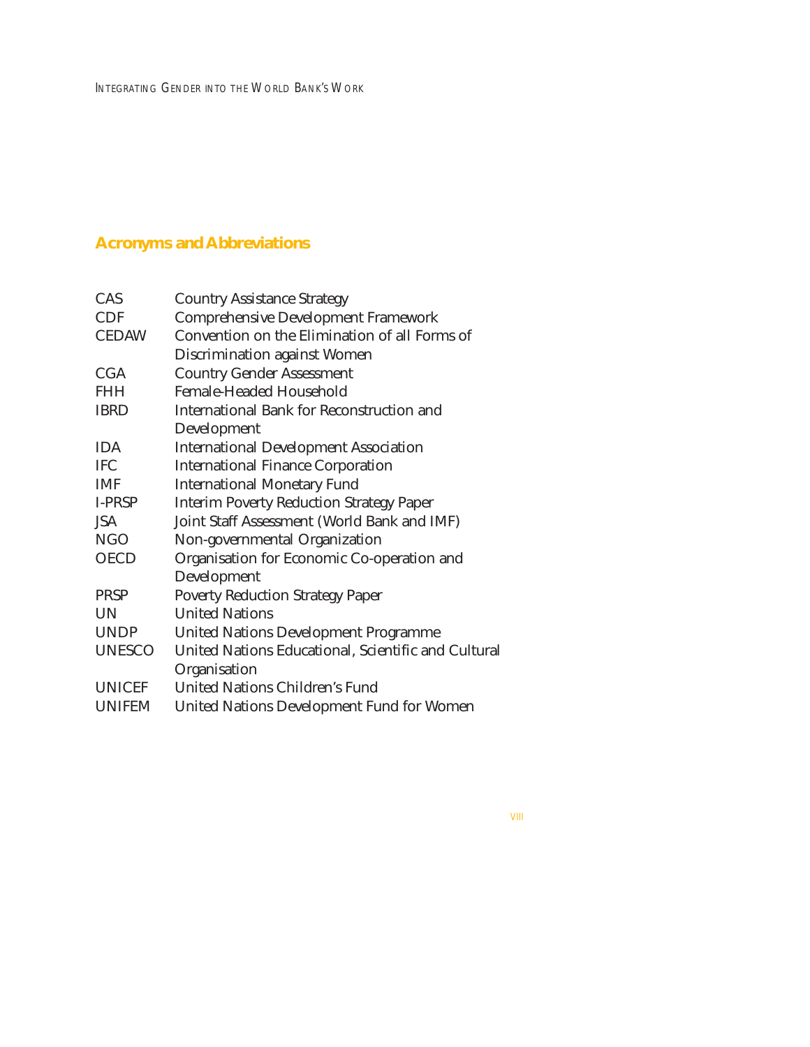## Acronyms and Abbreviations

| | |
|---|---|
| CAS | Country Assistance Strategy |
| CDF | Comprehensive Development Framework |
| CEDAW | Convention on the Elimination of all Forms of Discrimination against Women |
| CGA | Country Gender Assessment |
| FHH | Female-Headed Household |
| IBRD | International Bank for Reconstruction and Development |
| IDA | International Development Association |
| IFC | International Finance Corporation |
| IMF | International Monetary Fund |
| I-PRSP | Interim Poverty Reduction Strategy Paper |
| JSA | Joint Staff Assessment (World Bank and IMF) |
| NGO | Non-governmental Organization |
| OECD | Organisation for Economic Co-operation and Development |
| PRSP | Poverty Reduction Strategy Paper |
| UN | United Nations |
| UNDP | United Nations Development Programme |
| UNESCO | United Nations Educational, Scientific and Cultural Organisation |
| UNICEF | United Nations Children's Fund |
| UNIFEM | United Nations Development Fund for Women |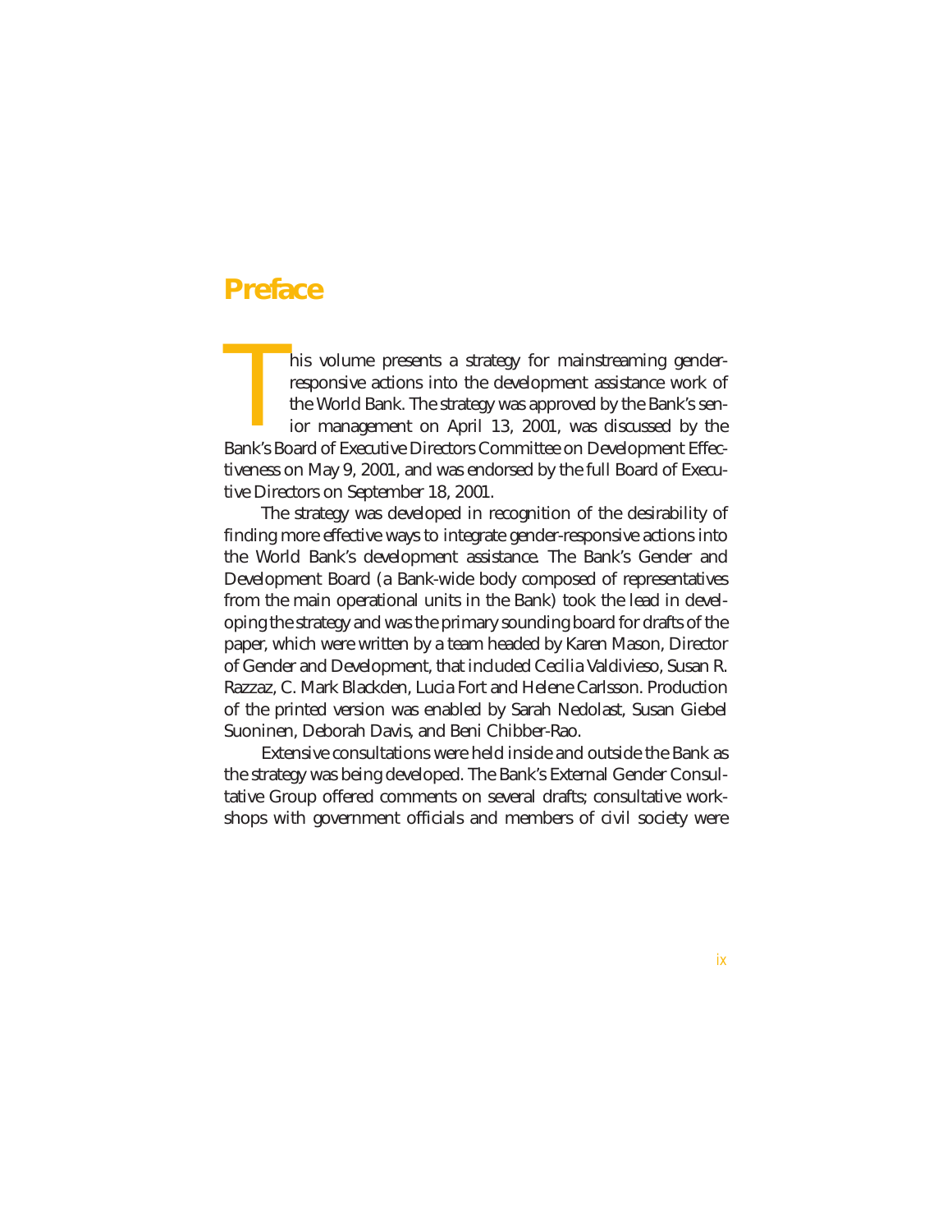# Preface

This volume presents a strategy for mainstreaming gender-responsive actions into the development assistance work of the World Bank. The strategy was approved by the Bank's senior management on April 13, 2001, was discussed by the Bank's Board of Executive Directors Committee on Development Effectiveness on May 9, 2001, and was endorsed by the full Board of Executive Directors on September 18, 2001.

The strategy was developed in recognition of the desirability of finding more effective ways to integrate gender-responsive actions into the World Bank's development assistance. The Bank's Gender and Development Board (a Bank-wide body composed of representatives from the main operational units in the Bank) took the lead in developing the strategy and was the primary sounding board for drafts of the paper, which were written by a team headed by Karen Mason, Director of Gender and Development, that included Cecilia Valdivieso, Susan R. Razzaz, C. Mark Blackden, Lucia Fort and Helene Carlsson. Production of the printed version was enabled by Sarah Nedolast, Susan Giebel Suoninen, Deborah Davis, and Beni Chibber-Rao.

Extensive consultations were held inside and outside the Bank as the strategy was being developed. The Bank's External Gender Consultative Group offered comments on several drafts; consultative workshops with government officials and members of civil society were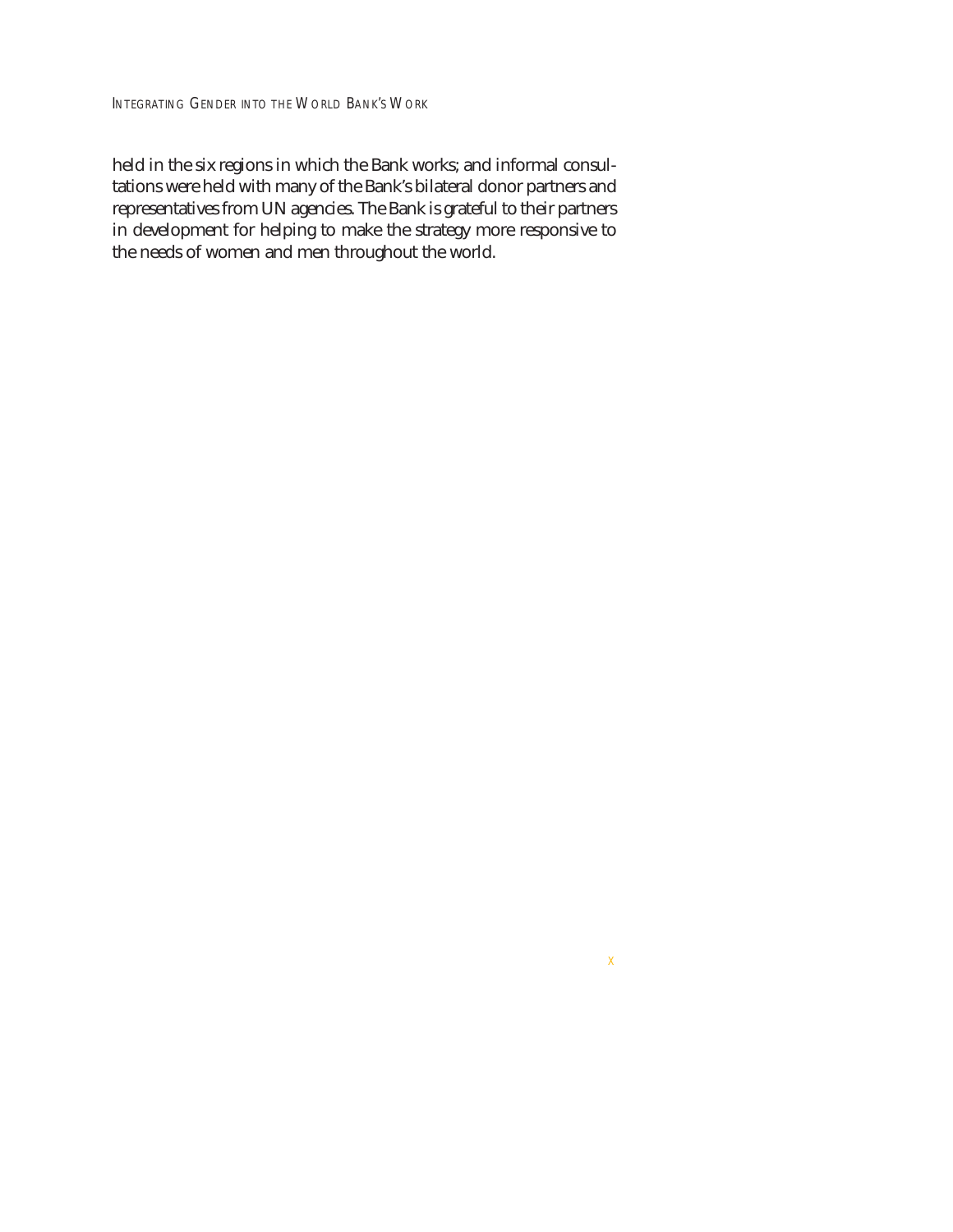held in the six regions in which the Bank works; and informal consultations were held with many of the Bank's bilateral donor partners and representatives from UN agencies. The Bank is grateful to their partners in development for helping to make the strategy more responsive to the needs of women and men throughout the world.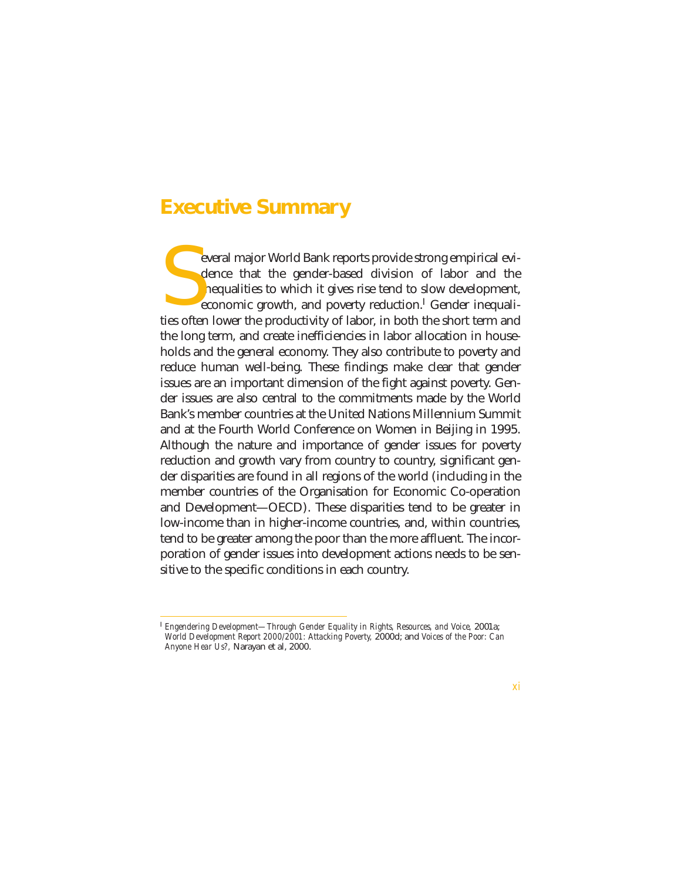# Executive Summary

Several major World Bank reports provide strong empirical evidence that the gender-based division of labor and the inequalities to which it gives rise tend to slow development, economic growth, and poverty reduction.[1] Gender inequalities often lower the productivity of labor, in both the short term and the long term, and create inefficiencies in labor allocation in households and the general economy. They also contribute to poverty and reduce human well-being. These findings make clear that gender issues are an important dimension of the fight against poverty. Gender issues are also central to the commitments made by the World Bank's member countries at the United Nations Millennium Summit and at the Fourth World Conference on Women in Beijing in 1995. Although the nature and importance of gender issues for poverty reduction and growth vary from country to country, significant gender disparities are found in all regions of the world (including in the member countries of the Organisation for Economic Co-operation and Development—OECD). These disparities tend to be greater in low-income than in higher-income countries, and, within countries, tend to be greater among the poor than the more affluent. The incorporation of gender issues into development actions needs to be sensitive to the specific conditions in each country.

---

[1] *Engendering Development—Through Gender Equality in Rights, Resources, and Voice*, 2001a; *World Development Report 2000/2001: Attacking Poverty*, 2000d; and *Voices of the Poor: Can Anyone Hear Us?*, Narayan et al, 2000.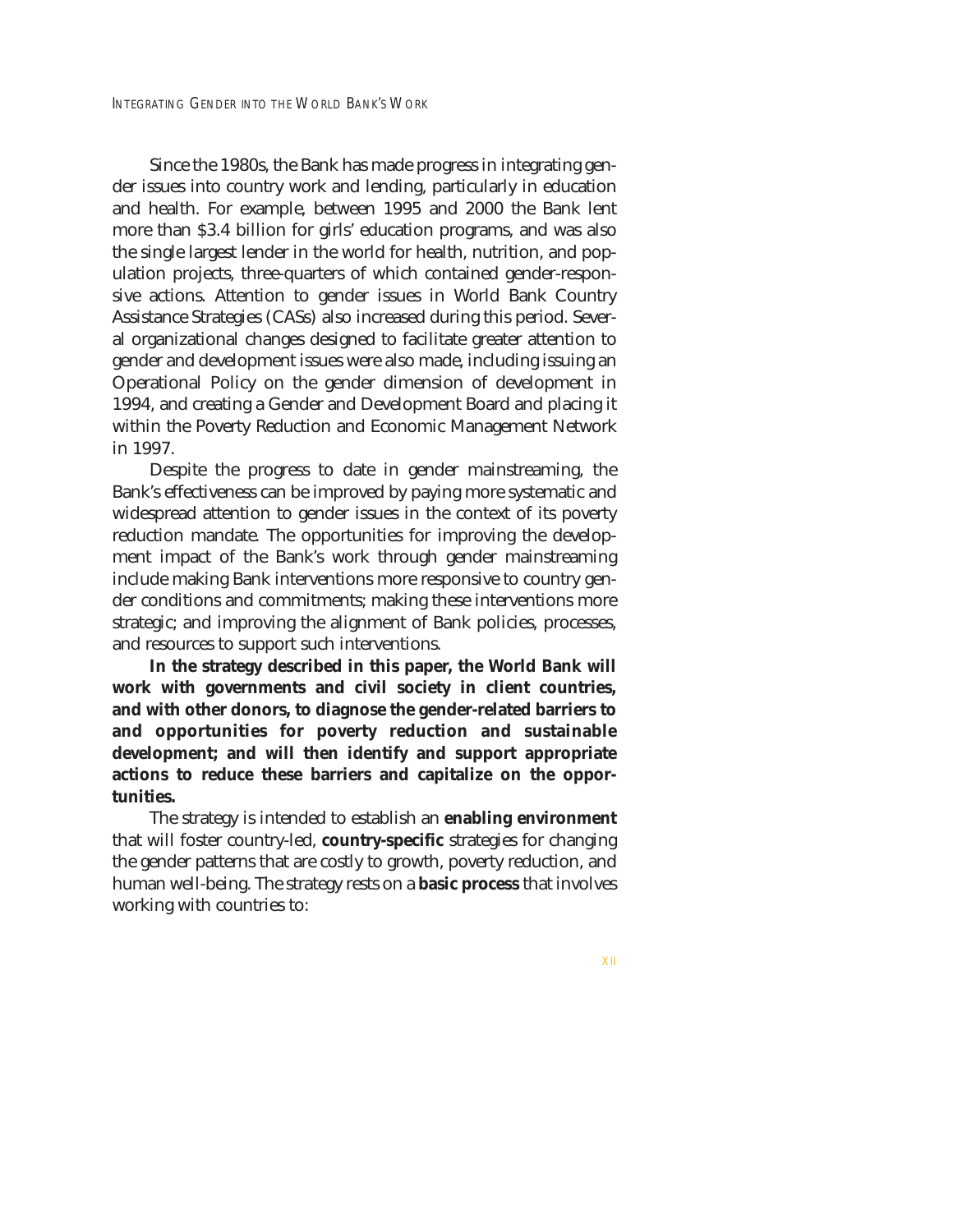Since the 1980s, the Bank has made progress in integrating gender issues into country work and lending, particularly in education and health. For example, between 1995 and 2000 the Bank lent more than $3.4 billion for girls' education programs, and was also the single largest lender in the world for health, nutrition, and population projects, three-quarters of which contained gender-responsive actions. Attention to gender issues in World Bank Country Assistance Strategies (CASs) also increased during this period. Several organizational changes designed to facilitate greater attention to gender and development issues were also made, including issuing an Operational Policy on the gender dimension of development in 1994, and creating a Gender and Development Board and placing it within the Poverty Reduction and Economic Management Network in 1997.

Despite the progress to date in gender mainstreaming, the Bank's effectiveness can be improved by paying more systematic and widespread attention to gender issues in the context of its poverty reduction mandate. The opportunities for improving the development impact of the Bank's work through gender mainstreaming include making Bank interventions more responsive to country gender conditions and commitments; making these interventions more strategic; and improving the alignment of Bank policies, processes, and resources to support such interventions.

**In the strategy described in this paper, the World Bank will work with governments and civil society in client countries, and with other donors, to diagnose the gender-related barriers to and opportunities for poverty reduction and sustainable development; and will then identify and support appropriate actions to reduce these barriers and capitalize on the opportunities.**

The strategy is intended to establish an **enabling environment** that will foster country-led, **country-specific** strategies for changing the gender patterns that are costly to growth, poverty reduction, and human well-being. The strategy rests on a **basic process** that involves working with countries to: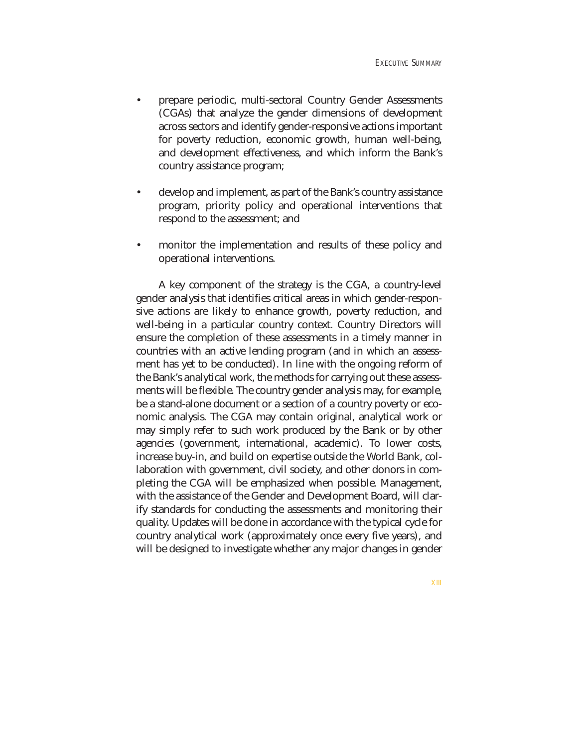- prepare periodic, multi-sectoral Country Gender Assessments (CGAs) that analyze the gender dimensions of development across sectors and identify gender-responsive actions important for poverty reduction, economic growth, human well-being, and development effectiveness, and which inform the Bank's country assistance program;

- develop and implement, as part of the Bank's country assistance program, priority policy and operational interventions that respond to the assessment; and

- monitor the implementation and results of these policy and operational interventions.

A key component of the strategy is the CGA, a country-level gender analysis that identifies critical areas in which gender-responsive actions are likely to enhance growth, poverty reduction, and well-being in a particular country context. Country Directors will ensure the completion of these assessments in a timely manner in countries with an active lending program (and in which an assessment has yet to be conducted). In line with the ongoing reform of the Bank's analytical work, the methods for carrying out these assessments will be flexible. The country gender analysis may, for example, be a stand-alone document or a section of a country poverty or economic analysis. The CGA may contain original, analytical work or may simply refer to such work produced by the Bank or by other agencies (government, international, academic). To lower costs, increase buy-in, and build on expertise outside the World Bank, collaboration with government, civil society, and other donors in completing the CGA will be emphasized when possible. Management, with the assistance of the Gender and Development Board, will clarify standards for conducting the assessments and monitoring their quality. Updates will be done in accordance with the typical cycle for country analytical work (approximately once every five years), and will be designed to investigate whether any major changes in gender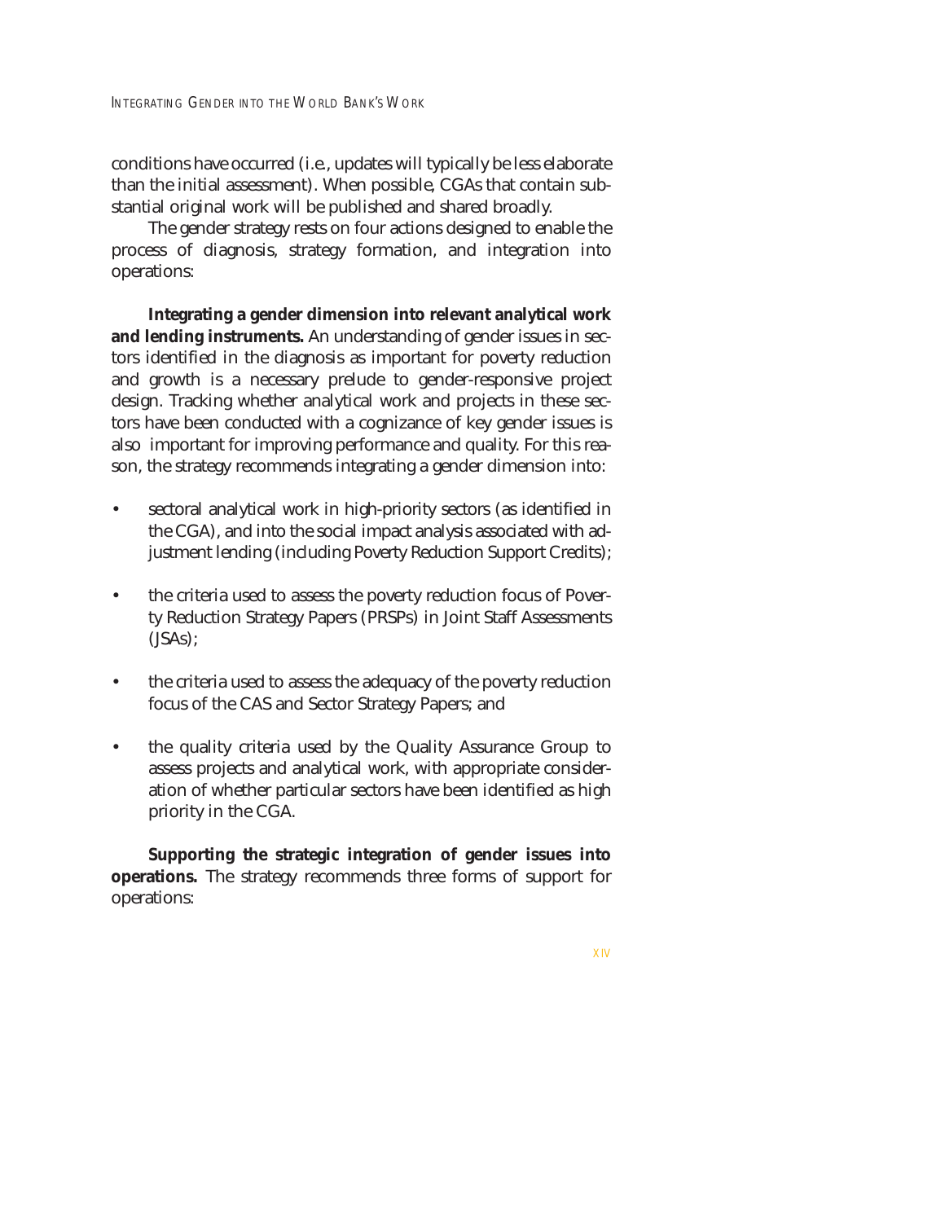conditions have occurred (i.e., updates will typically be less elaborate than the initial assessment). When possible, CGAs that contain substantial original work will be published and shared broadly.

The gender strategy rests on four actions designed to enable the process of diagnosis, strategy formation, and integration into operations:

**Integrating a gender dimension into relevant analytical work and lending instruments.** An understanding of gender issues in sectors identified in the diagnosis as important for poverty reduction and growth is a necessary prelude to gender-responsive project design. Tracking whether analytical work and projects in these sectors have been conducted with a cognizance of key gender issues is also important for improving performance and quality. For this reason, the strategy recommends integrating a gender dimension into:

- sectoral analytical work in high-priority sectors (as identified in the CGA), and into the social impact analysis associated with adjustment lending (including Poverty Reduction Support Credits);
- the criteria used to assess the poverty reduction focus of Poverty Reduction Strategy Papers (PRSPs) in Joint Staff Assessments (JSAs);
- the criteria used to assess the adequacy of the poverty reduction focus of the CAS and Sector Strategy Papers; and
- the quality criteria used by the Quality Assurance Group to assess projects and analytical work, with appropriate consideration of whether particular sectors have been identified as high priority in the CGA.

**Supporting the strategic integration of gender issues into operations.** The strategy recommends three forms of support for operations: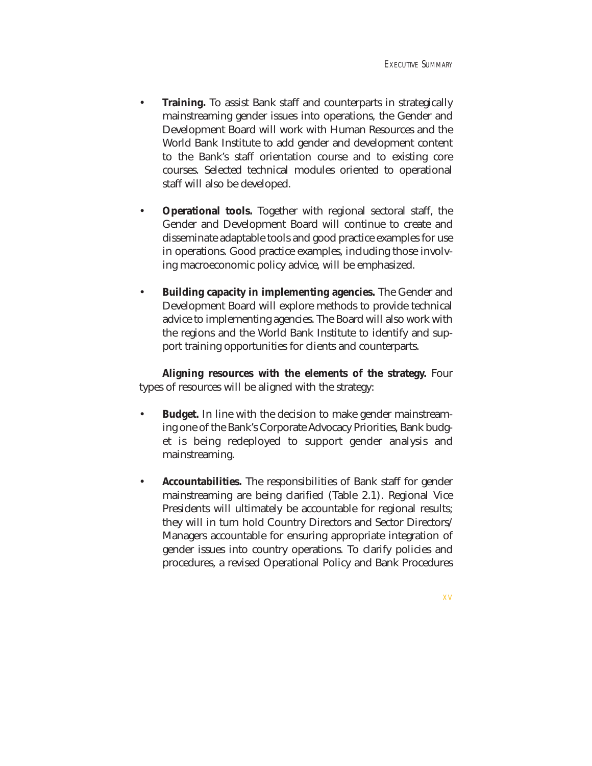- **Training.** To assist Bank staff and counterparts in strategically mainstreaming gender issues into operations, the Gender and Development Board will work with Human Resources and the World Bank Institute to add gender and development content to the Bank's staff orientation course and to existing core courses. Selected technical modules oriented to operational staff will also be developed.

- **Operational tools.** Together with regional sectoral staff, the Gender and Development Board will continue to create and disseminate adaptable tools and good practice examples for use in operations. Good practice examples, including those involving macroeconomic policy advice, will be emphasized.

- **Building capacity in implementing agencies.** The Gender and Development Board will explore methods to provide technical advice to implementing agencies. The Board will also work with the regions and the World Bank Institute to identify and support training opportunities for clients and counterparts.

**Aligning resources with the elements of the strategy.** Four types of resources will be aligned with the strategy:

- **Budget.** In line with the decision to make gender mainstreaming one of the Bank's Corporate Advocacy Priorities, Bank budget is being redeployed to support gender analysis and mainstreaming.

- **Accountabilities.** The responsibilities of Bank staff for gender mainstreaming are being clarified (Table 2.1). Regional Vice Presidents will ultimately be accountable for regional results; they will in turn hold Country Directors and Sector Directors/Managers accountable for ensuring appropriate integration of gender issues into country operations. To clarify policies and procedures, a revised Operational Policy and Bank Procedures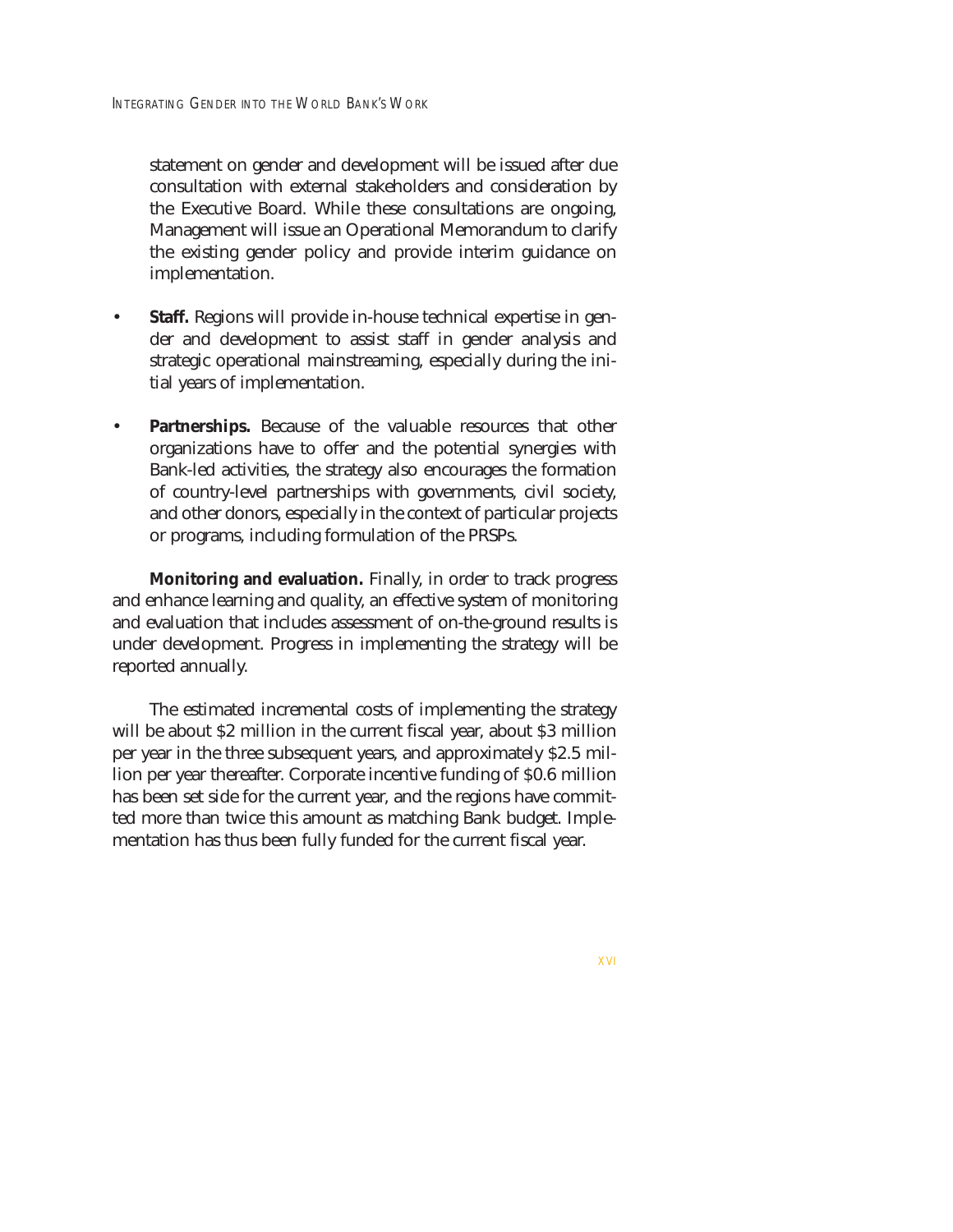statement on gender and development will be issued after due consultation with external stakeholders and consideration by the Executive Board. While these consultations are ongoing, Management will issue an Operational Memorandum to clarify the existing gender policy and provide interim guidance on implementation.

- **Staff.** Regions will provide in-house technical expertise in gender and development to assist staff in gender analysis and strategic operational mainstreaming, especially during the initial years of implementation.

- **Partnerships.** Because of the valuable resources that other organizations have to offer and the potential synergies with Bank-led activities, the strategy also encourages the formation of country-level partnerships with governments, civil society, and other donors, especially in the context of particular projects or programs, including formulation of the PRSPs.

**Monitoring and evaluation.** Finally, in order to track progress and enhance learning and quality, an effective system of monitoring and evaluation that includes assessment of on-the-ground results is under development. Progress in implementing the strategy will be reported annually.

The estimated incremental costs of implementing the strategy will be about $2 million in the current fiscal year, about $3 million per year in the three subsequent years, and approximately $2.5 million per year thereafter. Corporate incentive funding of $0.6 million has been set side for the current year, and the regions have committed more than twice this amount as matching Bank budget. Implementation has thus been fully funded for the current fiscal year.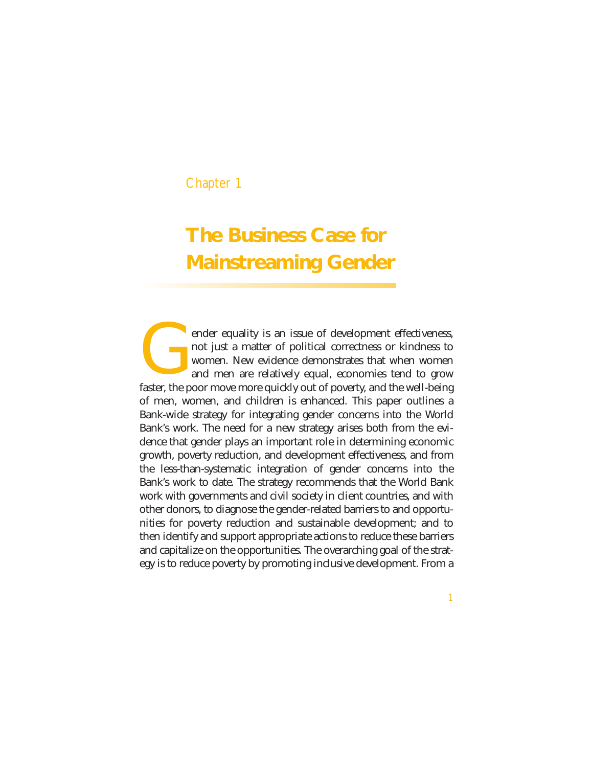Chapter 1

# The Business Case for Mainstreaming Gender

Gender equality is an issue of development effectiveness, not just a matter of political correctness or kindness to women. New evidence demonstrates that when women and men are relatively equal, economies tend to grow faster, the poor move more quickly out of poverty, and the well-being of men, women, and children is enhanced. This paper outlines a Bank-wide strategy for integrating gender concerns into the World Bank's work. The need for a new strategy arises both from the evidence that gender plays an important role in determining economic growth, poverty reduction, and development effectiveness, and from the less-than-systematic integration of gender concerns into the Bank's work to date. The strategy recommends that the World Bank work with governments and civil society in client countries, and with other donors, to diagnose the gender-related barriers to and opportunities for poverty reduction and sustainable development; and to then identify and support appropriate actions to reduce these barriers and capitalize on the opportunities. The overarching goal of the strategy is to reduce poverty by promoting inclusive development. From a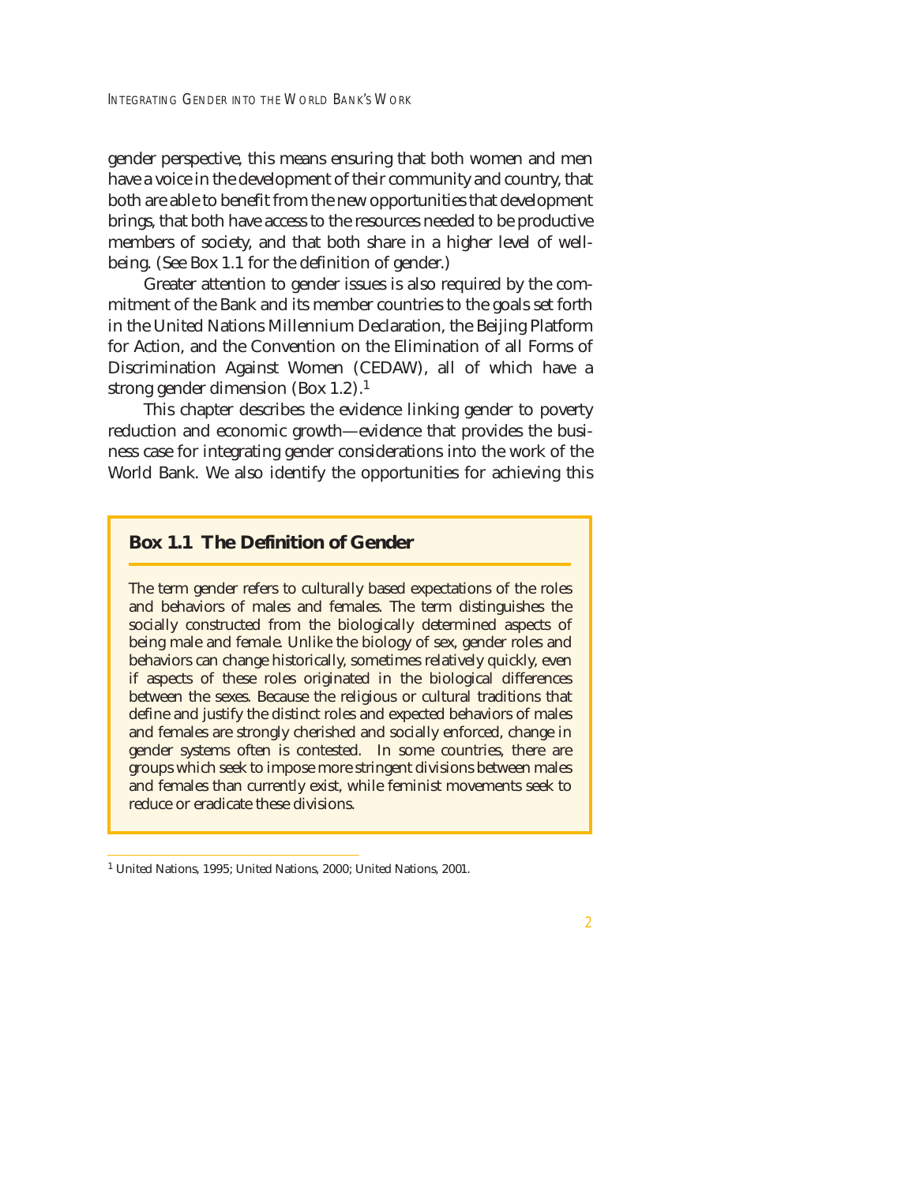gender perspective, this means ensuring that both women and men have a voice in the development of their community and country, that both are able to benefit from the new opportunities that development brings, that both have access to the resources needed to be productive members of society, and that both share in a higher level of well-being. (See Box 1.1 for the definition of gender.)

Greater attention to gender issues is also required by the commitment of the Bank and its member countries to the goals set forth in the United Nations Millennium Declaration, the Beijing Platform for Action, and the Convention on the Elimination of all Forms of Discrimination Against Women (CEDAW), all of which have a strong gender dimension (Box 1.2).[1]

This chapter describes the evidence linking gender to poverty reduction and economic growth—evidence that provides the business case for integrating gender considerations into the work of the World Bank. We also identify the opportunities for achieving this

### Box 1.1 The Definition of Gender

The term gender refers to culturally based expectations of the roles and behaviors of males and females. The term distinguishes the socially constructed from the biologically determined aspects of being male and female. Unlike the biology of sex, gender roles and behaviors can change historically, sometimes relatively quickly, even if aspects of these roles originated in the biological differences between the sexes. Because the religious or cultural traditions that define and justify the distinct roles and expected behaviors of males and females are strongly cherished and socially enforced, change in gender systems often is contested. In some countries, there are groups which seek to impose more stringent divisions between males and females than currently exist, while feminist movements seek to reduce or eradicate these divisions.

---

[1] United Nations, 1995; United Nations, 2000; United Nations, 2001.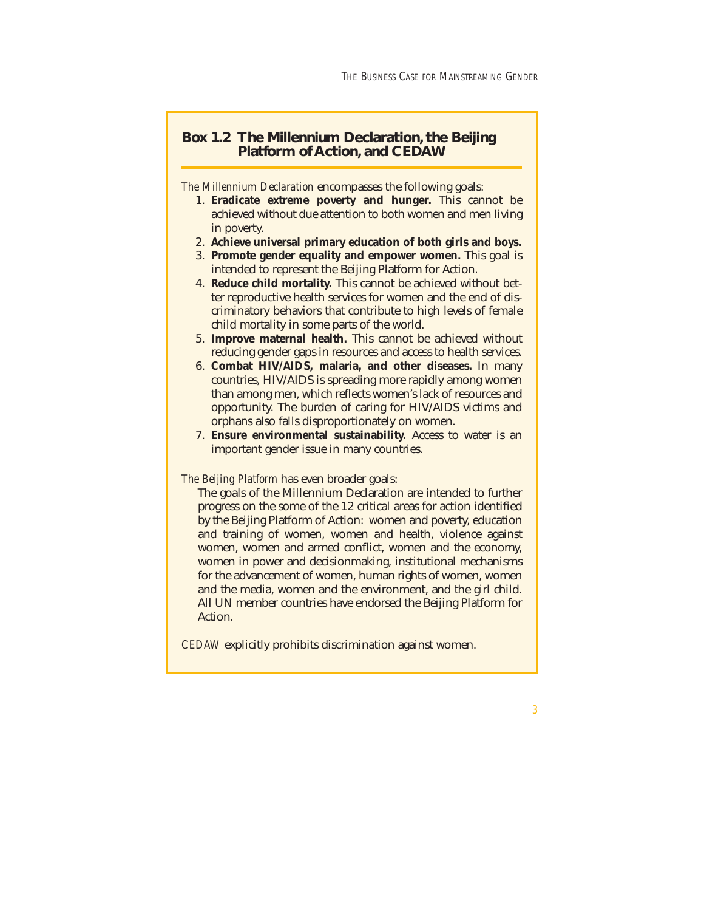## Box 1.2 The Millennium Declaration, the Beijing Platform of Action, and CEDAW

*The Millennium Declaration* encompasses the following goals:

1. **Eradicate extreme poverty and hunger.** This cannot be achieved without due attention to both women and men living in poverty.
2. **Achieve universal primary education of both girls and boys.**
3. **Promote gender equality and empower women.** This goal is intended to represent the Beijing Platform for Action.
4. **Reduce child mortality.** This cannot be achieved without better reproductive health services for women and the end of discriminatory behaviors that contribute to high levels of female child mortality in some parts of the world.
5. **Improve maternal health.** This cannot be achieved without reducing gender gaps in resources and access to health services.
6. **Combat HIV/AIDS, malaria, and other diseases.** In many countries, HIV/AIDS is spreading more rapidly among women than among men, which reflects women's lack of resources and opportunity. The burden of caring for HIV/AIDS victims and orphans also falls disproportionately on women.
7. **Ensure environmental sustainability.** Access to water is an important gender issue in many countries.

*The Beijing Platform* has even broader goals:

The goals of the Millennium Declaration are intended to further progress on the some of the 12 critical areas for action identified by the Beijing Platform of Action: women and poverty, education and training of women, women and health, violence against women, women and armed conflict, women and the economy, women in power and decisionmaking, institutional mechanisms for the advancement of women, human rights of women, women and the media, women and the environment, and the girl child. All UN member countries have endorsed the Beijing Platform for Action.

*CEDAW* explicitly prohibits discrimination against women.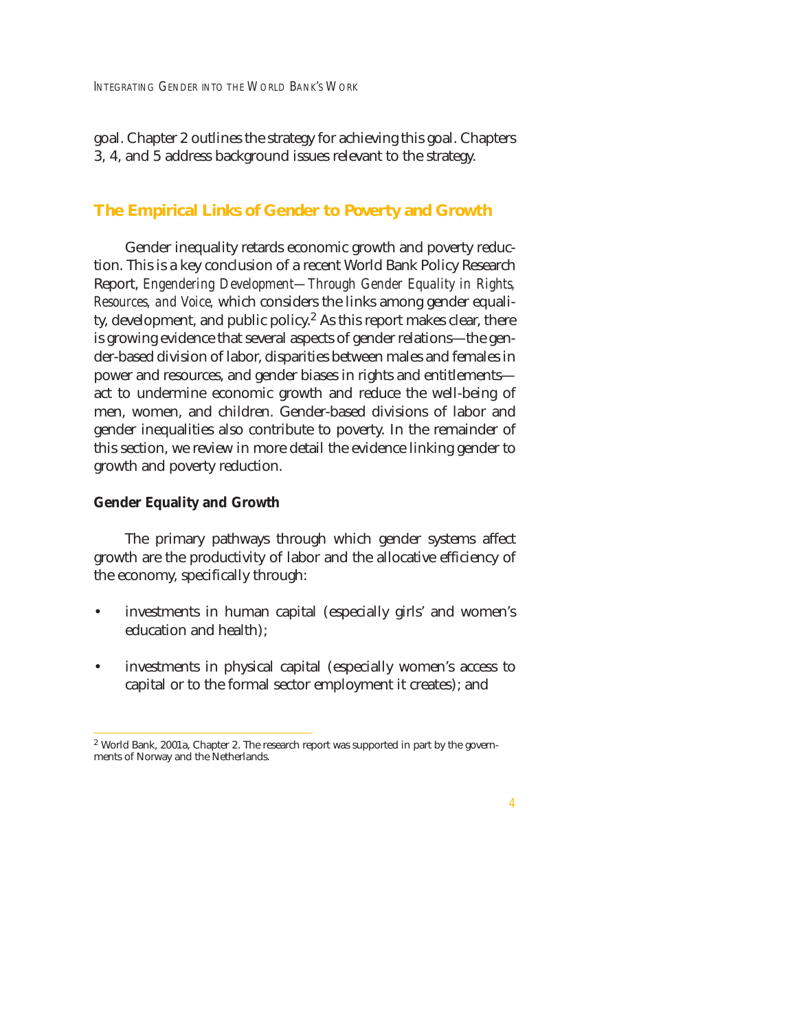goal. Chapter 2 outlines the strategy for achieving this goal. Chapters 3, 4, and 5 address background issues relevant to the strategy.

## The Empirical Links of Gender to Poverty and Growth

Gender inequality retards economic growth and poverty reduction. This is a key conclusion of a recent World Bank Policy Research Report, *Engendering Development—Through Gender Equality in Rights, Resources, and Voice,* which considers the links among gender equality, development, and public policy.[2] As this report makes clear, there is growing evidence that several aspects of gender relations—the gender-based division of labor, disparities between males and females in power and resources, and gender biases in rights and entitlements—act to undermine economic growth and reduce the well-being of men, women, and children. Gender-based divisions of labor and gender inequalities also contribute to poverty. In the remainder of this section, we review in more detail the evidence linking gender to growth and poverty reduction.

### Gender Equality and Growth

The primary pathways through which gender systems affect growth are the productivity of labor and the allocative efficiency of the economy, specifically through:

- investments in human capital (especially girls' and women's education and health);
- investments in physical capital (especially women's access to capital or to the formal sector employment it creates); and

[2] World Bank, 2001a, Chapter 2. The research report was supported in part by the governments of Norway and the Netherlands.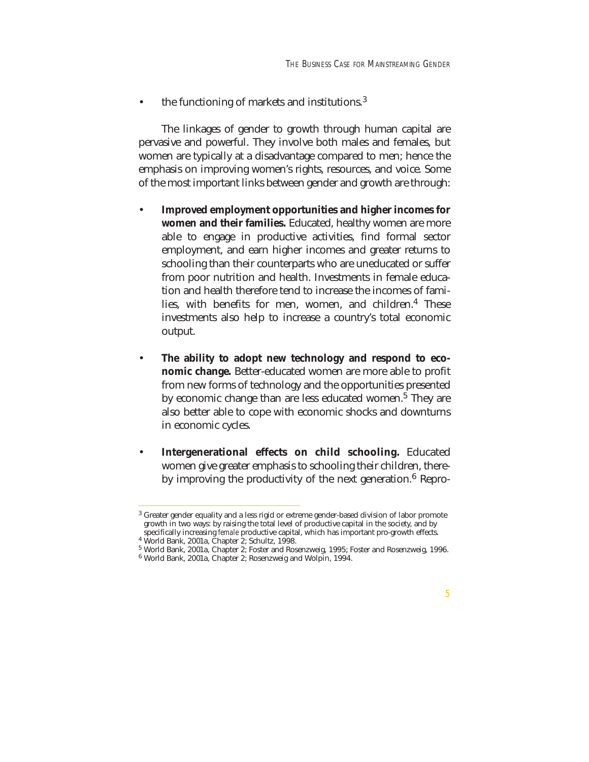- the functioning of markets and institutions.[3]

The linkages of gender to growth through human capital are pervasive and powerful. They involve both males and females, but women are typically at a disadvantage compared to men; hence the emphasis on improving women's rights, resources, and voice. Some of the most important links between gender and growth are through:

- **Improved employment opportunities and higher incomes for women and their families.** Educated, healthy women are more able to engage in productive activities, find formal sector employment, and earn higher incomes and greater returns to schooling than their counterparts who are uneducated or suffer from poor nutrition and health. Investments in female education and health therefore tend to increase the incomes of families, with benefits for men, women, and children.[4] These investments also help to increase a country's total economic output.

- **The ability to adopt new technology and respond to economic change.** Better-educated women are more able to profit from new forms of technology and the opportunities presented by economic change than are less educated women.[5] They are also better able to cope with economic shocks and downturns in economic cycles.

- **Intergenerational effects on child schooling.** Educated women give greater emphasis to schooling their children, thereby improving the productivity of the next generation.[6] Repro-

---

[3] Greater gender equality and a less rigid or extreme gender-based division of labor promote growth in two ways: by raising the total level of productive capital in the society, and by specifically increasing *female* productive capital, which has important pro-growth effects.

[4] World Bank, 2001a, Chapter 2; Schultz, 1998.

[5] World Bank, 2001a, Chapter 2; Foster and Rosenzweig, 1995; Foster and Rosenzweig, 1996.

[6] World Bank, 2001a, Chapter 2; Rosenzweig and Wolpin, 1994.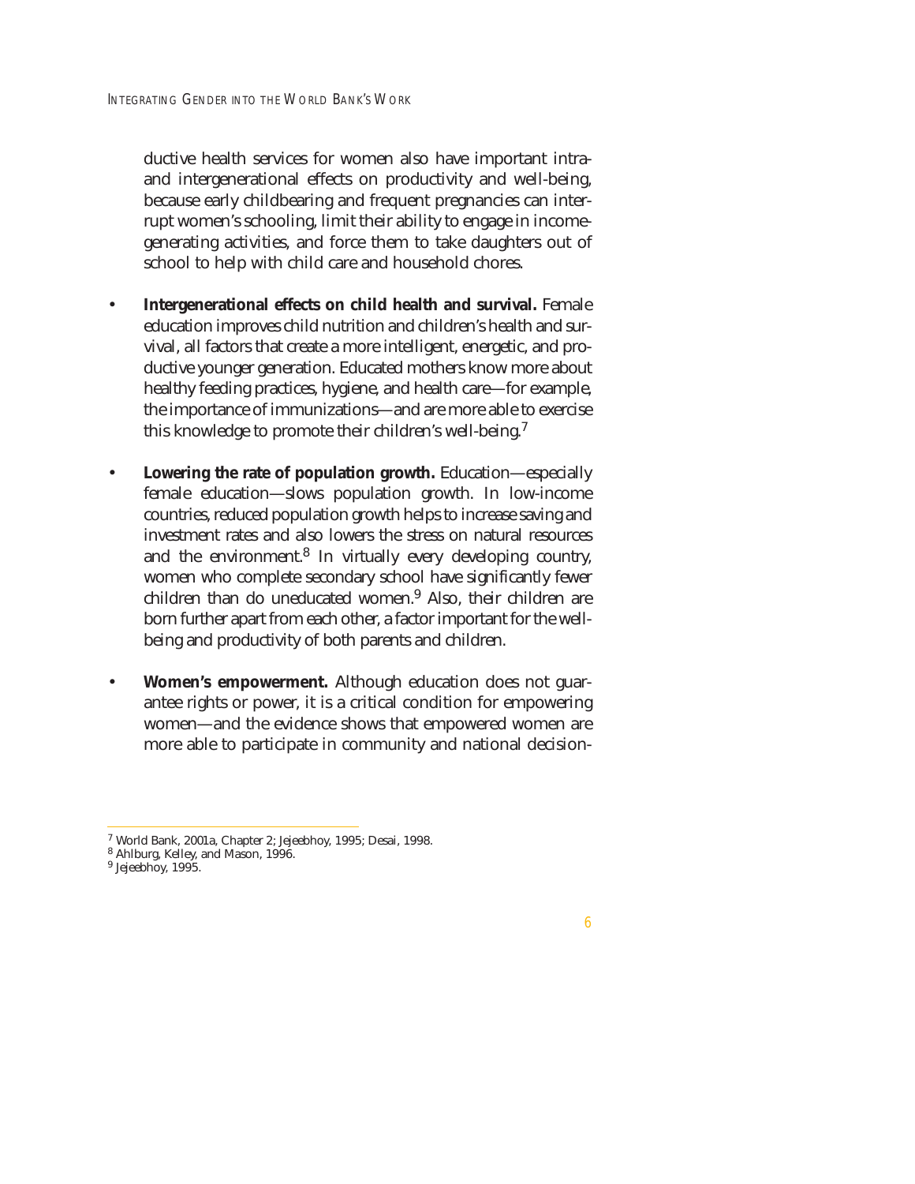ductive health services for women also have important intra- and intergenerational effects on productivity and well-being, because early childbearing and frequent pregnancies can interrupt women's schooling, limit their ability to engage in income-generating activities, and force them to take daughters out of school to help with child care and household chores.

- **Intergenerational effects on child health and survival.** Female education improves child nutrition and children's health and survival, all factors that create a more intelligent, energetic, and productive younger generation. Educated mothers know more about healthy feeding practices, hygiene, and health care—for example, the importance of immunizations—and are more able to exercise this knowledge to promote their children's well-being.[7]

- **Lowering the rate of population growth.** Education—especially female education—slows population growth. In low-income countries, reduced population growth helps to increase saving and investment rates and also lowers the stress on natural resources and the environment.[8] In virtually every developing country, women who complete secondary school have significantly fewer children than do uneducated women.[9] Also, their children are born further apart from each other, a factor important for the well-being and productivity of both parents and children.

- **Women's empowerment.** Although education does not guarantee rights or power, it is a critical condition for empowering women—and the evidence shows that empowered women are more able to participate in community and national decision-

---

[7] World Bank, 2001a, Chapter 2; Jejeebhoy, 1995; Desai, 1998.

[8] Ahlburg, Kelley, and Mason, 1996.

[9] Jejeebhoy, 1995.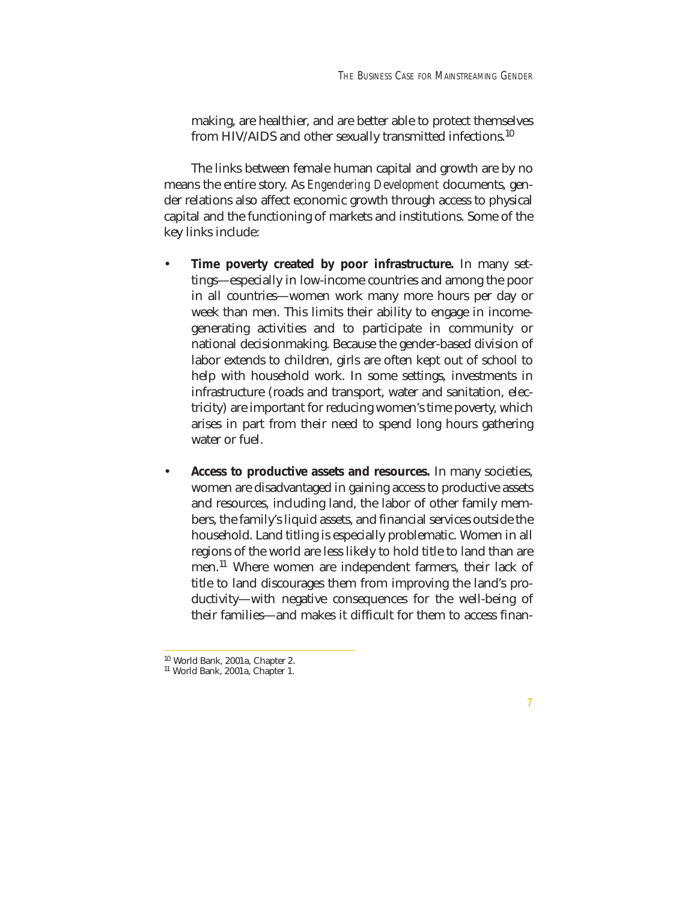making, are healthier, and are better able to protect themselves from HIV/AIDS and other sexually transmitted infections.[10]

The links between female human capital and growth are by no means the entire story. As *Engendering Development* documents, gender relations also affect economic growth through access to physical capital and the functioning of markets and institutions. Some of the key links include:

- **Time poverty created by poor infrastructure.** In many settings—especially in low-income countries and among the poor in all countries—women work many more hours per day or week than men. This limits their ability to engage in income-generating activities and to participate in community or national decisionmaking. Because the gender-based division of labor extends to children, girls are often kept out of school to help with household work. In some settings, investments in infrastructure (roads and transport, water and sanitation, electricity) are important for reducing women's time poverty, which arises in part from their need to spend long hours gathering water or fuel.
- **Access to productive assets and resources.** In many societies, women are disadvantaged in gaining access to productive assets and resources, including land, the labor of other family members, the family's liquid assets, and financial services outside the household. Land titling is especially problematic. Women in all regions of the world are less likely to hold title to land than are men.[11] Where women are independent farmers, their lack of title to land discourages them from improving the land's productivity—with negative consequences for the well-being of their families—and makes it difficult for them to access finan-

[10] World Bank, 2001a, Chapter 2.
[11] World Bank, 2001a, Chapter 1.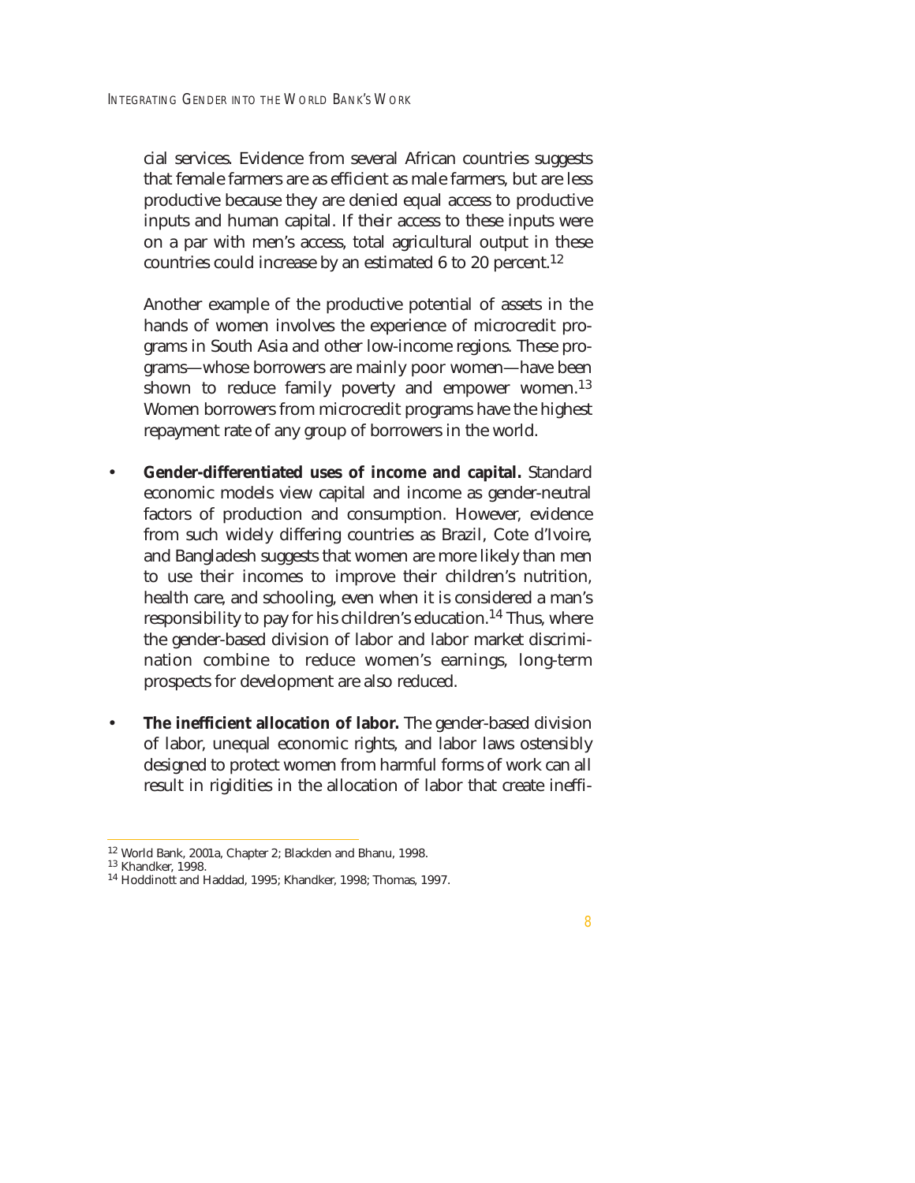cial services. Evidence from several African countries suggests that female farmers are as efficient as male farmers, but are less productive because they are denied equal access to productive inputs and human capital. If their access to these inputs were on a par with men's access, total agricultural output in these countries could increase by an estimated 6 to 20 percent.[12]

Another example of the productive potential of assets in the hands of women involves the experience of microcredit programs in South Asia and other low-income regions. These programs—whose borrowers are mainly poor women—have been shown to reduce family poverty and empower women.[13] Women borrowers from microcredit programs have the highest repayment rate of any group of borrowers in the world.

- **Gender-differentiated uses of income and capital.** Standard economic models view capital and income as gender-neutral factors of production and consumption. However, evidence from such widely differing countries as Brazil, Cote d'Ivoire, and Bangladesh suggests that women are more likely than men to use their incomes to improve their children's nutrition, health care, and schooling, even when it is considered a man's responsibility to pay for his children's education.[14] Thus, where the gender-based division of labor and labor market discrimination combine to reduce women's earnings, long-term prospects for development are also reduced.

- **The inefficient allocation of labor.** The gender-based division of labor, unequal economic rights, and labor laws ostensibly designed to protect women from harmful forms of work can all result in rigidities in the allocation of labor that create ineffi-

---

[12] World Bank, 2001a, Chapter 2; Blackden and Bhanu, 1998.
[13] Khandker, 1998.
[14] Hoddinott and Haddad, 1995; Khandker, 1998; Thomas, 1997.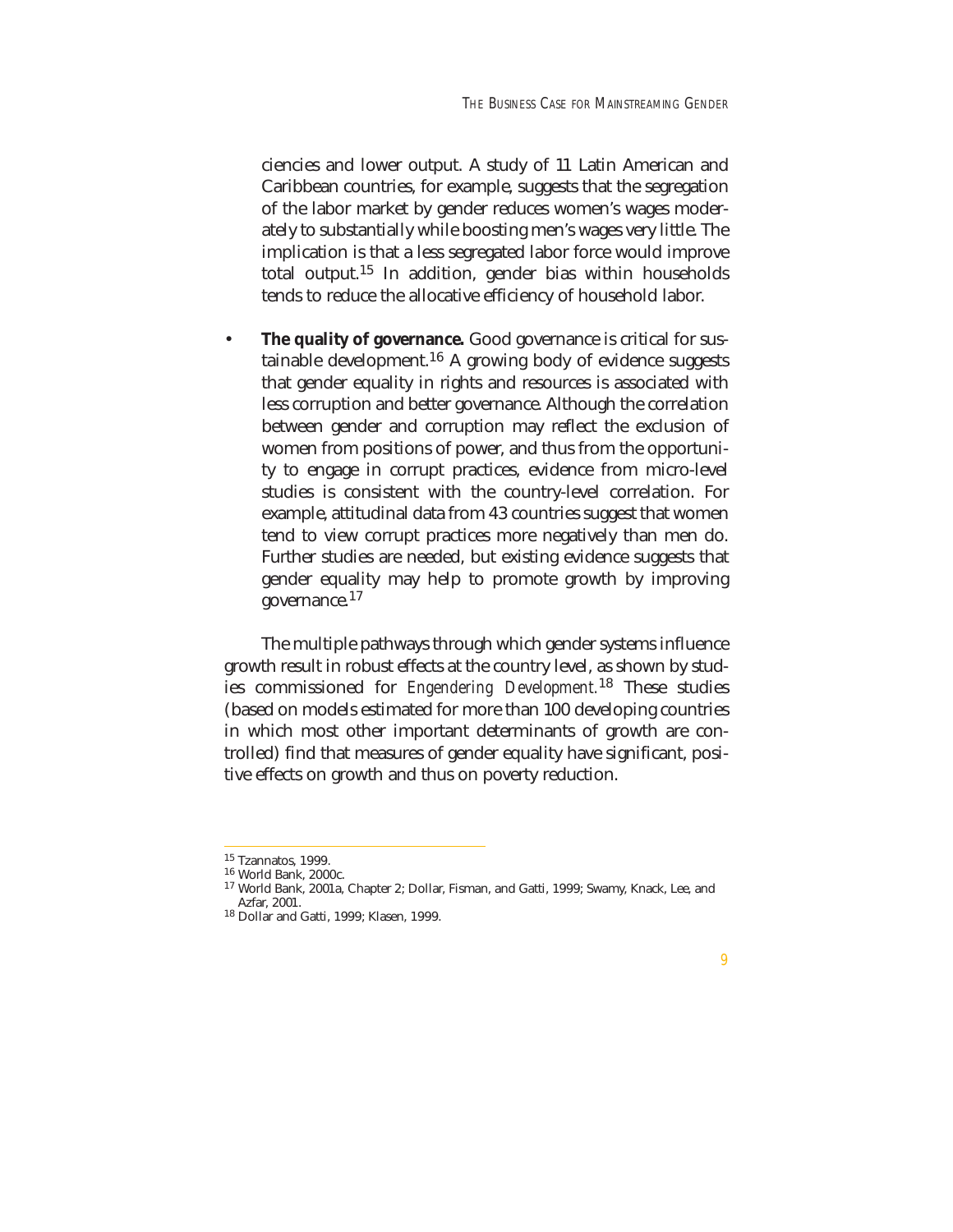ciencies and lower output. A study of 11 Latin American and Caribbean countries, for example, suggests that the segregation of the labor market by gender reduces women's wages moderately to substantially while boosting men's wages very little. The implication is that a less segregated labor force would improve total output.[15] In addition, gender bias within households tends to reduce the allocative efficiency of household labor.

- **The quality of governance.** Good governance is critical for sustainable development.[16] A growing body of evidence suggests that gender equality in rights and resources is associated with less corruption and better governance. Although the correlation between gender and corruption may reflect the exclusion of women from positions of power, and thus from the opportunity to engage in corrupt practices, evidence from micro-level studies is consistent with the country-level correlation. For example, attitudinal data from 43 countries suggest that women tend to view corrupt practices more negatively than men do. Further studies are needed, but existing evidence suggests that gender equality may help to promote growth by improving governance.[17]

The multiple pathways through which gender systems influence growth result in robust effects at the country level, as shown by studies commissioned for *Engendering Development*.[18] These studies (based on models estimated for more than 100 developing countries in which most other important determinants of growth are controlled) find that measures of gender equality have significant, positive effects on growth and thus on poverty reduction.

---

[15] Tzannatos, 1999.

[16] World Bank, 2000c.

[17] World Bank, 2001a, Chapter 2; Dollar, Fisman, and Gatti, 1999; Swamy, Knack, Lee, and Azfar, 2001.

[18] Dollar and Gatti, 1999; Klasen, 1999.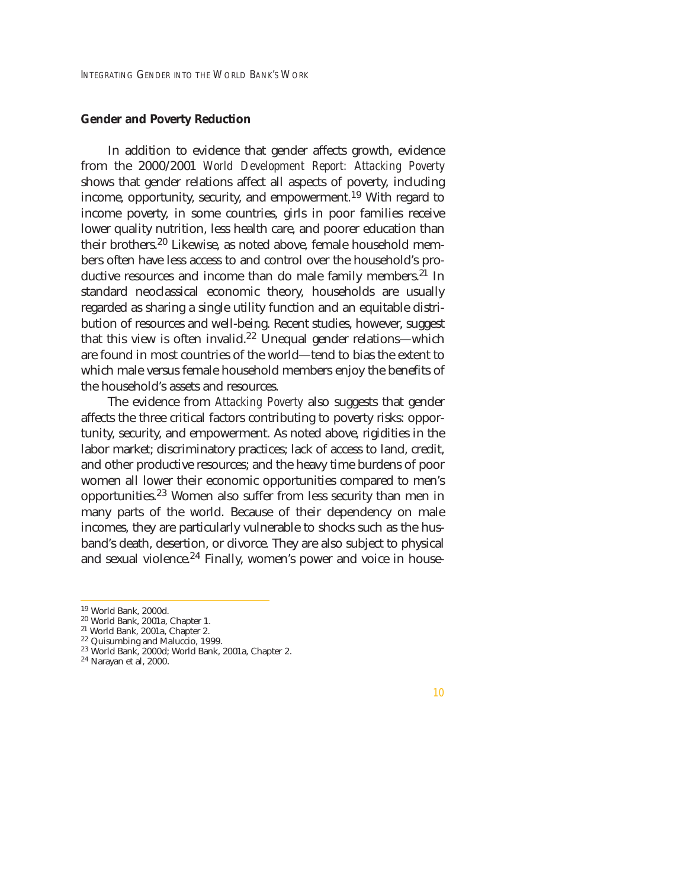## Gender and Poverty Reduction

In addition to evidence that gender affects growth, evidence from the 2000/2001 *World Development Report: Attacking Poverty* shows that gender relations affect all aspects of poverty, including income, opportunity, security, and empowerment.[19] With regard to income poverty, in some countries, girls in poor families receive lower quality nutrition, less health care, and poorer education than their brothers.[20] Likewise, as noted above, female household members often have less access to and control over the household's productive resources and income than do male family members.[21] In standard neoclassical economic theory, households are usually regarded as sharing a single utility function and an equitable distribution of resources and well-being. Recent studies, however, suggest that this view is often invalid.[22] Unequal gender relations—which are found in most countries of the world—tend to bias the extent to which male versus female household members enjoy the benefits of the household's assets and resources.

The evidence from *Attacking Poverty* also suggests that gender affects the three critical factors contributing to poverty risks: opportunity, security, and empowerment. As noted above, rigidities in the labor market; discriminatory practices; lack of access to land, credit, and other productive resources; and the heavy time burdens of poor women all lower their economic opportunities compared to men's opportunities.[23] Women also suffer from less security than men in many parts of the world. Because of their dependency on male incomes, they are particularly vulnerable to shocks such as the husband's death, desertion, or divorce. They are also subject to physical and sexual violence.[24] Finally, women's power and voice in house-

---

[19] World Bank, 2000d.
[20] World Bank, 2001a, Chapter 1.
[21] World Bank, 2001a, Chapter 2.
[22] Quisumbing and Maluccio, 1999.
[23] World Bank, 2000d; World Bank, 2001a, Chapter 2.
[24] Narayan et al, 2000.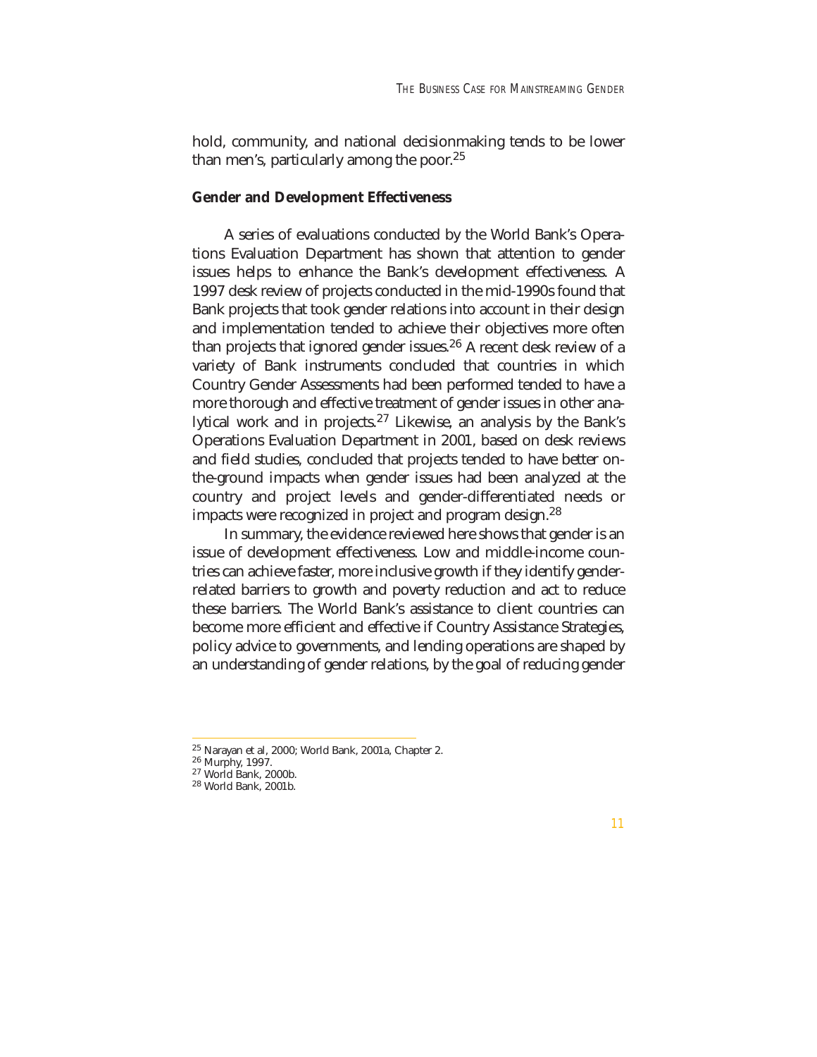hold, community, and national decisionmaking tends to be lower than men's, particularly among the poor.[25]

### Gender and Development Effectiveness

A series of evaluations conducted by the World Bank's Operations Evaluation Department has shown that attention to gender issues helps to enhance the Bank's development effectiveness. A 1997 desk review of projects conducted in the mid-1990s found that Bank projects that took gender relations into account in their design and implementation tended to achieve their objectives more often than projects that ignored gender issues.[26] A recent desk review of a variety of Bank instruments concluded that countries in which Country Gender Assessments had been performed tended to have a more thorough and effective treatment of gender issues in other analytical work and in projects.[27] Likewise, an analysis by the Bank's Operations Evaluation Department in 2001, based on desk reviews and field studies, concluded that projects tended to have better on-the-ground impacts when gender issues had been analyzed at the country and project levels and gender-differentiated needs or impacts were recognized in project and program design.[28]

In summary, the evidence reviewed here shows that gender is an issue of development effectiveness. Low and middle-income countries can achieve faster, more inclusive growth if they identify gender-related barriers to growth and poverty reduction and act to reduce these barriers. The World Bank's assistance to client countries can become more efficient and effective if Country Assistance Strategies, policy advice to governments, and lending operations are shaped by an understanding of gender relations, by the goal of reducing gender

---

[25] Narayan et al, 2000; World Bank, 2001a, Chapter 2.
[26] Murphy, 1997.
[27] World Bank, 2000b.
[28] World Bank, 2001b.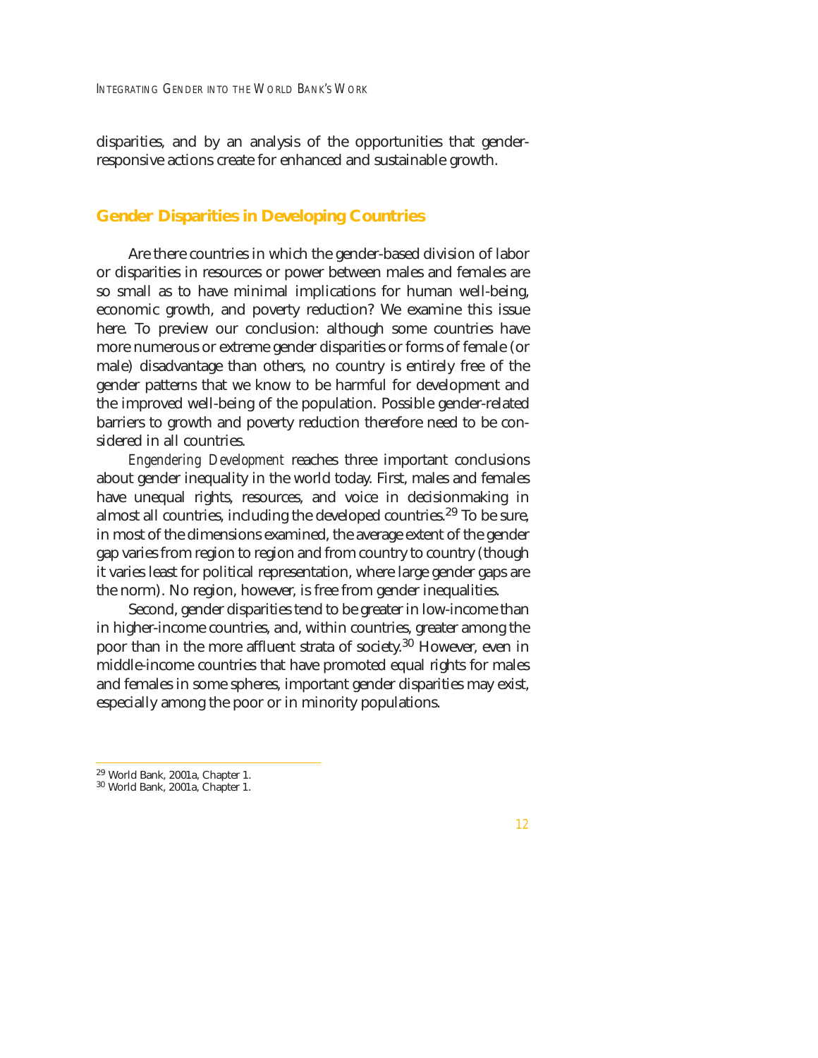disparities, and by an analysis of the opportunities that gender-responsive actions create for enhanced and sustainable growth.

## Gender Disparities in Developing Countries

Are there countries in which the gender-based division of labor or disparities in resources or power between males and females are so small as to have minimal implications for human well-being, economic growth, and poverty reduction? We examine this issue here. To preview our conclusion: although some countries have more numerous or extreme gender disparities or forms of female (or male) disadvantage than others, no country is entirely free of the gender patterns that we know to be harmful for development and the improved well-being of the population. Possible gender-related barriers to growth and poverty reduction therefore need to be considered in all countries.

*Engendering Development* reaches three important conclusions about gender inequality in the world today. First, males and females have unequal rights, resources, and voice in decisionmaking in almost all countries, including the developed countries.[29] To be sure, in most of the dimensions examined, the average extent of the gender gap varies from region to region and from country to country (though it varies least for political representation, where large gender gaps are the norm). No region, however, is free from gender inequalities.

Second, gender disparities tend to be greater in low-income than in higher-income countries, and, within countries, greater among the poor than in the more affluent strata of society.[30] However, even in middle-income countries that have promoted equal rights for males and females in some spheres, important gender disparities may exist, especially among the poor or in minority populations.

---

[29] World Bank, 2001a, Chapter 1.
[30] World Bank, 2001a, Chapter 1.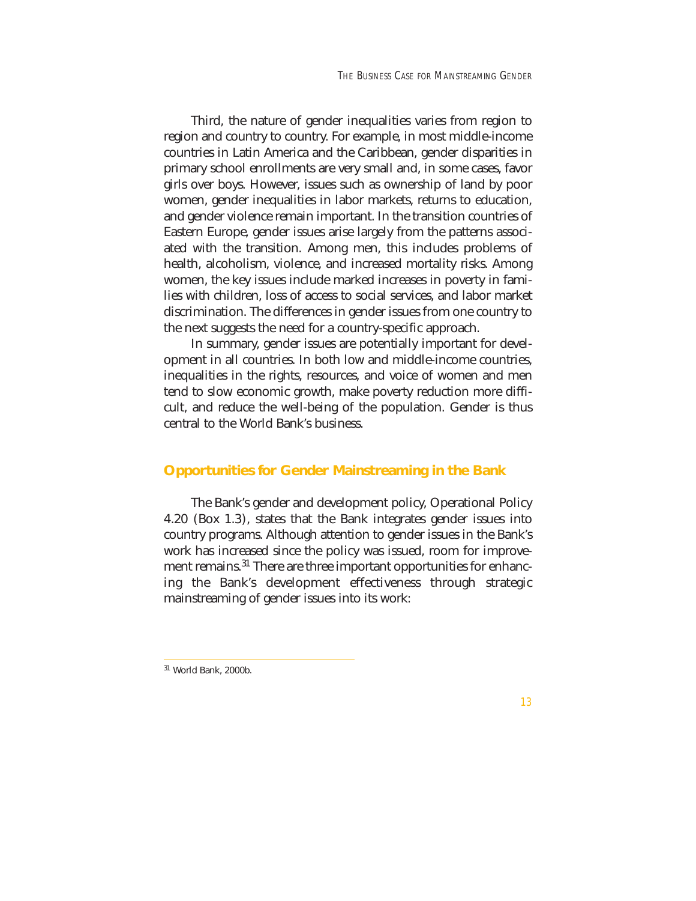Third, the nature of gender inequalities varies from region to region and country to country. For example, in most middle-income countries in Latin America and the Caribbean, gender disparities in primary school enrollments are very small and, in some cases, favor girls over boys. However, issues such as ownership of land by poor women, gender inequalities in labor markets, returns to education, and gender violence remain important. In the transition countries of Eastern Europe, gender issues arise largely from the patterns associated with the transition. Among men, this includes problems of health, alcoholism, violence, and increased mortality risks. Among women, the key issues include marked increases in poverty in families with children, loss of access to social services, and labor market discrimination. The differences in gender issues from one country to the next suggests the need for a country-specific approach.

In summary, gender issues are potentially important for development in all countries. In both low and middle-income countries, inequalities in the rights, resources, and voice of women and men tend to slow economic growth, make poverty reduction more difficult, and reduce the well-being of the population. Gender is thus central to the World Bank's business.

## Opportunities for Gender Mainstreaming in the Bank

The Bank's gender and development policy, Operational Policy 4.20 (Box 1.3), states that the Bank integrates gender issues into country programs. Although attention to gender issues in the Bank's work has increased since the policy was issued, room for improvement remains.[31] There are three important opportunities for enhancing the Bank's development effectiveness through strategic mainstreaming of gender issues into its work:

[31] World Bank, 2000b.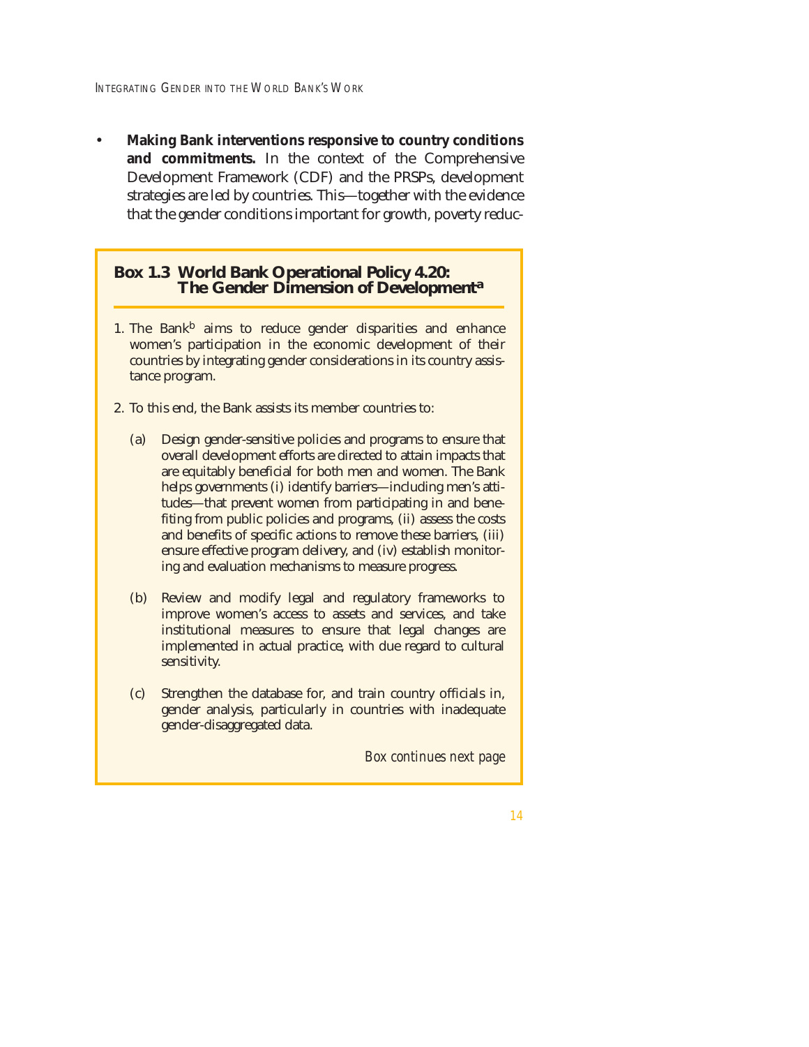- **Making Bank interventions responsive to country conditions and commitments.** In the context of the Comprehensive Development Framework (CDF) and the PRSPs, development strategies are led by countries. This—together with the evidence that the gender conditions important for growth, poverty reduc-

### Box 1.3 World Bank Operational Policy 4.20: The Gender Dimension of Development[a]

1. The Bank[b] aims to reduce gender disparities and enhance women's participation in the economic development of their countries by integrating gender considerations in its country assistance program.

2. To this end, the Bank assists its member countries to:

   (a) Design gender-sensitive policies and programs to ensure that overall development efforts are directed to attain impacts that are equitably beneficial for both men and women. The Bank helps governments (i) identify barriers—including men's attitudes—that prevent women from participating in and benefiting from public policies and programs, (ii) assess the costs and benefits of specific actions to remove these barriers, (iii) ensure effective program delivery, and (iv) establish monitoring and evaluation mechanisms to measure progress.

   (b) Review and modify legal and regulatory frameworks to improve women's access to assets and services, and take institutional measures to ensure that legal changes are implemented in actual practice, with due regard to cultural sensitivity.

   (c) Strengthen the database for, and train country officials in, gender analysis, particularly in countries with inadequate gender-disaggregated data.

*Box continues next page*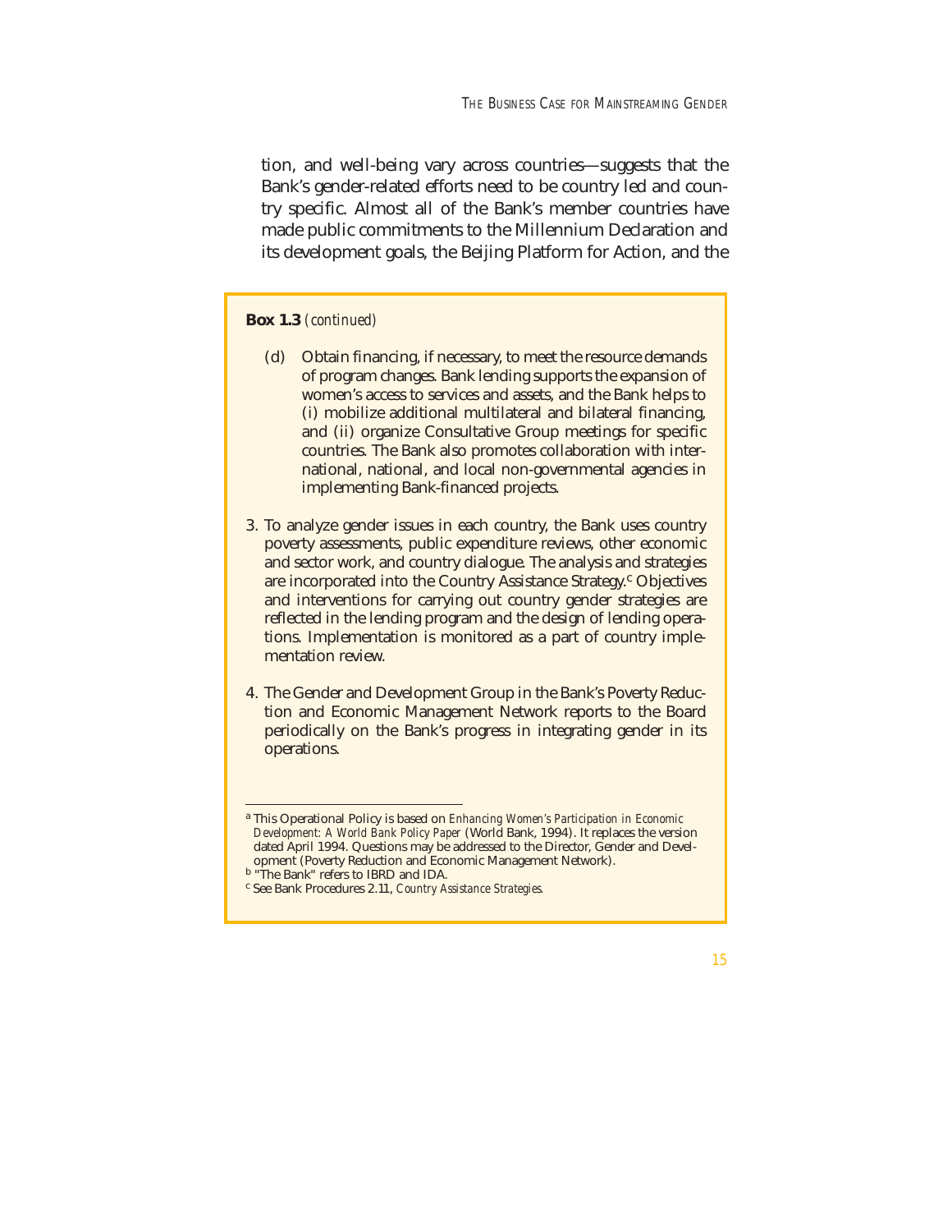tion, and well-being vary across countries—suggests that the Bank's gender-related efforts need to be country led and country specific. Almost all of the Bank's member countries have made public commitments to the Millennium Declaration and its development goals, the Beijing Platform for Action, and the

**Box 1.3** *(continued)*

(d) Obtain financing, if necessary, to meet the resource demands of program changes. Bank lending supports the expansion of women's access to services and assets, and the Bank helps to (i) mobilize additional multilateral and bilateral financing, and (ii) organize Consultative Group meetings for specific countries. The Bank also promotes collaboration with international, national, and local non-governmental agencies in implementing Bank-financed projects.

3. To analyze gender issues in each country, the Bank uses country poverty assessments, public expenditure reviews, other economic and sector work, and country dialogue. The analysis and strategies are incorporated into the Country Assistance Strategy.[c] Objectives and interventions for carrying out country gender strategies are reflected in the lending program and the design of lending operations. Implementation is monitored as a part of country implementation review.

4. The Gender and Development Group in the Bank's Poverty Reduction and Economic Management Network reports to the Board periodically on the Bank's progress in integrating gender in its operations.

---

[a] This Operational Policy is based on *Enhancing Women's Participation in Economic Development: A World Bank Policy Paper* (World Bank, 1994). It replaces the version dated April 1994. Questions may be addressed to the Director, Gender and Development (Poverty Reduction and Economic Management Network).

[b] "The Bank" refers to IBRD and IDA.

[c] See Bank Procedures 2.11, *Country Assistance Strategies.*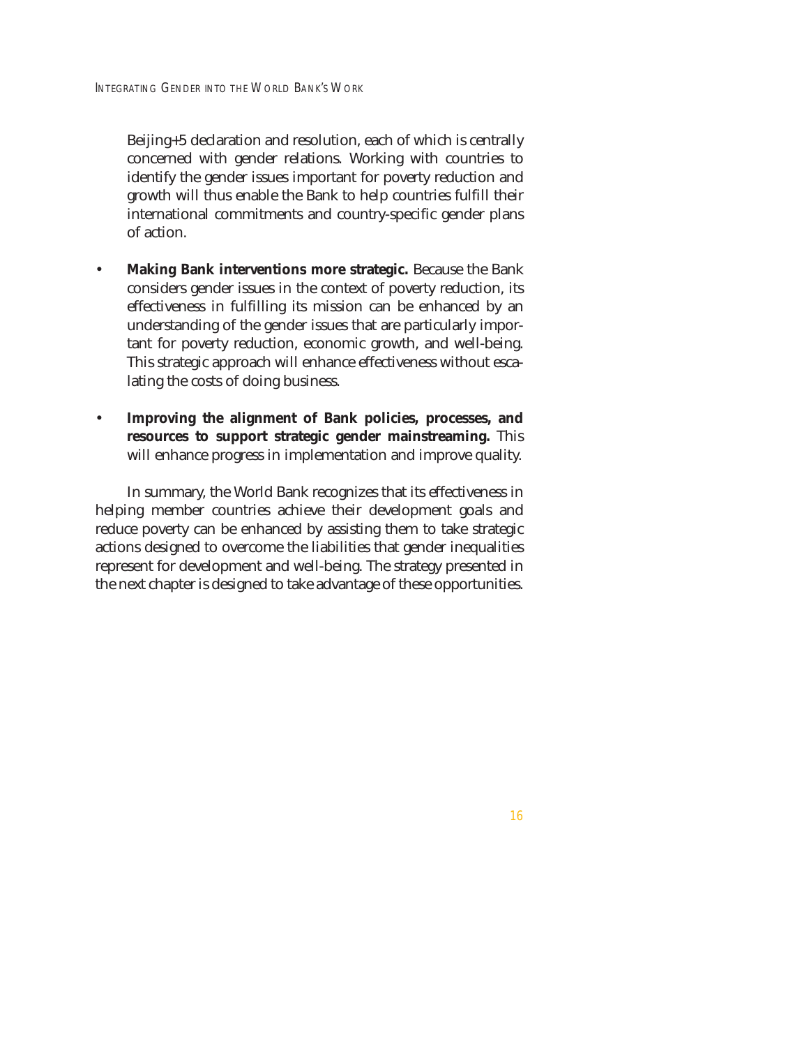Beijing+5 declaration and resolution, each of which is centrally concerned with gender relations. Working with countries to identify the gender issues important for poverty reduction and growth will thus enable the Bank to help countries fulfill their international commitments and country-specific gender plans of action.

- **Making Bank interventions more strategic.** Because the Bank considers gender issues in the context of poverty reduction, its effectiveness in fulfilling its mission can be enhanced by an understanding of the gender issues that are particularly important for poverty reduction, economic growth, and well-being. This strategic approach will enhance effectiveness without escalating the costs of doing business.

- **Improving the alignment of Bank policies, processes, and resources to support strategic gender mainstreaming.** This will enhance progress in implementation and improve quality.

In summary, the World Bank recognizes that its effectiveness in helping member countries achieve their development goals and reduce poverty can be enhanced by assisting them to take strategic actions designed to overcome the liabilities that gender inequalities represent for development and well-being. The strategy presented in the next chapter is designed to take advantage of these opportunities.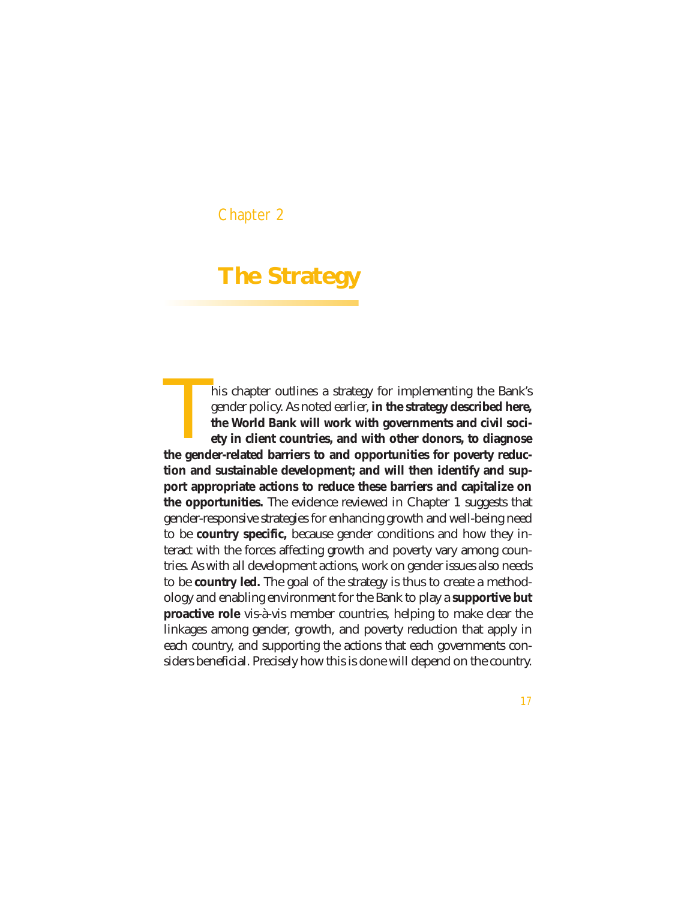Chapter 2

# The Strategy

This chapter outlines a strategy for implementing the Bank's gender policy. As noted earlier, **in the strategy described here, the World Bank will work with governments and civil society in client countries, and with other donors, to diagnose the gender-related barriers to and opportunities for poverty reduction and sustainable development; and will then identify and support appropriate actions to reduce these barriers and capitalize on the opportunities.** The evidence reviewed in Chapter 1 suggests that gender-responsive strategies for enhancing growth and well-being need to be **country specific,** because gender conditions and how they interact with the forces affecting growth and poverty vary among countries. As with all development actions, work on gender issues also needs to be **country led.** The goal of the strategy is thus to create a methodology and enabling environment for the Bank to play a **supportive but proactive role** vis-à-vis member countries, helping to make clear the linkages among gender, growth, and poverty reduction that apply in each country, and supporting the actions that each governments considers beneficial. Precisely how this is done will depend on the country.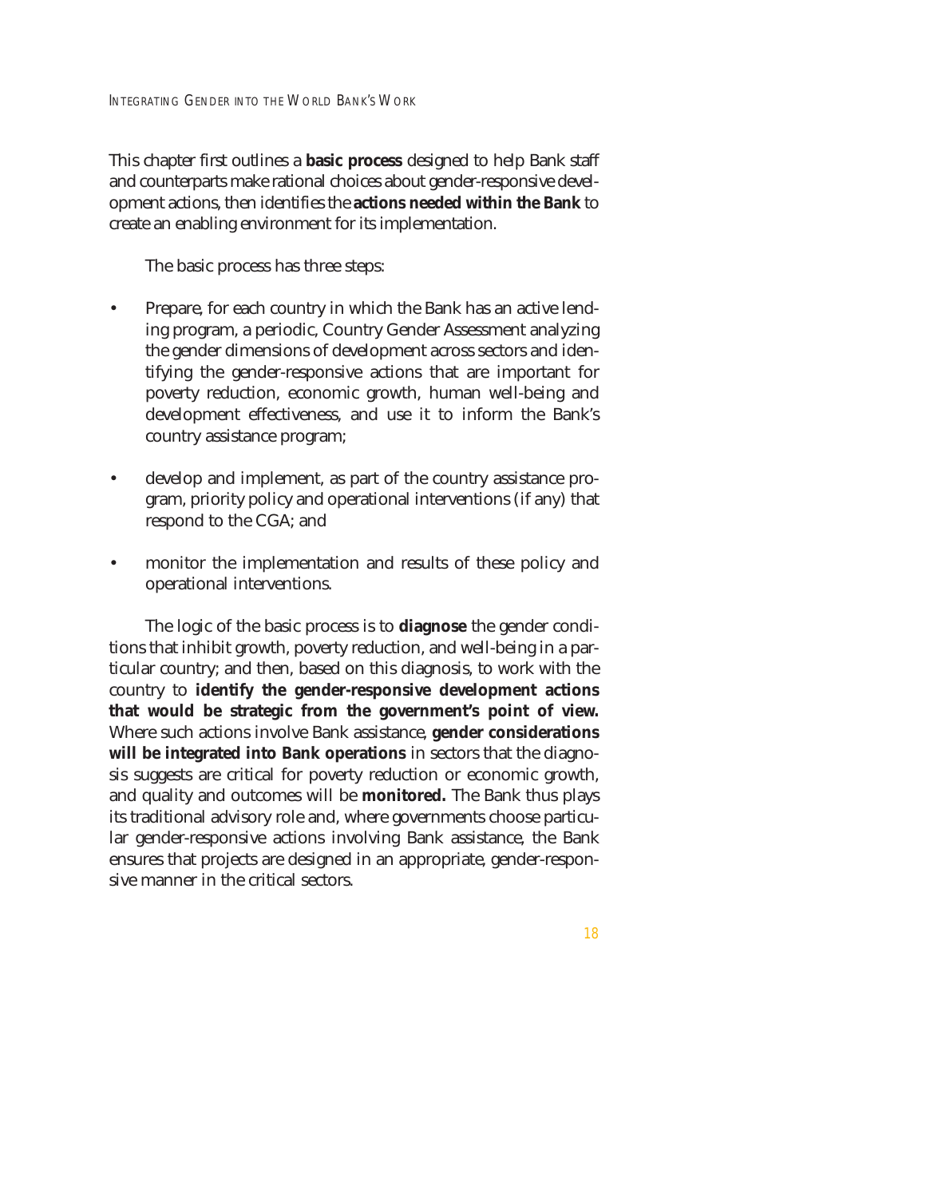This chapter first outlines a **basic process** designed to help Bank staff and counterparts make rational choices about gender-responsive development actions, then identifies the **actions needed within the Bank** to create an enabling environment for its implementation.

The basic process has three steps:

- Prepare, for each country in which the Bank has an active lending program, a periodic, Country Gender Assessment analyzing the gender dimensions of development across sectors and identifying the gender-responsive actions that are important for poverty reduction, economic growth, human well-being and development effectiveness, and use it to inform the Bank's country assistance program;
- develop and implement, as part of the country assistance program, priority policy and operational interventions (if any) that respond to the CGA; and
- monitor the implementation and results of these policy and operational interventions.

The logic of the basic process is to **diagnose** the gender conditions that inhibit growth, poverty reduction, and well-being in a particular country; and then, based on this diagnosis, to work with the country to **identify the gender-responsive development actions that would be strategic from the government's point of view.** Where such actions involve Bank assistance, **gender considerations will be integrated into Bank operations** in sectors that the diagnosis suggests are critical for poverty reduction or economic growth, and quality and outcomes will be **monitored.** The Bank thus plays its traditional advisory role and, where governments choose particular gender-responsive actions involving Bank assistance, the Bank ensures that projects are designed in an appropriate, gender-responsive manner in the critical sectors.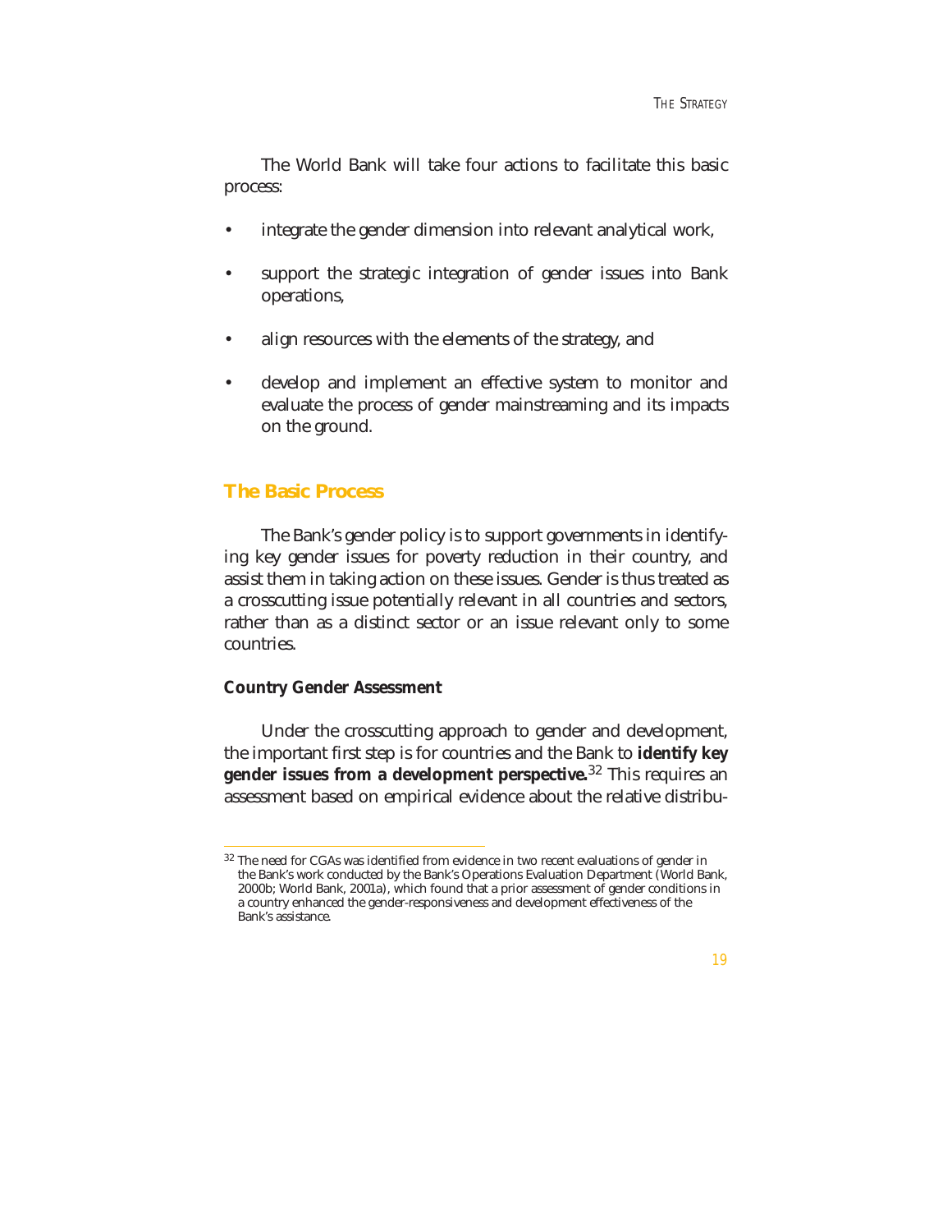The World Bank will take four actions to facilitate this basic process:

- integrate the gender dimension into relevant analytical work,
- support the strategic integration of gender issues into Bank operations,
- align resources with the elements of the strategy, and
- develop and implement an effective system to monitor and evaluate the process of gender mainstreaming and its impacts on the ground.

## The Basic Process

The Bank's gender policy is to support governments in identifying key gender issues for poverty reduction in their country, and assist them in taking action on these issues. Gender is thus treated as a crosscutting issue potentially relevant in all countries and sectors, rather than as a distinct sector or an issue relevant only to some countries.

### Country Gender Assessment

Under the crosscutting approach to gender and development, the important first step is for countries and the Bank to **identify key gender issues from a development perspective.**[32] This requires an assessment based on empirical evidence about the relative distribu-

---

[32] The need for CGAs was identified from evidence in two recent evaluations of gender in the Bank's work conducted by the Bank's Operations Evaluation Department (World Bank, 2000b; World Bank, 2001a), which found that a prior assessment of gender conditions in a country enhanced the gender-responsiveness and development effectiveness of the Bank's assistance.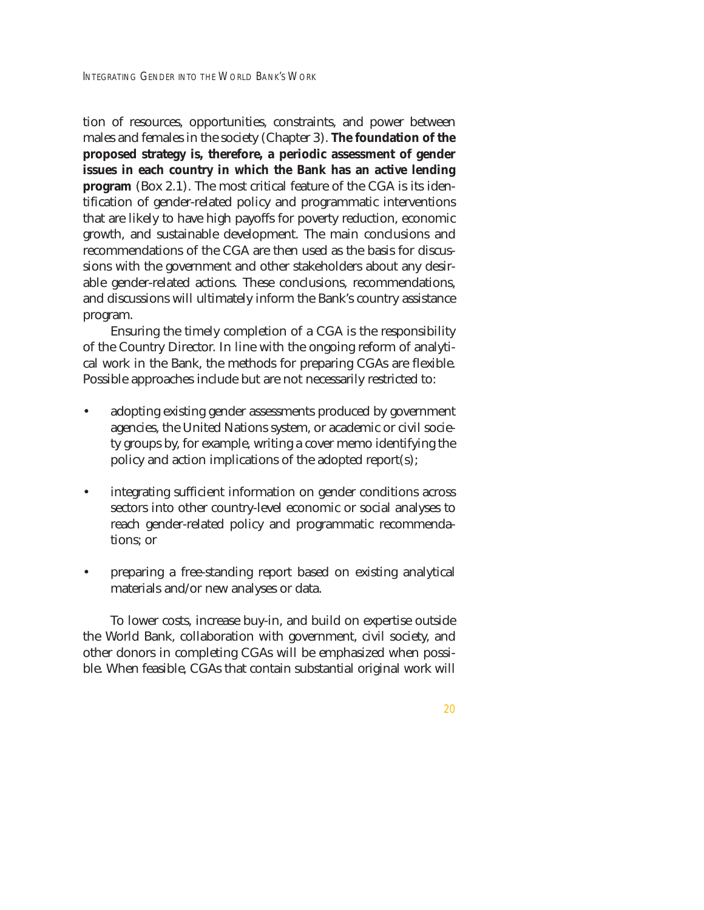tion of resources, opportunities, constraints, and power between males and females in the society (Chapter 3). **The foundation of the proposed strategy is, therefore, a periodic assessment of gender issues in each country in which the Bank has an active lending program** (Box 2.1). The most critical feature of the CGA is its identification of gender-related policy and programmatic interventions that are likely to have high payoffs for poverty reduction, economic growth, and sustainable development. The main conclusions and recommendations of the CGA are then used as the basis for discussions with the government and other stakeholders about any desirable gender-related actions. These conclusions, recommendations, and discussions will ultimately inform the Bank's country assistance program.

Ensuring the timely completion of a CGA is the responsibility of the Country Director. In line with the ongoing reform of analytical work in the Bank, the methods for preparing CGAs are flexible. Possible approaches include but are not necessarily restricted to:

- adopting existing gender assessments produced by government agencies, the United Nations system, or academic or civil society groups by, for example, writing a cover memo identifying the policy and action implications of the adopted report(s);
- integrating sufficient information on gender conditions across sectors into other country-level economic or social analyses to reach gender-related policy and programmatic recommendations; or
- preparing a free-standing report based on existing analytical materials and/or new analyses or data.

To lower costs, increase buy-in, and build on expertise outside the World Bank, collaboration with government, civil society, and other donors in completing CGAs will be emphasized when possible. When feasible, CGAs that contain substantial original work will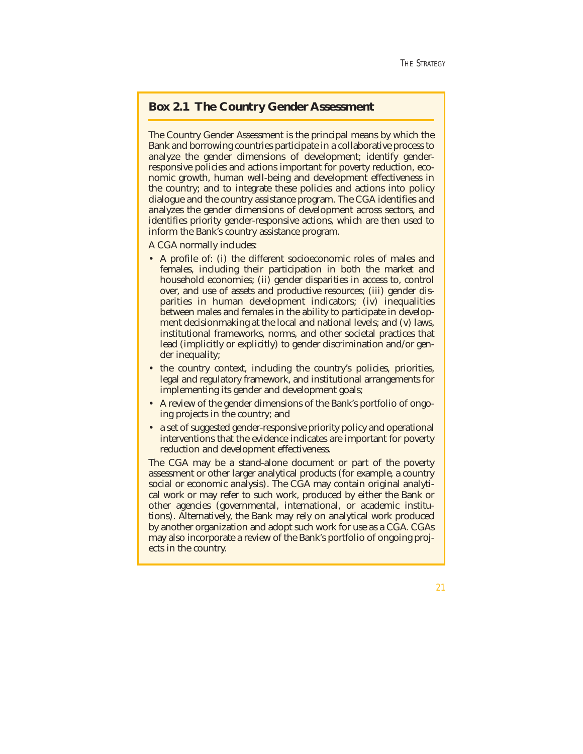## Box 2.1 The Country Gender Assessment

The Country Gender Assessment is the principal means by which the Bank and borrowing countries participate in a collaborative process to analyze the gender dimensions of development; identify gender-responsive policies and actions important for poverty reduction, economic growth, human well-being and development effectiveness in the country; and to integrate these policies and actions into policy dialogue and the country assistance program. The CGA identifies and analyzes the gender dimensions of development across sectors, and identifies priority gender-responsive actions, which are then used to inform the Bank's country assistance program.

A CGA normally includes:

- A profile of: (i) the different socioeconomic roles of males and females, including their participation in both the market and household economies; (ii) gender disparities in access to, control over, and use of assets and productive resources; (iii) gender disparities in human development indicators; (iv) inequalities between males and females in the ability to participate in development decisionmaking at the local and national levels; and (v) laws, institutional frameworks, norms, and other societal practices that lead (implicitly or explicitly) to gender discrimination and/or gender inequality;
- the country context, including the country's policies, priorities, legal and regulatory framework, and institutional arrangements for implementing its gender and development goals;
- A review of the gender dimensions of the Bank's portfolio of ongoing projects in the country; and
- a set of suggested gender-responsive priority policy and operational interventions that the evidence indicates are important for poverty reduction and development effectiveness.

The CGA may be a stand-alone document or part of the poverty assessment or other larger analytical products (for example, a country social or economic analysis). The CGA may contain original analytical work or may refer to such work, produced by either the Bank or other agencies (governmental, international, or academic institutions). Alternatively, the Bank may rely on analytical work produced by another organization and adopt such work for use as a CGA. CGAs may also incorporate a review of the Bank's portfolio of ongoing projects in the country.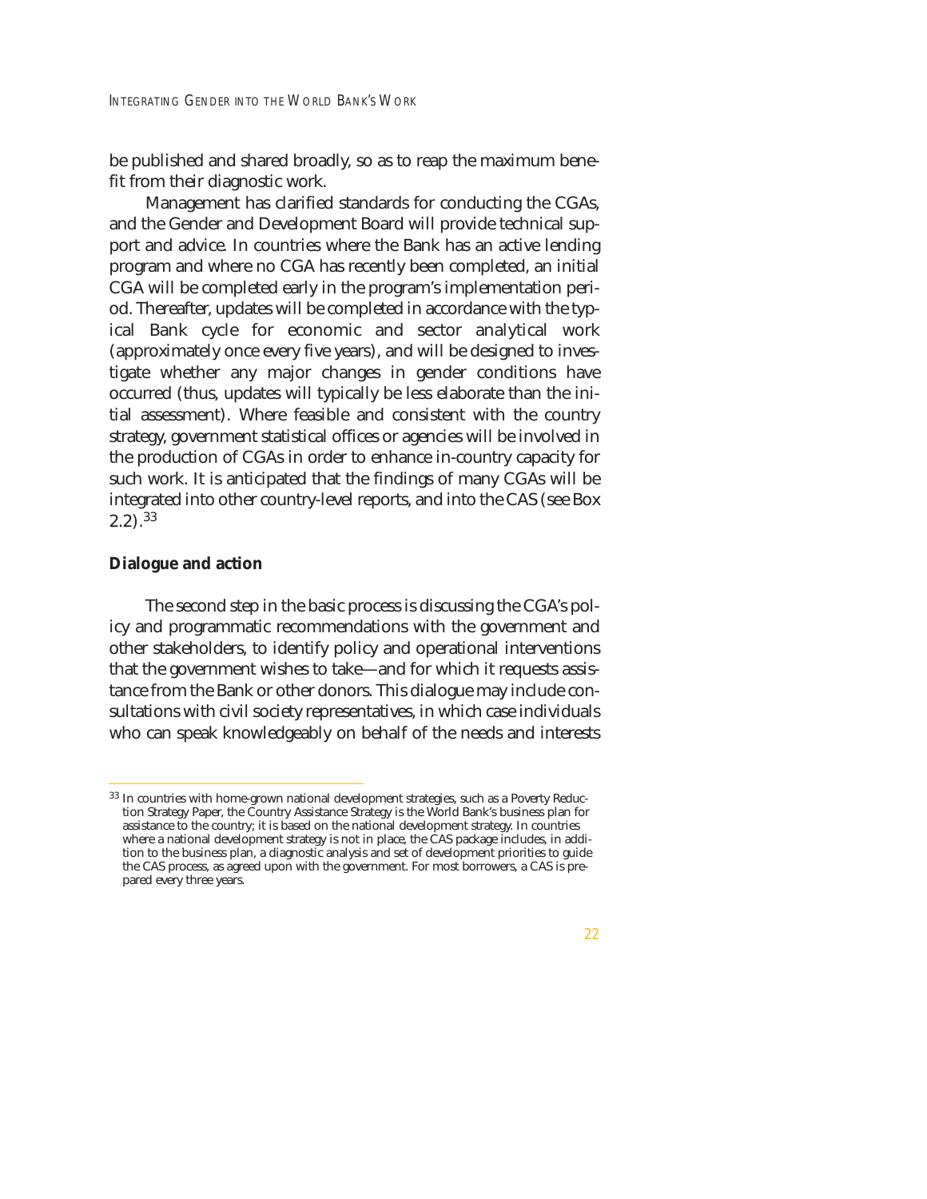be published and shared broadly, so as to reap the maximum benefit from their diagnostic work.

Management has clarified standards for conducting the CGAs, and the Gender and Development Board will provide technical support and advice. In countries where the Bank has an active lending program and where no CGA has recently been completed, an initial CGA will be completed early in the program's implementation period. Thereafter, updates will be completed in accordance with the typical Bank cycle for economic and sector analytical work (approximately once every five years), and will be designed to investigate whether any major changes in gender conditions have occurred (thus, updates will typically be less elaborate than the initial assessment). Where feasible and consistent with the country strategy, government statistical offices or agencies will be involved in the production of CGAs in order to enhance in-country capacity for such work. It is anticipated that the findings of many CGAs will be integrated into other country-level reports, and into the CAS (see Box 2.2).[33]

**Dialogue and action**

The second step in the basic process is discussing the CGA's policy and programmatic recommendations with the government and other stakeholders, to identify policy and operational interventions that the government wishes to take—and for which it requests assistance from the Bank or other donors. This dialogue may include consultations with civil society representatives, in which case individuals who can speak knowledgeably on behalf of the needs and interests

[33] In countries with home-grown national development strategies, such as a Poverty Reduction Strategy Paper, the Country Assistance Strategy is the World Bank's business plan for assistance to the country; it is based on the national development strategy. In countries where a national development strategy is not in place, the CAS package includes, in addition to the business plan, a diagnostic analysis and set of development priorities to guide the CAS process, as agreed upon with the government. For most borrowers, a CAS is prepared every three years.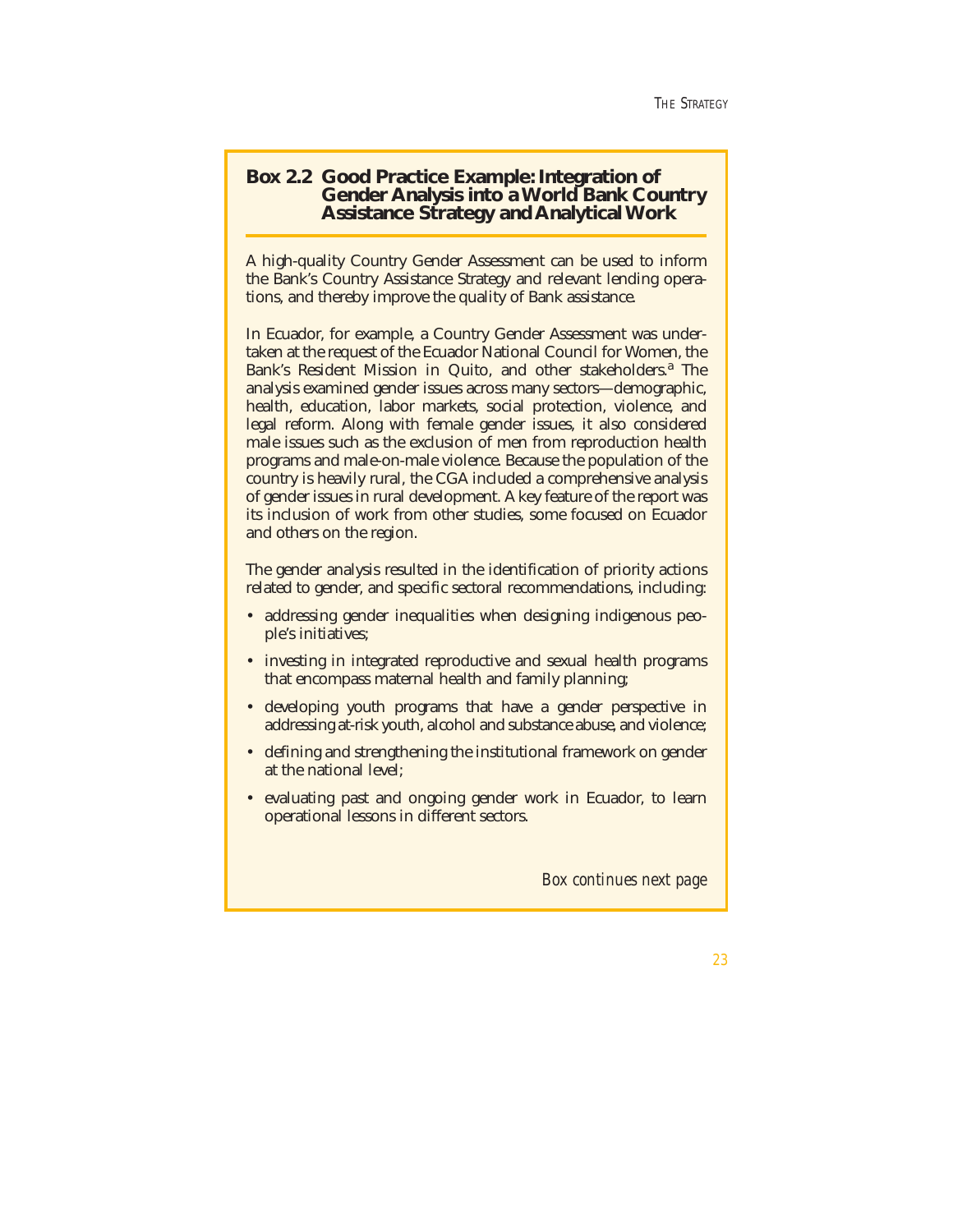### Box 2.2 Good Practice Example: Integration of Gender Analysis into a World Bank Country Assistance Strategy and Analytical Work

A high-quality Country Gender Assessment can be used to inform the Bank's Country Assistance Strategy and relevant lending operations, and thereby improve the quality of Bank assistance.

In Ecuador, for example, a Country Gender Assessment was undertaken at the request of the Ecuador National Council for Women, the Bank's Resident Mission in Quito, and other stakeholders.[a] The analysis examined gender issues across many sectors—demographic, health, education, labor markets, social protection, violence, and legal reform. Along with female gender issues, it also considered male issues such as the exclusion of men from reproduction health programs and male-on-male violence. Because the population of the country is heavily rural, the CGA included a comprehensive analysis of gender issues in rural development. A key feature of the report was its inclusion of work from other studies, some focused on Ecuador and others on the region.

The gender analysis resulted in the identification of priority actions related to gender, and specific sectoral recommendations, including:

- addressing gender inequalities when designing indigenous people's initiatives;
- investing in integrated reproductive and sexual health programs that encompass maternal health and family planning;
- developing youth programs that have a gender perspective in addressing at-risk youth, alcohol and substance abuse, and violence;
- defining and strengthening the institutional framework on gender at the national level;
- evaluating past and ongoing gender work in Ecuador, to learn operational lessons in different sectors.

*Box continues next page*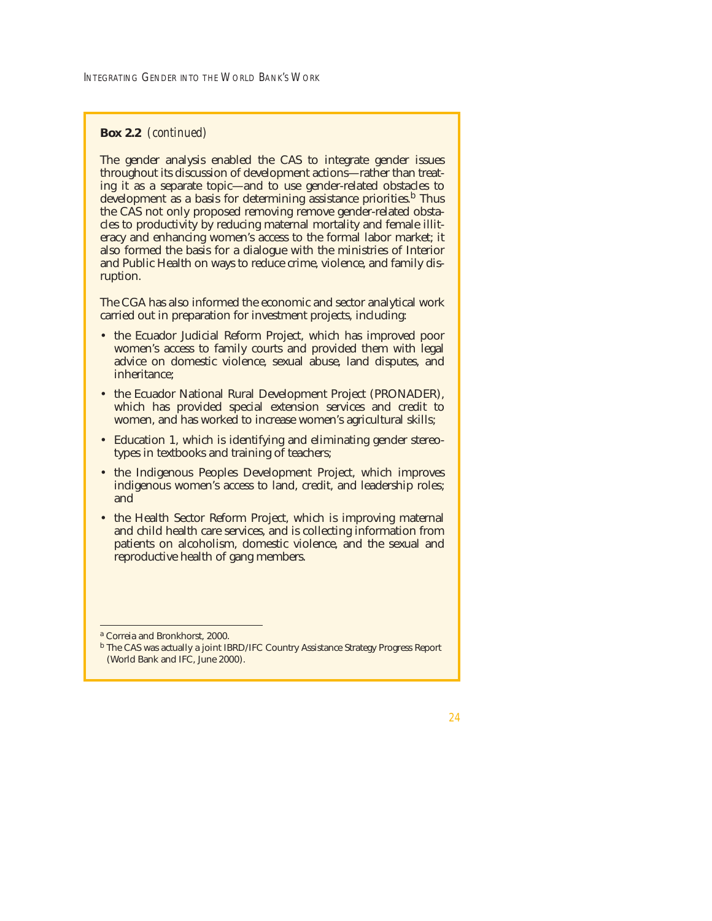**Box 2.2** *(continued)*

The gender analysis enabled the CAS to integrate gender issues throughout its discussion of development actions—rather than treating it as a separate topic—and to use gender-related obstacles to development as a basis for determining assistance priorities.[b] Thus the CAS not only proposed removing remove gender-related obstacles to productivity by reducing maternal mortality and female illiteracy and enhancing women's access to the formal labor market; it also formed the basis for a dialogue with the ministries of Interior and Public Health on ways to reduce crime, violence, and family disruption.

The CGA has also informed the economic and sector analytical work carried out in preparation for investment projects, including:

- the Ecuador Judicial Reform Project, which has improved poor women's access to family courts and provided them with legal advice on domestic violence, sexual abuse, land disputes, and inheritance;
- the Ecuador National Rural Development Project (PRONADER), which has provided special extension services and credit to women, and has worked to increase women's agricultural skills;
- Education 1, which is identifying and eliminating gender stereotypes in textbooks and training of teachers;
- the Indigenous Peoples Development Project, which improves indigenous women's access to land, credit, and leadership roles; and
- the Health Sector Reform Project, which is improving maternal and child health care services, and is collecting information from patients on alcoholism, domestic violence, and the sexual and reproductive health of gang members.

---

[a] Correia and Bronkhorst, 2000.

[b] The CAS was actually a joint IBRD/IFC Country Assistance Strategy Progress Report (World Bank and IFC, June 2000).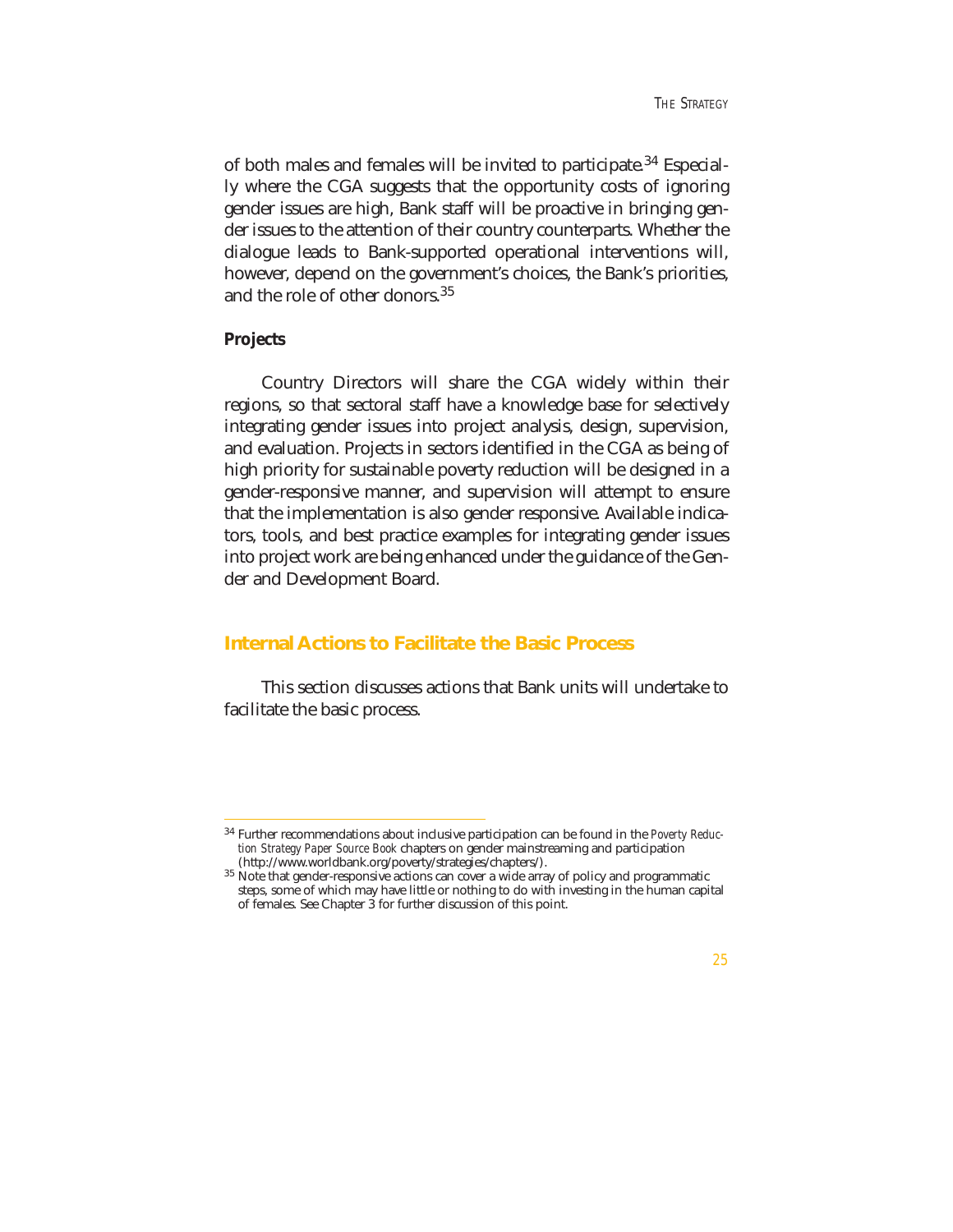of both males and females will be invited to participate.[34] Especially where the CGA suggests that the opportunity costs of ignoring gender issues are high, Bank staff will be proactive in bringing gender issues to the attention of their country counterparts. Whether the dialogue leads to Bank-supported operational interventions will, however, depend on the government's choices, the Bank's priorities, and the role of other donors.[35]

### Projects

Country Directors will share the CGA widely within their regions, so that sectoral staff have a knowledge base for selectively integrating gender issues into project analysis, design, supervision, and evaluation. Projects in sectors identified in the CGA as being of high priority for sustainable poverty reduction will be designed in a gender-responsive manner, and supervision will attempt to ensure that the implementation is also gender responsive. Available indicators, tools, and best practice examples for integrating gender issues into project work are being enhanced under the guidance of the Gender and Development Board.

## Internal Actions to Facilitate the Basic Process

This section discusses actions that Bank units will undertake to facilitate the basic process.

---

[34] Further recommendations about inclusive participation can be found in the *Poverty Reduction Strategy Paper Source Book* chapters on gender mainstreaming and participation (http://www.worldbank.org/poverty/strategies/chapters/).

[35] Note that gender-responsive actions can cover a wide array of policy and programmatic steps, some of which may have little or nothing to do with investing in the human capital of females. See Chapter 3 for further discussion of this point.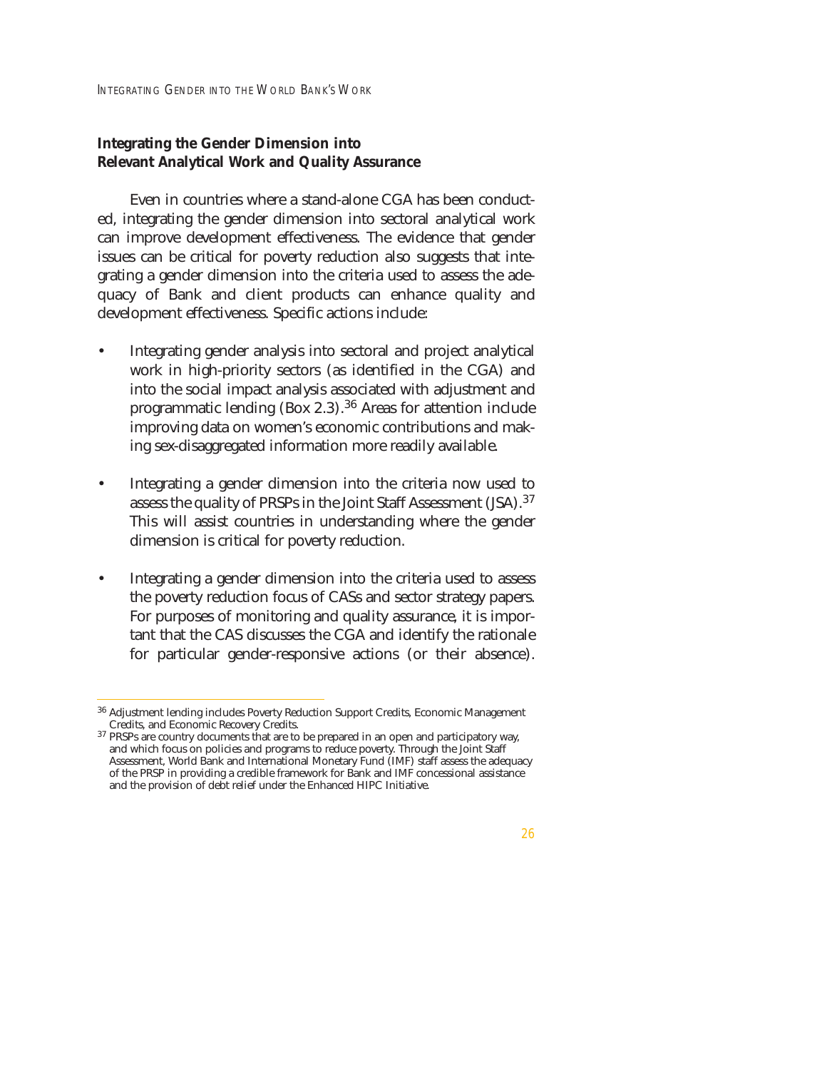## Integrating the Gender Dimension into Relevant Analytical Work and Quality Assurance

Even in countries where a stand-alone CGA has been conducted, integrating the gender dimension into sectoral analytical work can improve development effectiveness. The evidence that gender issues can be critical for poverty reduction also suggests that integrating a gender dimension into the criteria used to assess the adequacy of Bank and client products can enhance quality and development effectiveness. Specific actions include:

- Integrating gender analysis into sectoral and project analytical work in high-priority sectors (as identified in the CGA) and into the social impact analysis associated with adjustment and programmatic lending (Box 2.3).[36] Areas for attention include improving data on women's economic contributions and making sex-disaggregated information more readily available.

- Integrating a gender dimension into the criteria now used to assess the quality of PRSPs in the Joint Staff Assessment (JSA).[37] This will assist countries in understanding where the gender dimension is critical for poverty reduction.

- Integrating a gender dimension into the criteria used to assess the poverty reduction focus of CASs and sector strategy papers. For purposes of monitoring and quality assurance, it is important that the CAS discusses the CGA and identify the rationale for particular gender-responsive actions (or their absence).

---

[36] Adjustment lending includes Poverty Reduction Support Credits, Economic Management Credits, and Economic Recovery Credits.

[37] PRSPs are country documents that are to be prepared in an open and participatory way, and which focus on policies and programs to reduce poverty. Through the Joint Staff Assessment, World Bank and International Monetary Fund (IMF) staff assess the adequacy of the PRSP in providing a credible framework for Bank and IMF concessional assistance and the provision of debt relief under the Enhanced HIPC Initiative.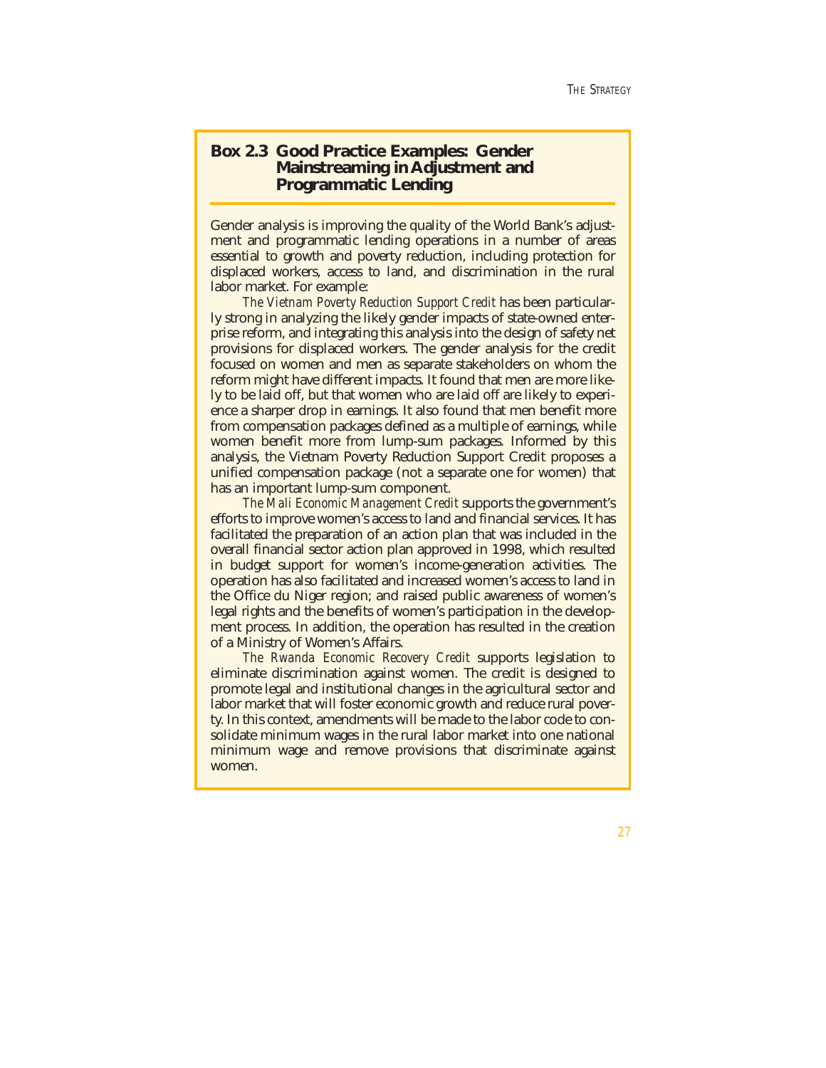### Box 2.3 Good Practice Examples: Gender Mainstreaming in Adjustment and Programmatic Lending

Gender analysis is improving the quality of the World Bank's adjustment and programmatic lending operations in a number of areas essential to growth and poverty reduction, including protection for displaced workers, access to land, and discrimination in the rural labor market. For example:

*The Vietnam Poverty Reduction Support Credit* has been particularly strong in analyzing the likely gender impacts of state-owned enterprise reform, and integrating this analysis into the design of safety net provisions for displaced workers. The gender analysis for the credit focused on women and men as separate stakeholders on whom the reform might have different impacts. It found that men are more likely to be laid off, but that women who are laid off are likely to experience a sharper drop in earnings. It also found that men benefit more from compensation packages defined as a multiple of earnings, while women benefit more from lump-sum packages. Informed by this analysis, the Vietnam Poverty Reduction Support Credit proposes a unified compensation package (not a separate one for women) that has an important lump-sum component.

*The Mali Economic Management Credit* supports the government's efforts to improve women's access to land and financial services. It has facilitated the preparation of an action plan that was included in the overall financial sector action plan approved in 1998, which resulted in budget support for women's income-generation activities. The operation has also facilitated and increased women's access to land in the Office du Niger region; and raised public awareness of women's legal rights and the benefits of women's participation in the development process. In addition, the operation has resulted in the creation of a Ministry of Women's Affairs.

*The Rwanda Economic Recovery Credit* supports legislation to eliminate discrimination against women. The credit is designed to promote legal and institutional changes in the agricultural sector and labor market that will foster economic growth and reduce rural poverty. In this context, amendments will be made to the labor code to consolidate minimum wages in the rural labor market into one national minimum wage and remove provisions that discriminate against women.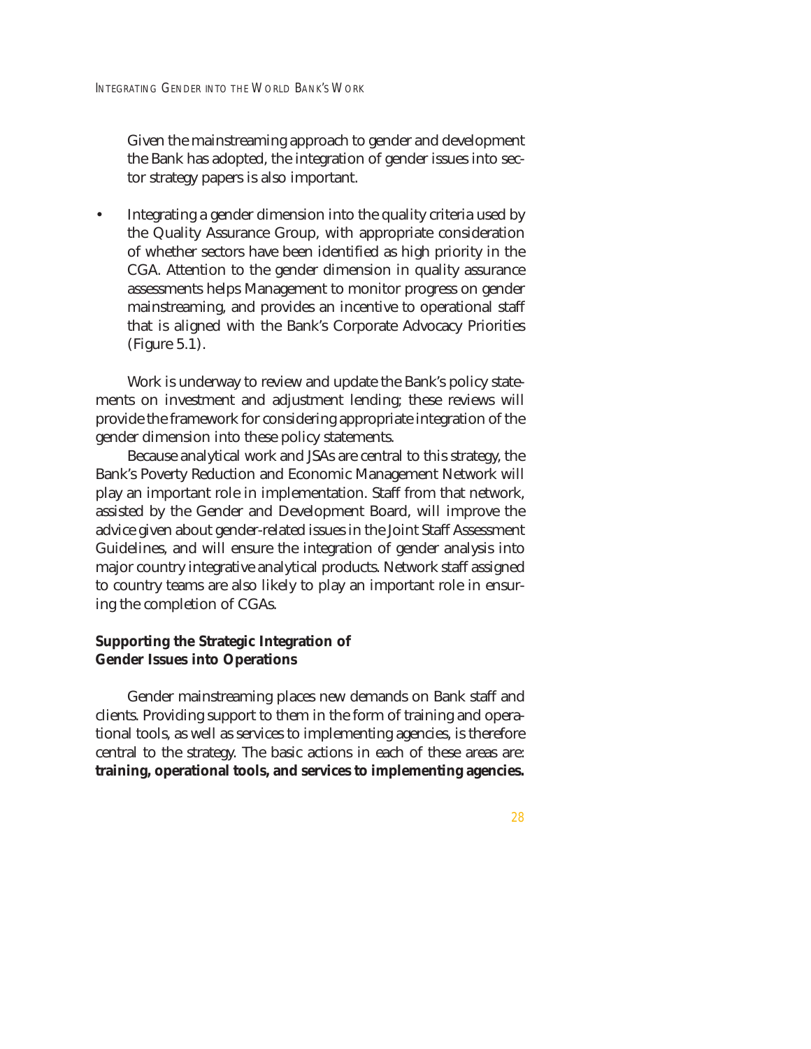Given the mainstreaming approach to gender and development the Bank has adopted, the integration of gender issues into sector strategy papers is also important.

- Integrating a gender dimension into the quality criteria used by the Quality Assurance Group, with appropriate consideration of whether sectors have been identified as high priority in the CGA. Attention to the gender dimension in quality assurance assessments helps Management to monitor progress on gender mainstreaming, and provides an incentive to operational staff that is aligned with the Bank's Corporate Advocacy Priorities (Figure 5.1).

Work is underway to review and update the Bank's policy statements on investment and adjustment lending; these reviews will provide the framework for considering appropriate integration of the gender dimension into these policy statements.

Because analytical work and JSAs are central to this strategy, the Bank's Poverty Reduction and Economic Management Network will play an important role in implementation. Staff from that network, assisted by the Gender and Development Board, will improve the advice given about gender-related issues in the Joint Staff Assessment Guidelines, and will ensure the integration of gender analysis into major country integrative analytical products. Network staff assigned to country teams are also likely to play an important role in ensuring the completion of CGAs.

### Supporting the Strategic Integration of Gender Issues into Operations

Gender mainstreaming places new demands on Bank staff and clients. Providing support to them in the form of training and operational tools, as well as services to implementing agencies, is therefore central to the strategy. The basic actions in each of these areas are: **training, operational tools, and services to implementing agencies.**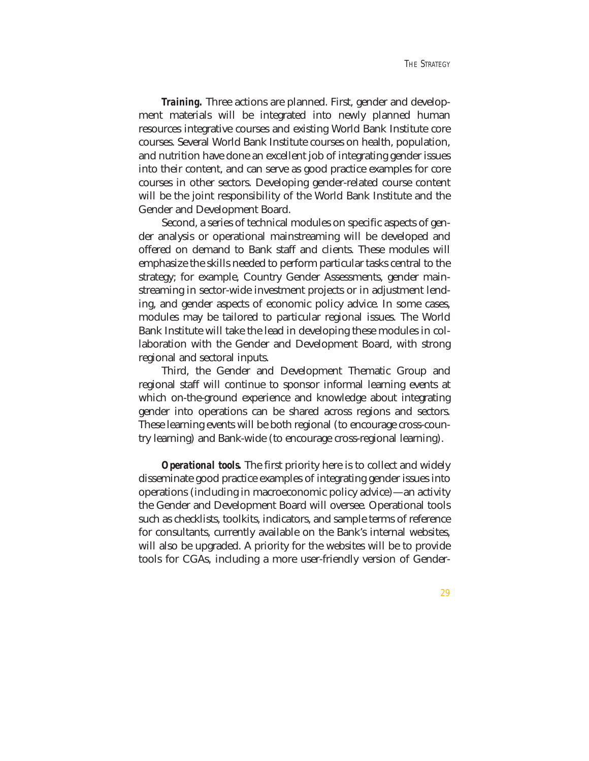***Training.*** Three actions are planned. First, gender and development materials will be integrated into newly planned human resources integrative courses and existing World Bank Institute core courses. Several World Bank Institute courses on health, population, and nutrition have done an excellent job of integrating gender issues into their content, and can serve as good practice examples for core courses in other sectors. Developing gender-related course content will be the joint responsibility of the World Bank Institute and the Gender and Development Board.

Second, a series of technical modules on specific aspects of gender analysis or operational mainstreaming will be developed and offered on demand to Bank staff and clients. These modules will emphasize the skills needed to perform particular tasks central to the strategy; for example, Country Gender Assessments, gender mainstreaming in sector-wide investment projects or in adjustment lending, and gender aspects of economic policy advice. In some cases, modules may be tailored to particular regional issues. The World Bank Institute will take the lead in developing these modules in collaboration with the Gender and Development Board, with strong regional and sectoral inputs.

Third, the Gender and Development Thematic Group and regional staff will continue to sponsor informal learning events at which on-the-ground experience and knowledge about integrating gender into operations can be shared across regions and sectors. These learning events will be both regional (to encourage cross-country learning) and Bank-wide (to encourage cross-regional learning).

***Operational tools.*** The first priority here is to collect and widely disseminate good practice examples of integrating gender issues into operations (including in macroeconomic policy advice)—an activity the Gender and Development Board will oversee. Operational tools such as checklists, toolkits, indicators, and sample terms of reference for consultants, currently available on the Bank's internal websites, will also be upgraded. A priority for the websites will be to provide tools for CGAs, including a more user-friendly version of Gender-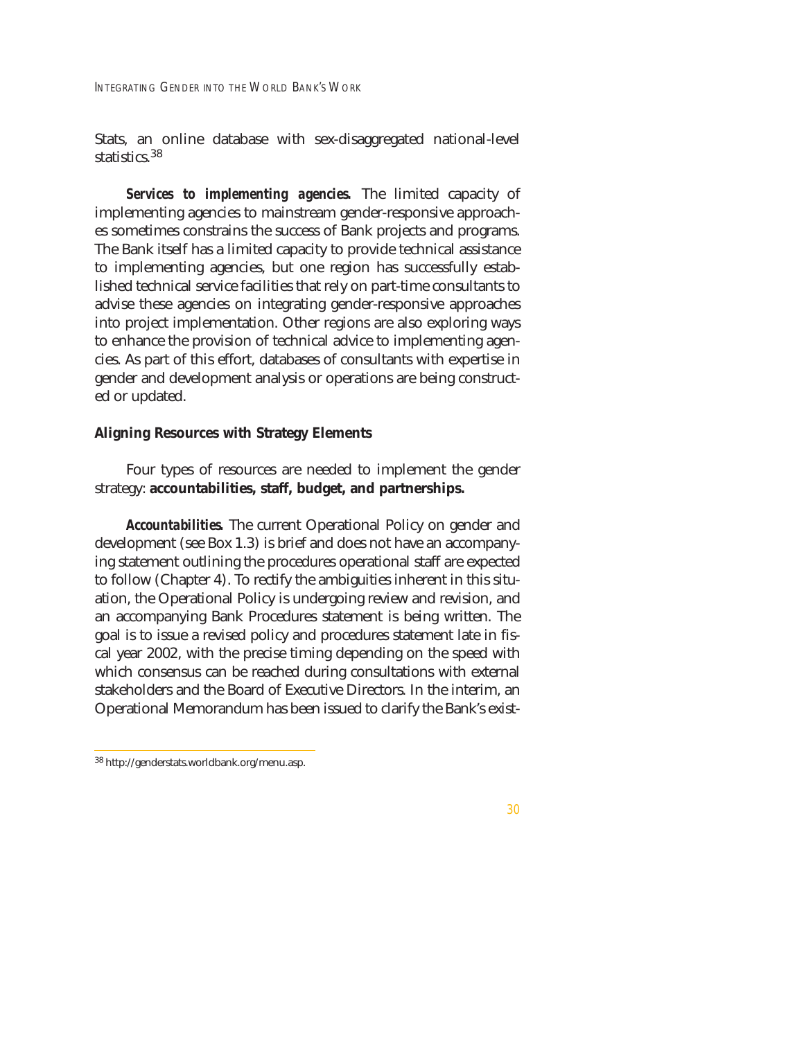Stats, an online database with sex-disaggregated national-level statistics.[38]

***Services to implementing agencies.*** The limited capacity of implementing agencies to mainstream gender-responsive approaches sometimes constrains the success of Bank projects and programs. The Bank itself has a limited capacity to provide technical assistance to implementing agencies, but one region has successfully established technical service facilities that rely on part-time consultants to advise these agencies on integrating gender-responsive approaches into project implementation. Other regions are also exploring ways to enhance the provision of technical advice to implementing agencies. As part of this effort, databases of consultants with expertise in gender and development analysis or operations are being constructed or updated.

**Aligning Resources with Strategy Elements**

Four types of resources are needed to implement the gender strategy: **accountabilities, staff, budget, and partnerships.**

***Accountabilities.*** The current Operational Policy on gender and development (see Box 1.3) is brief and does not have an accompanying statement outlining the procedures operational staff are expected to follow (Chapter 4). To rectify the ambiguities inherent in this situation, the Operational Policy is undergoing review and revision, and an accompanying Bank Procedures statement is being written. The goal is to issue a revised policy and procedures statement late in fiscal year 2002, with the precise timing depending on the speed with which consensus can be reached during consultations with external stakeholders and the Board of Executive Directors. In the interim, an Operational Memorandum has been issued to clarify the Bank's exist-

[38] http://genderstats.worldbank.org/menu.asp.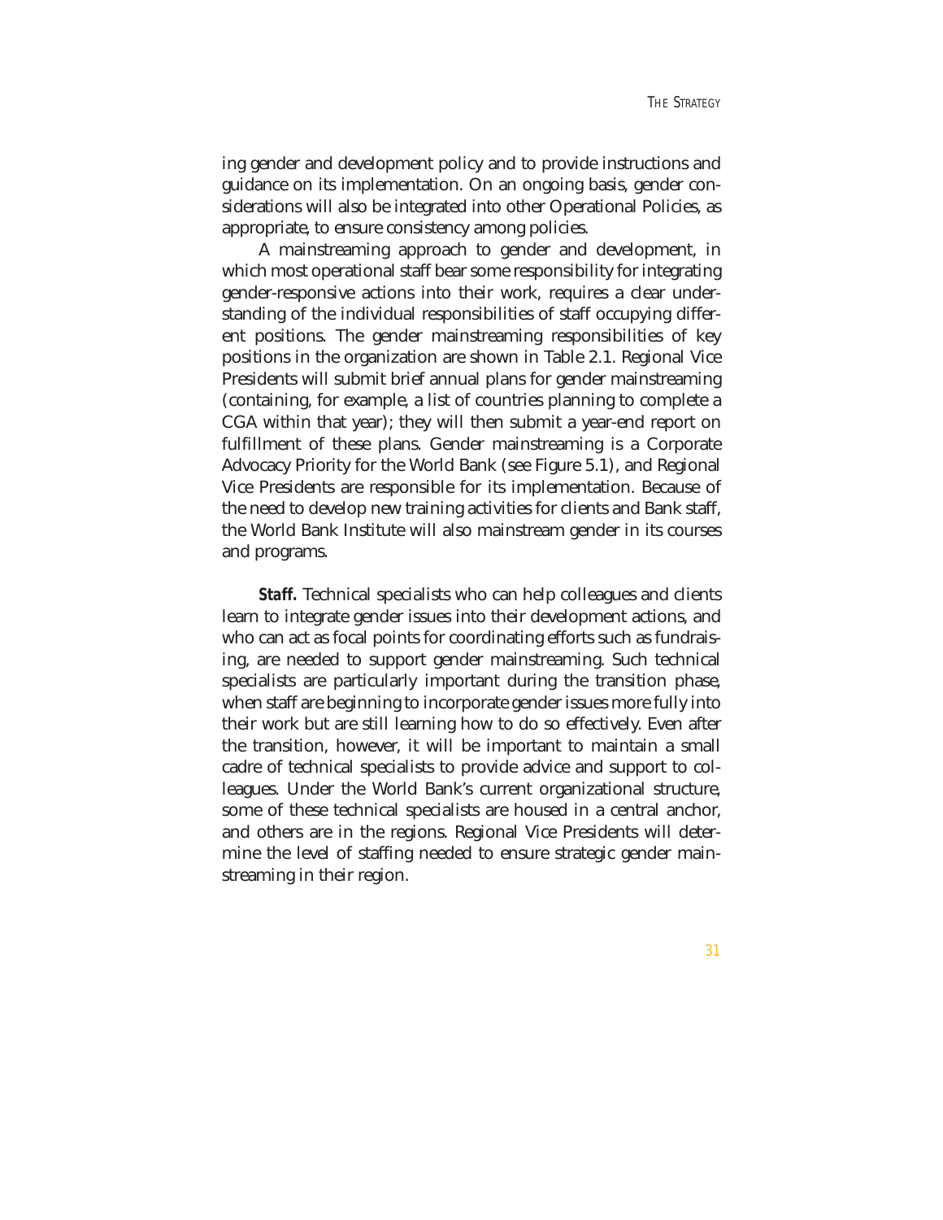ing gender and development policy and to provide instructions and guidance on its implementation. On an ongoing basis, gender considerations will also be integrated into other Operational Policies, as appropriate, to ensure consistency among policies.

A mainstreaming approach to gender and development, in which most operational staff bear some responsibility for integrating gender-responsive actions into their work, requires a clear understanding of the individual responsibilities of staff occupying different positions. The gender mainstreaming responsibilities of key positions in the organization are shown in Table 2.1. Regional Vice Presidents will submit brief annual plans for gender mainstreaming (containing, for example, a list of countries planning to complete a CGA within that year); they will then submit a year-end report on fulfillment of these plans. Gender mainstreaming is a Corporate Advocacy Priority for the World Bank (see Figure 5.1), and Regional Vice Presidents are responsible for its implementation. Because of the need to develop new training activities for clients and Bank staff, the World Bank Institute will also mainstream gender in its courses and programs.

**Staff.** Technical specialists who can help colleagues and clients learn to integrate gender issues into their development actions, and who can act as focal points for coordinating efforts such as fundraising, are needed to support gender mainstreaming. Such technical specialists are particularly important during the transition phase, when staff are beginning to incorporate gender issues more fully into their work but are still learning how to do so effectively. Even after the transition, however, it will be important to maintain a small cadre of technical specialists to provide advice and support to colleagues. Under the World Bank's current organizational structure, some of these technical specialists are housed in a central anchor, and others are in the regions. Regional Vice Presidents will determine the level of staffing needed to ensure strategic gender mainstreaming in their region.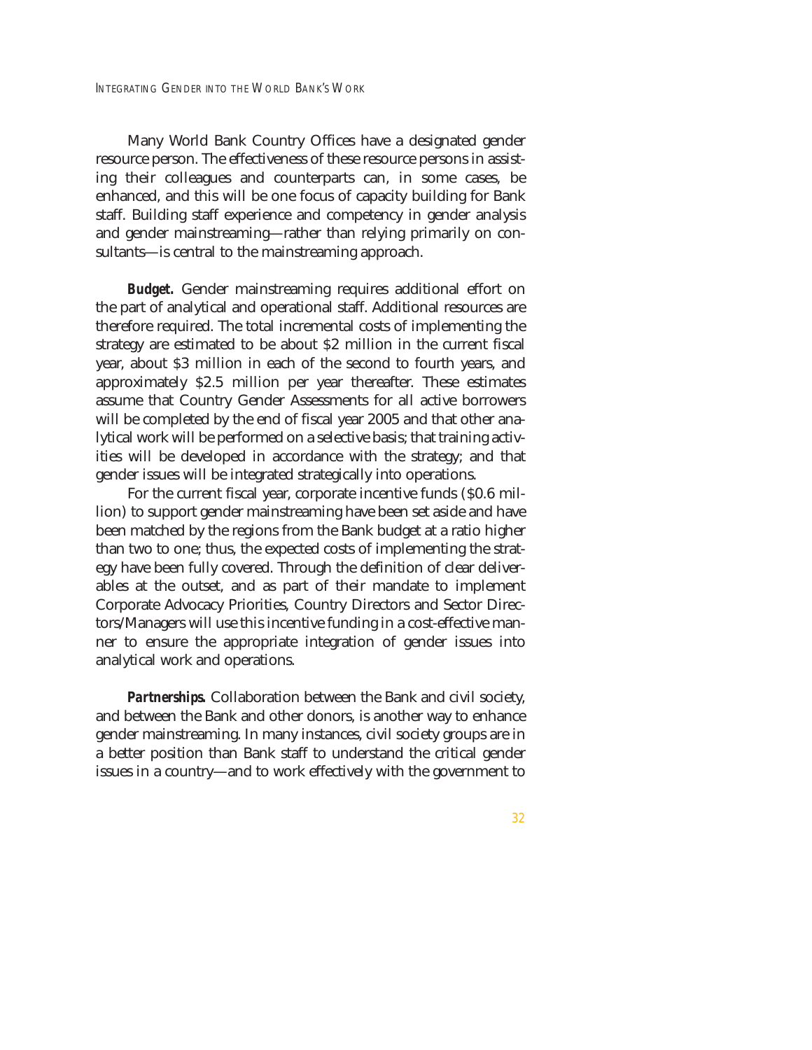Many World Bank Country Offices have a designated gender resource person. The effectiveness of these resource persons in assisting their colleagues and counterparts can, in some cases, be enhanced, and this will be one focus of capacity building for Bank staff. Building staff experience and competency in gender analysis and gender mainstreaming—rather than relying primarily on consultants—is central to the mainstreaming approach.

***Budget.*** Gender mainstreaming requires additional effort on the part of analytical and operational staff. Additional resources are therefore required. The total incremental costs of implementing the strategy are estimated to be about $2 million in the current fiscal year, about $3 million in each of the second to fourth years, and approximately $2.5 million per year thereafter. These estimates assume that Country Gender Assessments for all active borrowers will be completed by the end of fiscal year 2005 and that other analytical work will be performed on a selective basis; that training activities will be developed in accordance with the strategy; and that gender issues will be integrated strategically into operations.

For the current fiscal year, corporate incentive funds ($0.6 million) to support gender mainstreaming have been set aside and have been matched by the regions from the Bank budget at a ratio higher than two to one; thus, the expected costs of implementing the strategy have been fully covered. Through the definition of clear deliverables at the outset, and as part of their mandate to implement Corporate Advocacy Priorities, Country Directors and Sector Directors/Managers will use this incentive funding in a cost-effective manner to ensure the appropriate integration of gender issues into analytical work and operations.

***Partnerships.*** Collaboration between the Bank and civil society, and between the Bank and other donors, is another way to enhance gender mainstreaming. In many instances, civil society groups are in a better position than Bank staff to understand the critical gender issues in a country—and to work effectively with the government to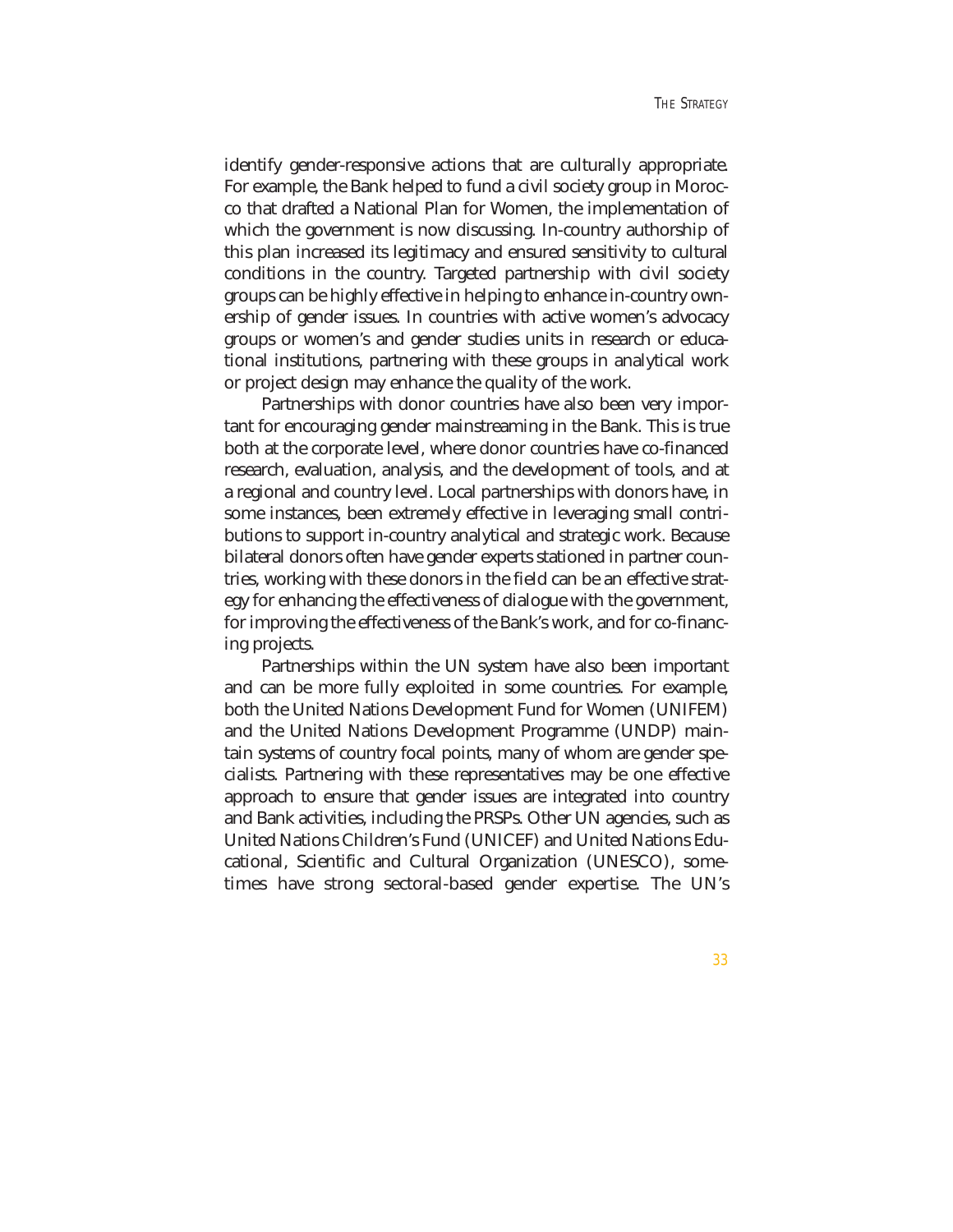identify gender-responsive actions that are culturally appropriate. For example, the Bank helped to fund a civil society group in Morocco that drafted a National Plan for Women, the implementation of which the government is now discussing. In-country authorship of this plan increased its legitimacy and ensured sensitivity to cultural conditions in the country. Targeted partnership with civil society groups can be highly effective in helping to enhance in-country ownership of gender issues. In countries with active women's advocacy groups or women's and gender studies units in research or educational institutions, partnering with these groups in analytical work or project design may enhance the quality of the work.

Partnerships with donor countries have also been very important for encouraging gender mainstreaming in the Bank. This is true both at the corporate level, where donor countries have co-financed research, evaluation, analysis, and the development of tools, and at a regional and country level. Local partnerships with donors have, in some instances, been extremely effective in leveraging small contributions to support in-country analytical and strategic work. Because bilateral donors often have gender experts stationed in partner countries, working with these donors in the field can be an effective strategy for enhancing the effectiveness of dialogue with the government, for improving the effectiveness of the Bank's work, and for co-financing projects.

Partnerships within the UN system have also been important and can be more fully exploited in some countries. For example, both the United Nations Development Fund for Women (UNIFEM) and the United Nations Development Programme (UNDP) maintain systems of country focal points, many of whom are gender specialists. Partnering with these representatives may be one effective approach to ensure that gender issues are integrated into country and Bank activities, including the PRSPs. Other UN agencies, such as United Nations Children's Fund (UNICEF) and United Nations Educational, Scientific and Cultural Organization (UNESCO), sometimes have strong sectoral-based gender expertise. The UN's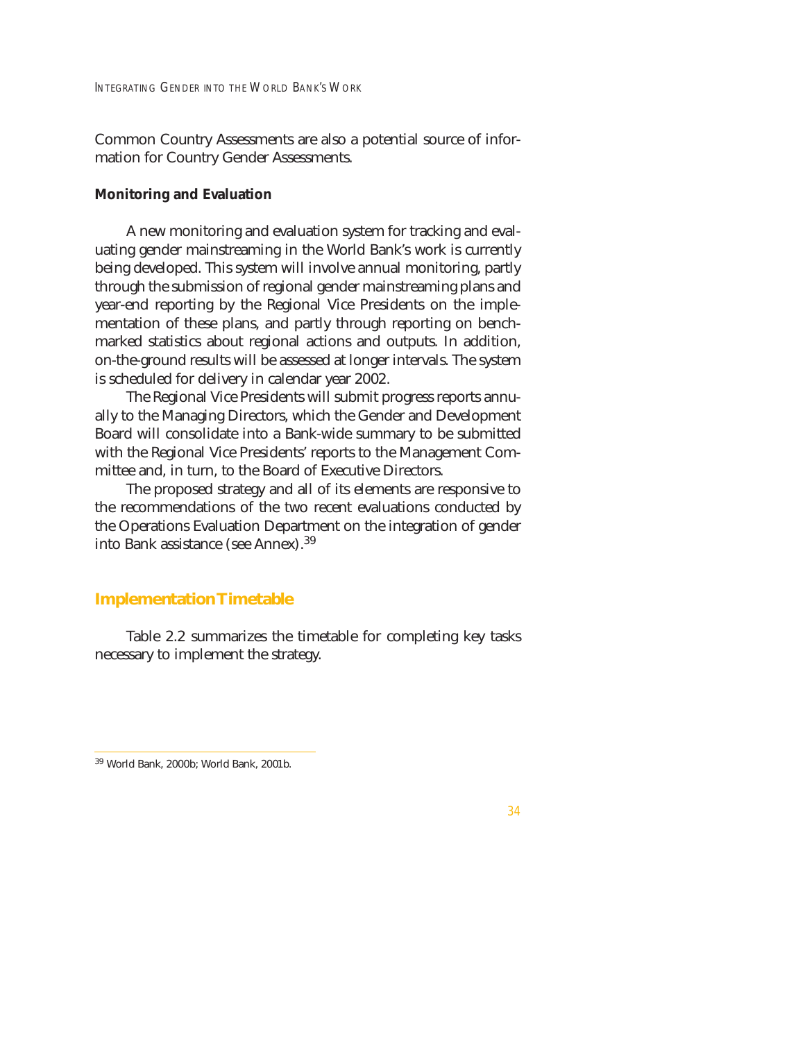Common Country Assessments are also a potential source of information for Country Gender Assessments.

### Monitoring and Evaluation

A new monitoring and evaluation system for tracking and evaluating gender mainstreaming in the World Bank's work is currently being developed. This system will involve annual monitoring, partly through the submission of regional gender mainstreaming plans and year-end reporting by the Regional Vice Presidents on the implementation of these plans, and partly through reporting on benchmarked statistics about regional actions and outputs. In addition, on-the-ground results will be assessed at longer intervals. The system is scheduled for delivery in calendar year 2002.

The Regional Vice Presidents will submit progress reports annually to the Managing Directors, which the Gender and Development Board will consolidate into a Bank-wide summary to be submitted with the Regional Vice Presidents' reports to the Management Committee and, in turn, to the Board of Executive Directors.

The proposed strategy and all of its elements are responsive to the recommendations of the two recent evaluations conducted by the Operations Evaluation Department on the integration of gender into Bank assistance (see Annex).[39]

## Implementation Timetable

Table 2.2 summarizes the timetable for completing key tasks necessary to implement the strategy.

---

[39] World Bank, 2000b; World Bank, 2001b.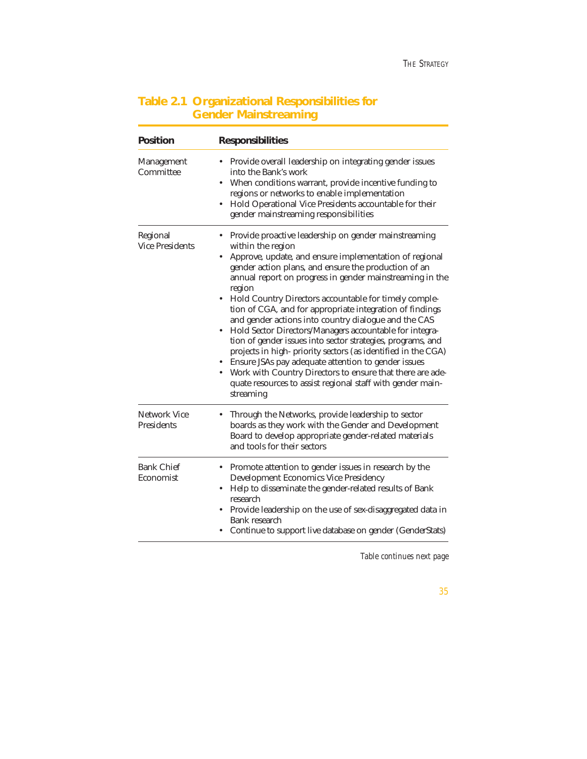### Table 2.1 Organizational Responsibilities for Gender Mainstreaming

| Position | Responsibilities |
|---|---|
| Management Committee | • Provide overall leadership on integrating gender issues into the Bank's work<br>• When conditions warrant, provide incentive funding to regions or networks to enable implementation<br>• Hold Operational Vice Presidents accountable for their gender mainstreaming responsibilities |
| Regional Vice Presidents | • Provide proactive leadership on gender mainstreaming within the region<br>• Approve, update, and ensure implementation of regional gender action plans, and ensure the production of an annual report on progress in gender mainstreaming in the region<br>• Hold Country Directors accountable for timely completion of CGA, and for appropriate integration of findings and gender actions into country dialogue and the CAS<br>• Hold Sector Directors/Managers accountable for integration of gender issues into sector strategies, programs, and projects in high- priority sectors (as identified in the CGA)<br>• Ensure JSAs pay adequate attention to gender issues<br>• Work with Country Directors to ensure that there are adequate resources to assist regional staff with gender mainstreaming |
| Network Vice Presidents | • Through the Networks, provide leadership to sector boards as they work with the Gender and Development Board to develop appropriate gender-related materials and tools for their sectors |
| Bank Chief Economist | • Promote attention to gender issues in research by the Development Economics Vice Presidency<br>• Help to disseminate the gender-related results of Bank research<br>• Provide leadership on the use of sex-disaggregated data in Bank research<br>• Continue to support live database on gender (GenderStats) |

*Table continues next page*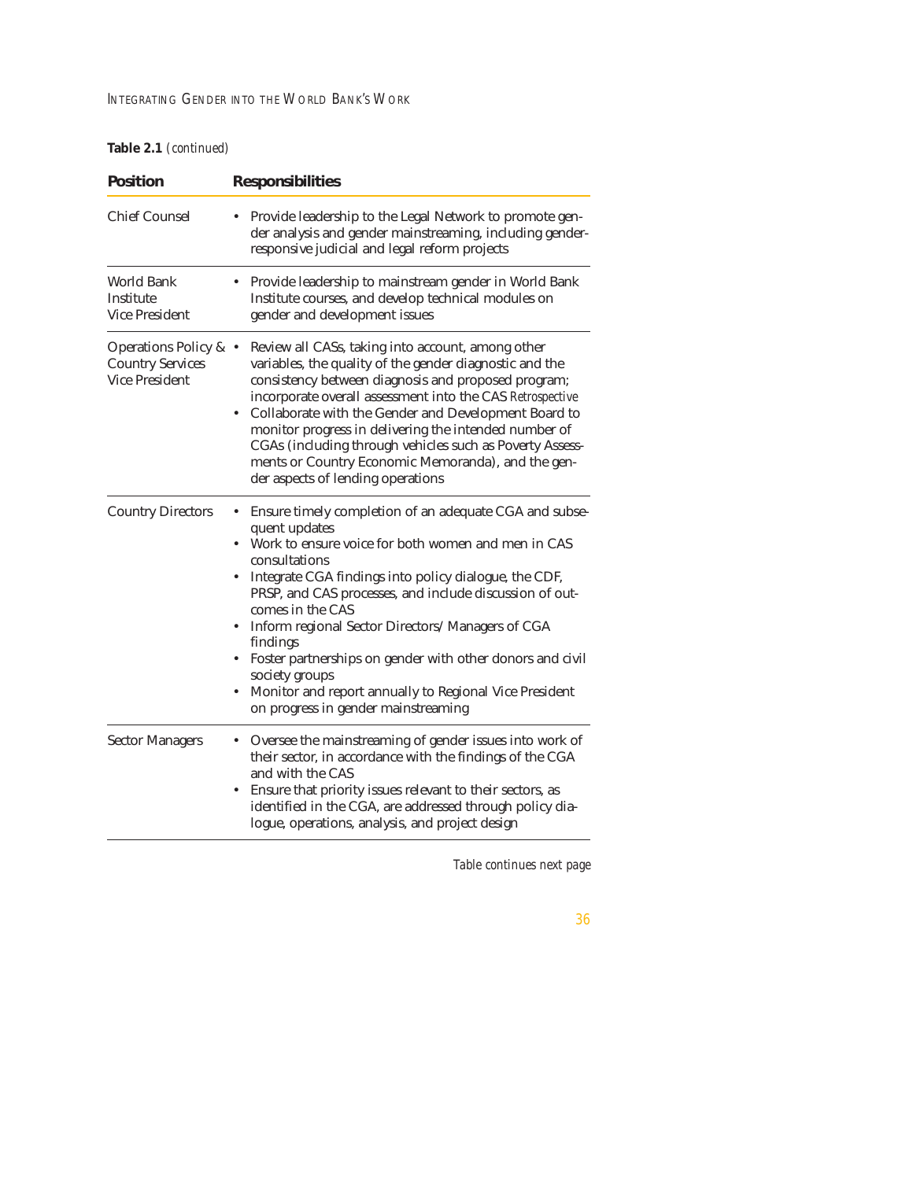**Table 2.1** *(continued)*

| Position | Responsibilities |
|---|---|
| Chief Counsel | • Provide leadership to the Legal Network to promote gender analysis and gender mainstreaming, including gender-responsive judicial and legal reform projects |
| World Bank Institute Vice President | • Provide leadership to mainstream gender in World Bank Institute courses, and develop technical modules on gender and development issues |
| Operations Policy & Country Services Vice President | • Review all CASs, taking into account, among other variables, the quality of the gender diagnostic and the consistency between diagnosis and proposed program; incorporate overall assessment into the CAS *Retrospective*<br>• Collaborate with the Gender and Development Board to monitor progress in delivering the intended number of CGAs (including through vehicles such as Poverty Assessments or Country Economic Memoranda), and the gender aspects of lending operations |
| Country Directors | • Ensure timely completion of an adequate CGA and subsequent updates<br>• Work to ensure voice for both women and men in CAS consultations<br>• Integrate CGA findings into policy dialogue, the CDF, PRSP, and CAS processes, and include discussion of outcomes in the CAS<br>• Inform regional Sector Directors/ Managers of CGA findings<br>• Foster partnerships on gender with other donors and civil society groups<br>• Monitor and report annually to Regional Vice President on progress in gender mainstreaming |
| Sector Managers | • Oversee the mainstreaming of gender issues into work of their sector, in accordance with the findings of the CGA and with the CAS<br>• Ensure that priority issues relevant to their sectors, as identified in the CGA, are addressed through policy dialogue, operations, analysis, and project design |

*Table continues next page*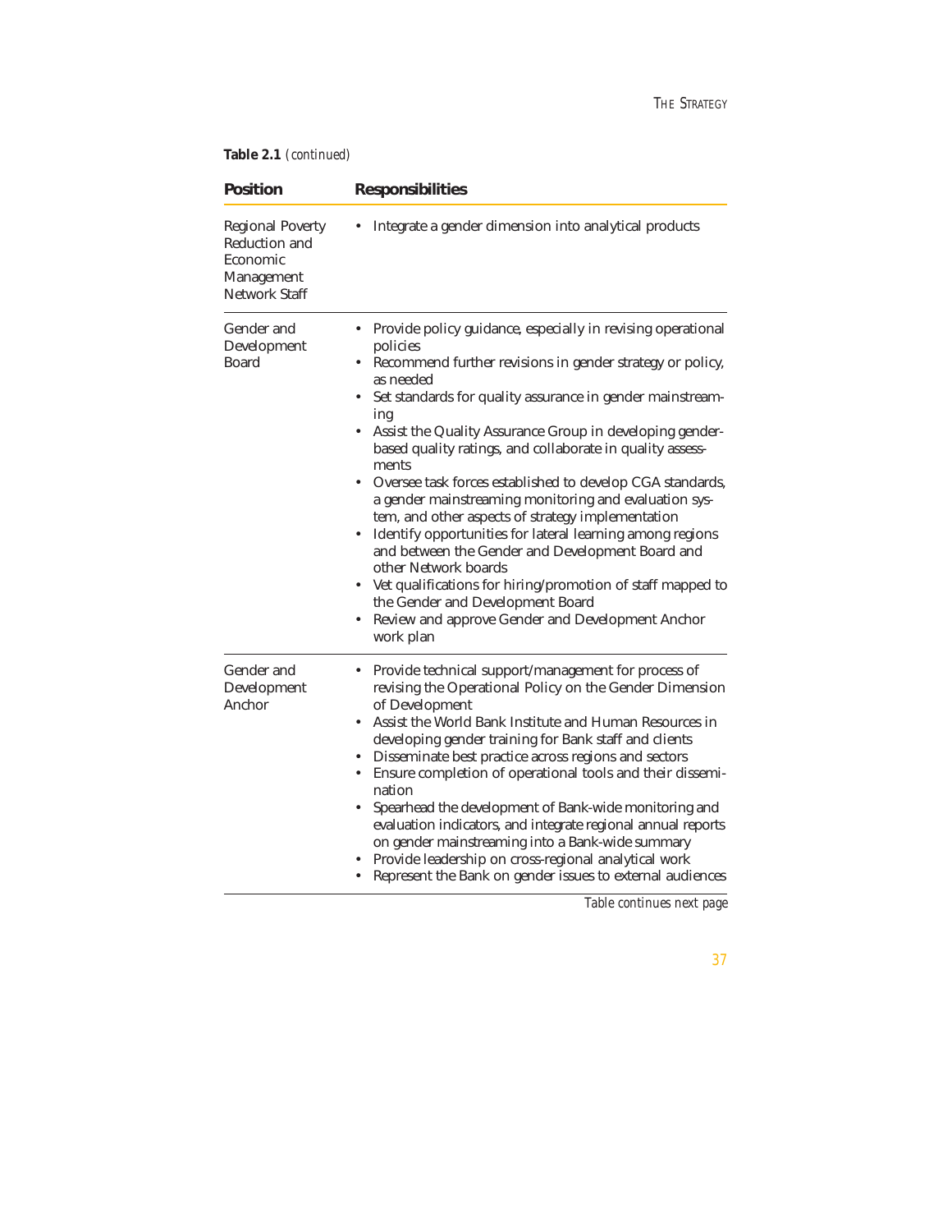**Table 2.1** *(continued)*

| Position | Responsibilities |
|---|---|
| Regional Poverty Reduction and Economic Management Network Staff | • Integrate a gender dimension into analytical products |
| Gender and Development Board | • Provide policy guidance, especially in revising operational policies<br>• Recommend further revisions in gender strategy or policy, as needed<br>• Set standards for quality assurance in gender mainstreaming<br>• Assist the Quality Assurance Group in developing gender-based quality ratings, and collaborate in quality assessments<br>• Oversee task forces established to develop CGA standards, a gender mainstreaming monitoring and evaluation system, and other aspects of strategy implementation<br>• Identify opportunities for lateral learning among regions and between the Gender and Development Board and other Network boards<br>• Vet qualifications for hiring/promotion of staff mapped to the Gender and Development Board<br>• Review and approve Gender and Development Anchor work plan |
| Gender and Development Anchor | • Provide technical support/management for process of revising the Operational Policy on the Gender Dimension of Development<br>• Assist the World Bank Institute and Human Resources in developing gender training for Bank staff and clients<br>• Disseminate best practice across regions and sectors<br>• Ensure completion of operational tools and their dissemination<br>• Spearhead the development of Bank-wide monitoring and evaluation indicators, and integrate regional annual reports on gender mainstreaming into a Bank-wide summary<br>• Provide leadership on cross-regional analytical work<br>• Represent the Bank on gender issues to external audiences |

*Table continues next page*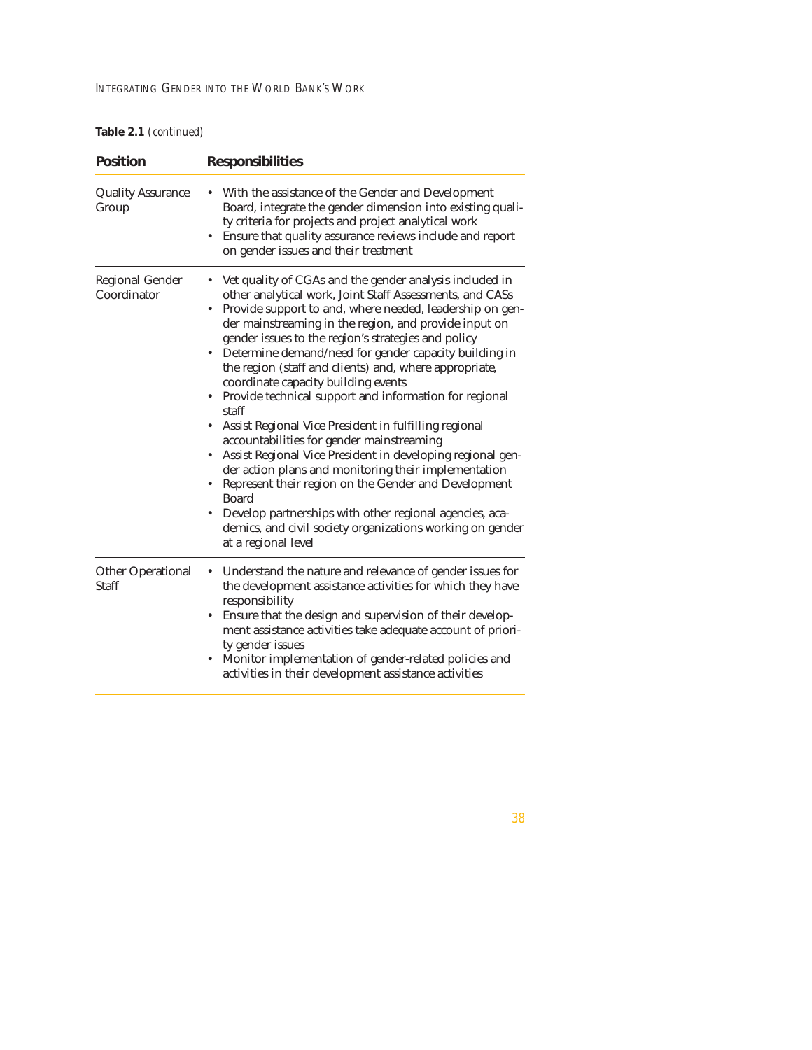**Table 2.1** *(continued)*

| Position | Responsibilities |
|---|---|
| Quality Assurance Group | • With the assistance of the Gender and Development Board, integrate the gender dimension into existing quality criteria for projects and project analytical work<br>• Ensure that quality assurance reviews include and report on gender issues and their treatment |
| Regional Gender Coordinator | • Vet quality of CGAs and the gender analysis included in other analytical work, Joint Staff Assessments, and CASs<br>• Provide support to and, where needed, leadership on gender mainstreaming in the region, and provide input on gender issues to the region's strategies and policy<br>• Determine demand/need for gender capacity building in the region (staff and clients) and, where appropriate, coordinate capacity building events<br>• Provide technical support and information for regional staff<br>• Assist Regional Vice President in fulfilling regional accountabilities for gender mainstreaming<br>• Assist Regional Vice President in developing regional gender action plans and monitoring their implementation<br>• Represent their region on the Gender and Development Board<br>• Develop partnerships with other regional agencies, academics, and civil society organizations working on gender at a regional level |
| Other Operational Staff | • Understand the nature and relevance of gender issues for the development assistance activities for which they have responsibility<br>• Ensure that the design and supervision of their development assistance activities take adequate account of priority gender issues<br>• Monitor implementation of gender-related policies and activities in their development assistance activities |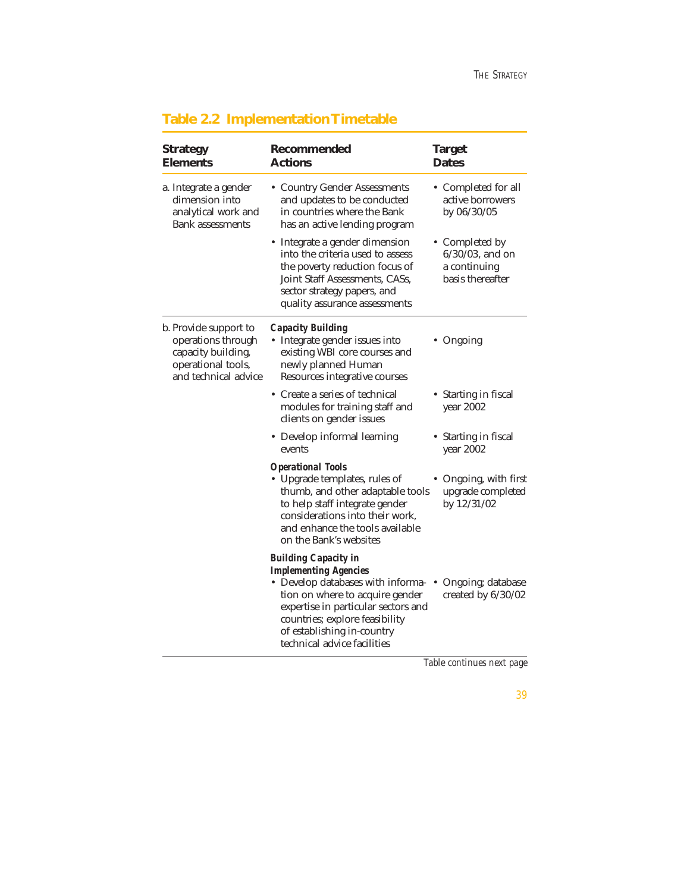## Table 2.2 Implementation Timetable

| Strategy Elements | Recommended Actions | Target Dates |
|---|---|---|
| a. Integrate a gender dimension into analytical work and Bank assessments | • Country Gender Assessments and updates to be conducted in countries where the Bank has an active lending program | • Completed for all active borrowers by 06/30/05 |
| | • Integrate a gender dimension into the criteria used to assess the poverty reduction focus of Joint Staff Assessments, CASs, sector strategy papers, and quality assurance assessments | • Completed by 6/30/03, and on a continuing basis thereafter |
| b. Provide support to operations through capacity building, operational tools, and technical advice | ***Capacity Building*** | |
| | • Integrate gender issues into existing WBI core courses and newly planned Human Resources integrative courses | • Ongoing |
| | • Create a series of technical modules for training staff and clients on gender issues | • Starting in fiscal year 2002 |
| | • Develop informal learning events | • Starting in fiscal year 2002 |
| | ***Operational Tools*** | |
| | • Upgrade templates, rules of thumb, and other adaptable tools to help staff integrate gender considerations into their work, and enhance the tools available on the Bank's websites | • Ongoing, with first upgrade completed by 12/31/02 |
| | ***Building Capacity in Implementing Agencies*** | |
| | • Develop databases with information on where to acquire gender expertise in particular sectors and countries; explore feasibility of establishing in-country technical advice facilities | • Ongoing; database created by 6/30/02 |

*Table continues next page*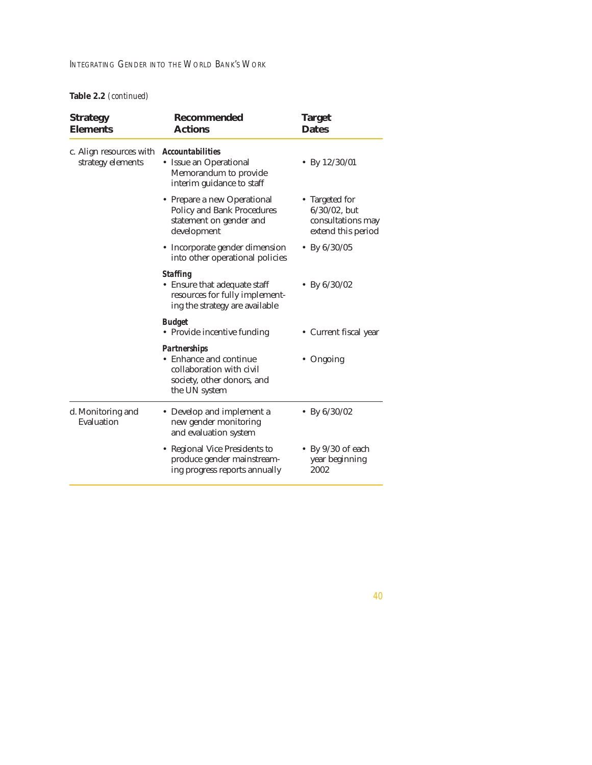**Table 2.2** *(continued)*

| Strategy Elements | Recommended Actions | Target Dates |
|---|---|---|
| c. Align resources with strategy elements | ***Accountabilities*** | |
| | • Issue an Operational Memorandum to provide interim guidance to staff | • By 12/30/01 |
| | • Prepare a new Operational Policy and Bank Procedures statement on gender and development | • Targeted for 6/30/02, but consultations may extend this period |
| | • Incorporate gender dimension into other operational policies | • By 6/30/05 |
| | ***Staffing*** | |
| | • Ensure that adequate staff resources for fully implementing the strategy are available | • By 6/30/02 |
| | ***Budget*** | |
| | • Provide incentive funding | • Current fiscal year |
| | ***Partnerships*** | |
| | • Enhance and continue collaboration with civil society, other donors, and the UN system | • Ongoing |
| d. Monitoring and Evaluation | • Develop and implement a new gender monitoring and evaluation system | • By 6/30/02 |
| | • Regional Vice Presidents to produce gender mainstreaming progress reports annually | • By 9/30 of each year beginning 2002 |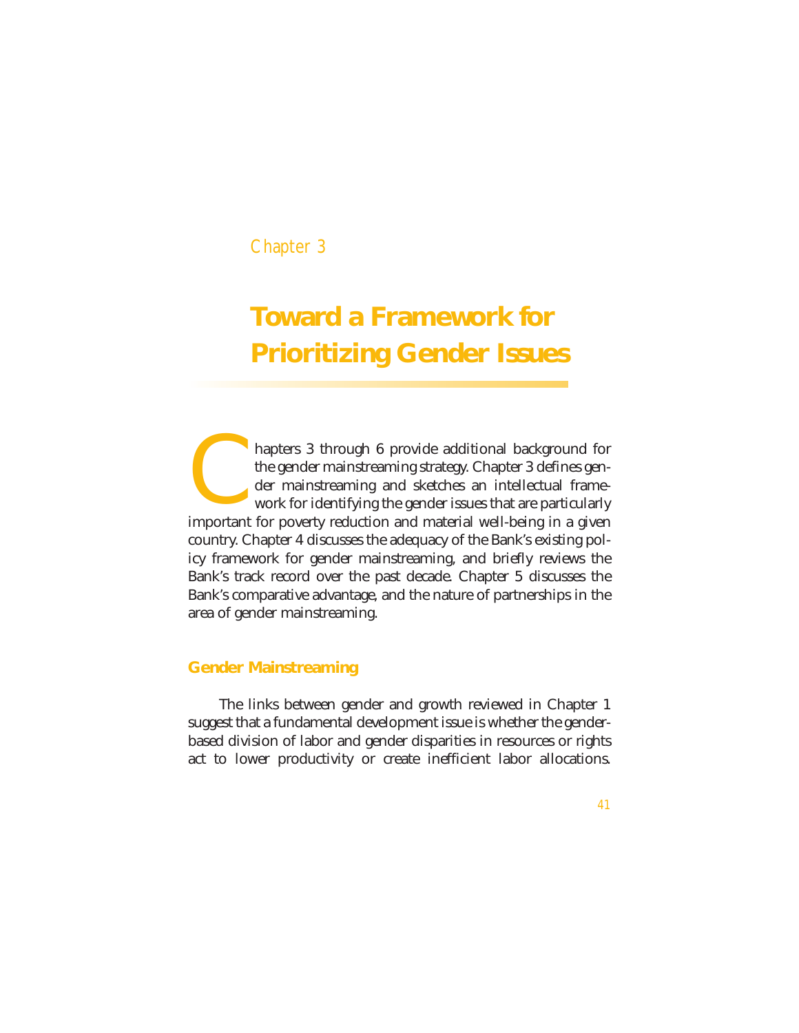Chapter 3

# Toward a Framework for Prioritizing Gender Issues

Chapters 3 through 6 provide additional background for the gender mainstreaming strategy. Chapter 3 defines gender mainstreaming and sketches an intellectual framework for identifying the gender issues that are particularly important for poverty reduction and material well-being in a given country. Chapter 4 discusses the adequacy of the Bank's existing policy framework for gender mainstreaming, and briefly reviews the Bank's track record over the past decade. Chapter 5 discusses the Bank's comparative advantage, and the nature of partnerships in the area of gender mainstreaming.

## Gender Mainstreaming

The links between gender and growth reviewed in Chapter 1 suggest that a fundamental development issue is whether the gender-based division of labor and gender disparities in resources or rights act to lower productivity or create inefficient labor allocations.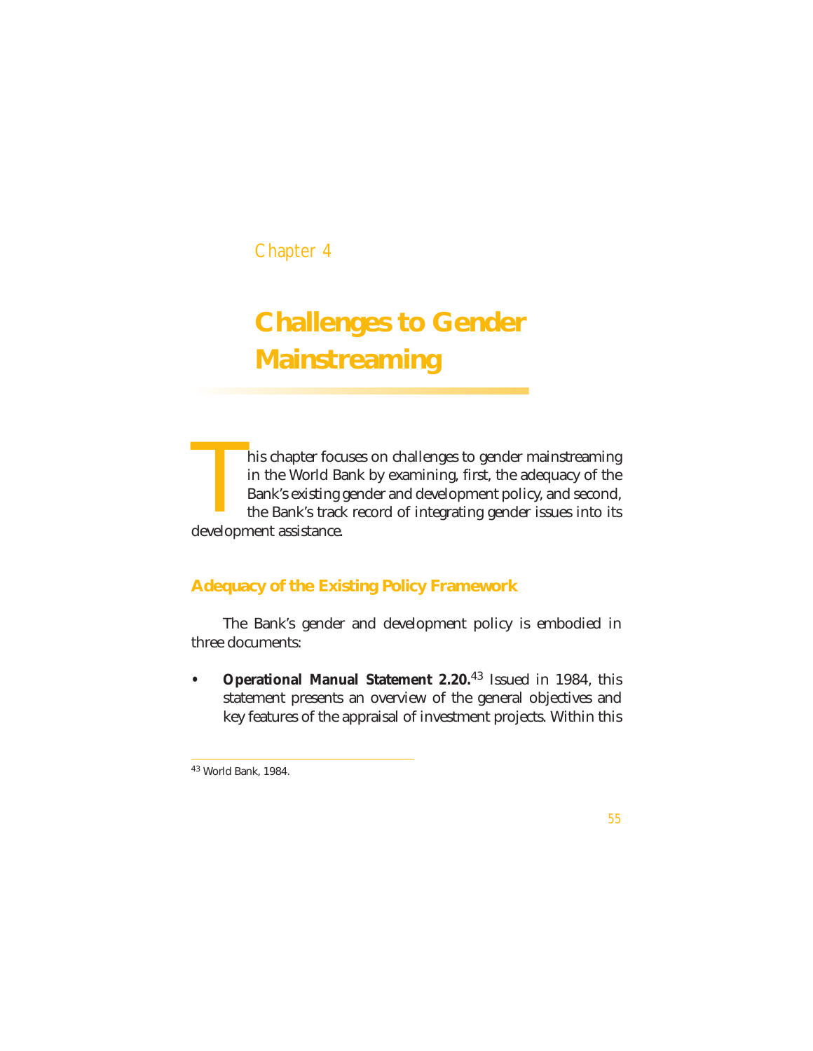Chapter 4

# Challenges to Gender Mainstreaming

This chapter focuses on challenges to gender mainstreaming in the World Bank by examining, first, the adequacy of the Bank's existing gender and development policy, and second, the Bank's track record of integrating gender issues into its development assistance.

## Adequacy of the Existing Policy Framework

The Bank's gender and development policy is embodied in three documents:

- **Operational Manual Statement 2.20.**[43] Issued in 1984, this statement presents an overview of the general objectives and key features of the appraisal of investment projects. Within this

[43] World Bank, 1984.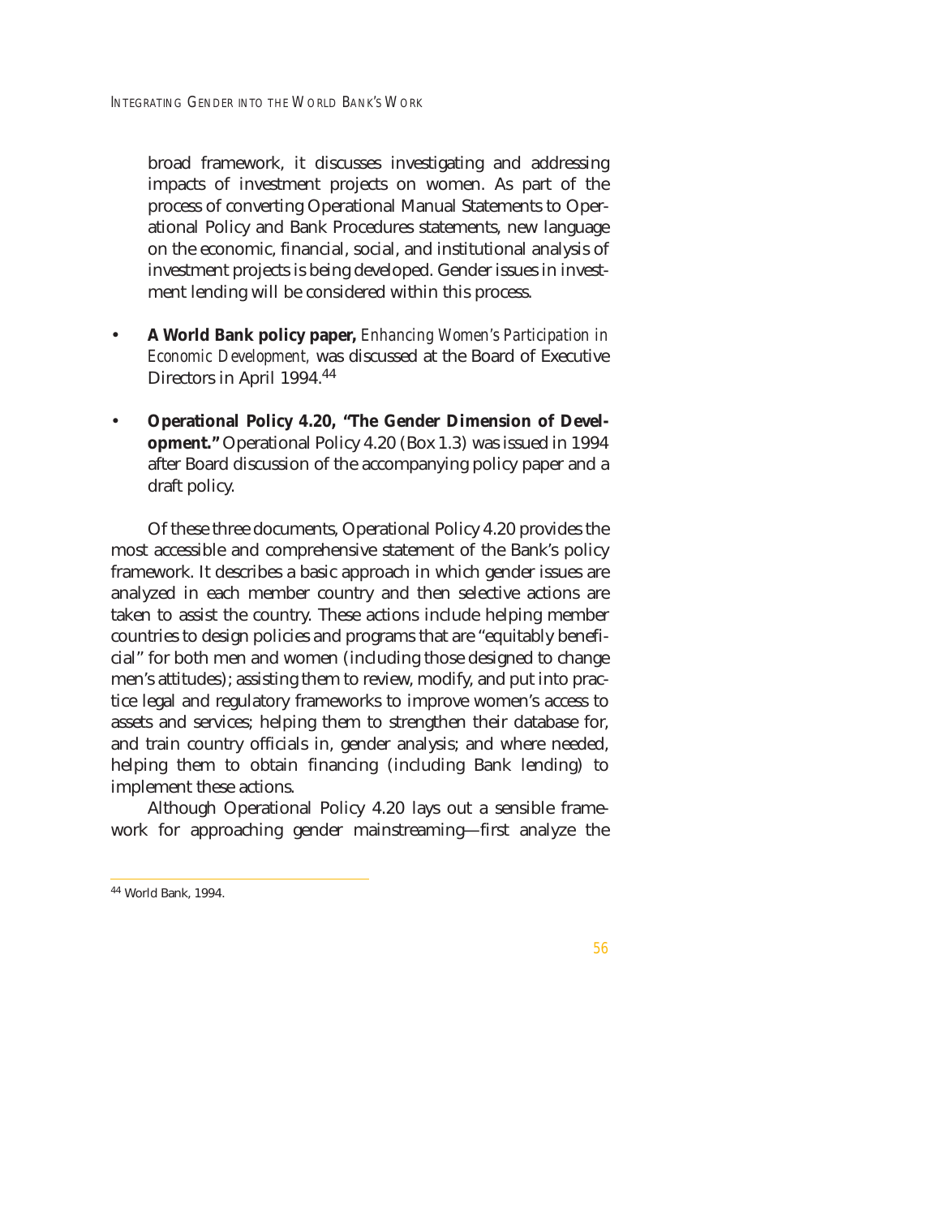broad framework, it discusses investigating and addressing impacts of investment projects on women. As part of the process of converting Operational Manual Statements to Operational Policy and Bank Procedures statements, new language on the economic, financial, social, and institutional analysis of investment projects is being developed. Gender issues in investment lending will be considered within this process.

- **A World Bank policy paper,** *Enhancing Women's Participation in Economic Development,* was discussed at the Board of Executive Directors in April 1994.[44]

- **Operational Policy 4.20, "The Gender Dimension of Development."** Operational Policy 4.20 (Box 1.3) was issued in 1994 after Board discussion of the accompanying policy paper and a draft policy.

Of these three documents, Operational Policy 4.20 provides the most accessible and comprehensive statement of the Bank's policy framework. It describes a basic approach in which gender issues are analyzed in each member country and then selective actions are taken to assist the country. These actions include helping member countries to design policies and programs that are "equitably beneficial" for both men and women (including those designed to change men's attitudes); assisting them to review, modify, and put into practice legal and regulatory frameworks to improve women's access to assets and services; helping them to strengthen their database for, and train country officials in, gender analysis; and where needed, helping them to obtain financing (including Bank lending) to implement these actions.

Although Operational Policy 4.20 lays out a sensible framework for approaching gender mainstreaming—first analyze the

[44] World Bank, 1994.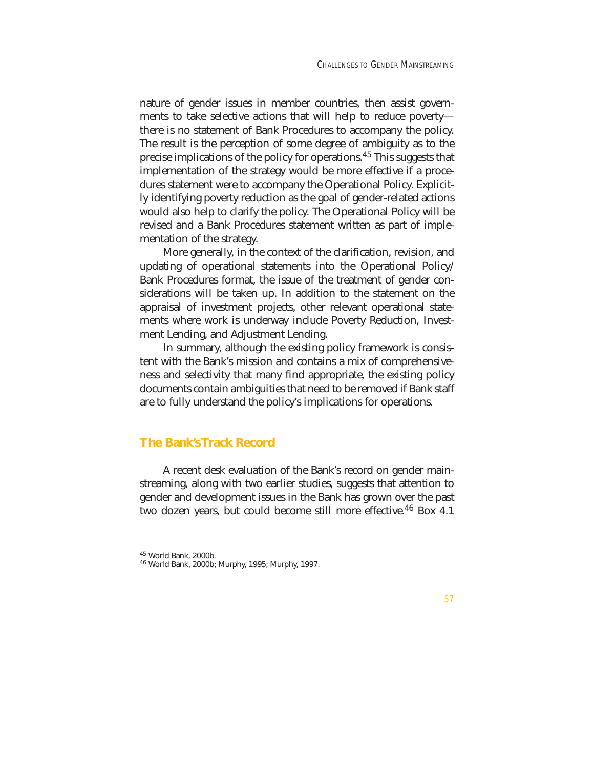nature of gender issues in member countries, then assist governments to take selective actions that will help to reduce poverty—there is no statement of Bank Procedures to accompany the policy. The result is the perception of some degree of ambiguity as to the precise implications of the policy for operations.[45] This suggests that implementation of the strategy would be more effective if a procedures statement were to accompany the Operational Policy. Explicitly identifying poverty reduction as the goal of gender-related actions would also help to clarify the policy. The Operational Policy will be revised and a Bank Procedures statement written as part of implementation of the strategy.

More generally, in the context of the clarification, revision, and updating of operational statements into the Operational Policy/Bank Procedures format, the issue of the treatment of gender considerations will be taken up. In addition to the statement on the appraisal of investment projects, other relevant operational statements where work is underway include Poverty Reduction, Investment Lending, and Adjustment Lending.

In summary, although the existing policy framework is consistent with the Bank's mission and contains a mix of comprehensiveness and selectivity that many find appropriate, the existing policy documents contain ambiguities that need to be removed if Bank staff are to fully understand the policy's implications for operations.

## The Bank's Track Record

A recent desk evaluation of the Bank's record on gender mainstreaming, along with two earlier studies, suggests that attention to gender and development issues in the Bank has grown over the past two dozen years, but could become still more effective.[46] Box 4.1

---

[45] World Bank, 2000b.

[46] World Bank, 2000b; Murphy, 1995; Murphy, 1997.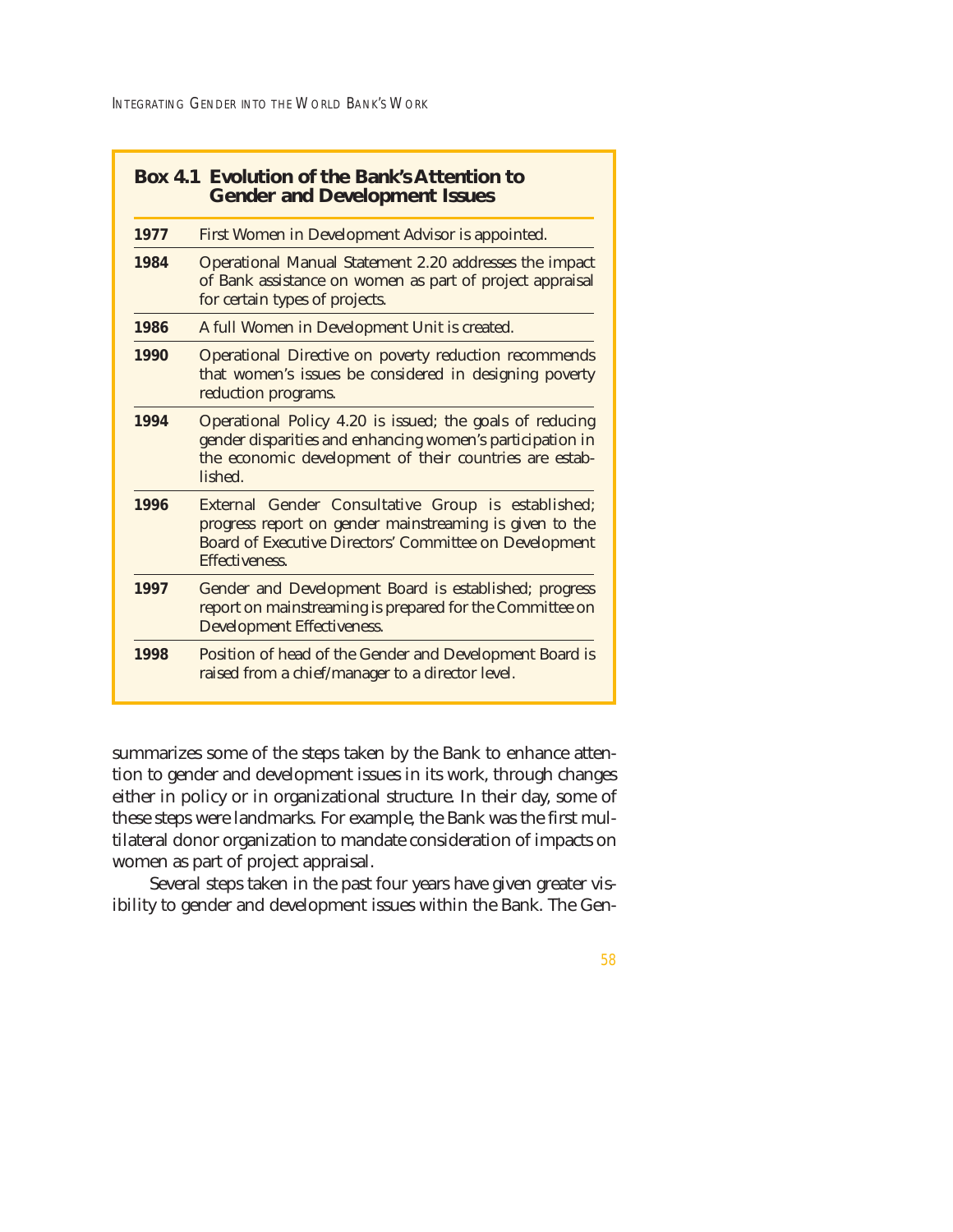**Box 4.1 Evolution of the Bank's Attention to Gender and Development Issues**

| | |
|---|---|
| **1977** | First Women in Development Advisor is appointed. |
| **1984** | Operational Manual Statement 2.20 addresses the impact of Bank assistance on women as part of project appraisal for certain types of projects. |
| **1986** | A full Women in Development Unit is created. |
| **1990** | Operational Directive on poverty reduction recommends that women's issues be considered in designing poverty reduction programs. |
| **1994** | Operational Policy 4.20 is issued; the goals of reducing gender disparities and enhancing women's participation in the economic development of their countries are established. |
| **1996** | External Gender Consultative Group is established; progress report on gender mainstreaming is given to the Board of Executive Directors' Committee on Development Effectiveness. |
| **1997** | Gender and Development Board is established; progress report on mainstreaming is prepared for the Committee on Development Effectiveness. |
| **1998** | Position of head of the Gender and Development Board is raised from a chief/manager to a director level. |

summarizes some of the steps taken by the Bank to enhance attention to gender and development issues in its work, through changes either in policy or in organizational structure. In their day, some of these steps were landmarks. For example, the Bank was the first multilateral donor organization to mandate consideration of impacts on women as part of project appraisal.

Several steps taken in the past four years have given greater visibility to gender and development issues within the Bank. The Gen-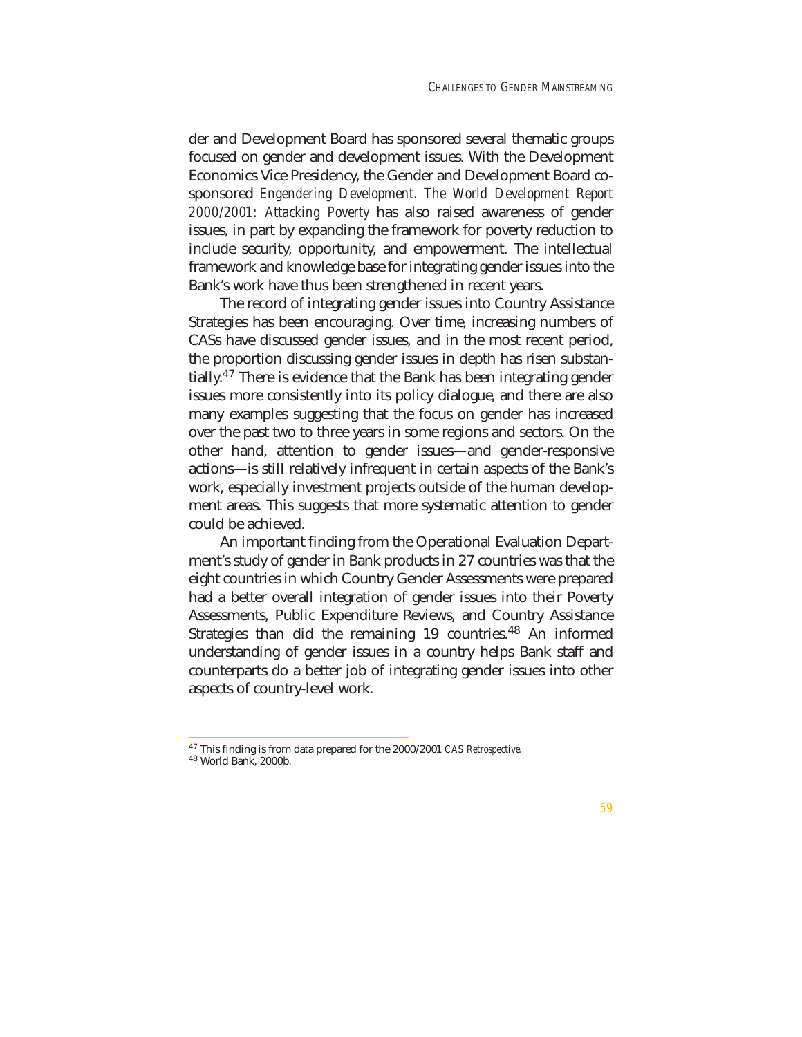der and Development Board has sponsored several thematic groups focused on gender and development issues. With the Development Economics Vice Presidency, the Gender and Development Board cosponsored *Engendering Development. The World Development Report 2000/2001: Attacking Poverty* has also raised awareness of gender issues, in part by expanding the framework for poverty reduction to include security, opportunity, and empowerment. The intellectual framework and knowledge base for integrating gender issues into the Bank's work have thus been strengthened in recent years.

The record of integrating gender issues into Country Assistance Strategies has been encouraging. Over time, increasing numbers of CASs have discussed gender issues, and in the most recent period, the proportion discussing gender issues in depth has risen substantially.[47] There is evidence that the Bank has been integrating gender issues more consistently into its policy dialogue, and there are also many examples suggesting that the focus on gender has increased over the past two to three years in some regions and sectors. On the other hand, attention to gender issues—and gender-responsive actions—is still relatively infrequent in certain aspects of the Bank's work, especially investment projects outside of the human development areas. This suggests that more systematic attention to gender could be achieved.

An important finding from the Operational Evaluation Department's study of gender in Bank products in 27 countries was that the eight countries in which Country Gender Assessments were prepared had a better overall integration of gender issues into their Poverty Assessments, Public Expenditure Reviews, and Country Assistance Strategies than did the remaining 19 countries.[48] An informed understanding of gender issues in a country helps Bank staff and counterparts do a better job of integrating gender issues into other aspects of country-level work.

---

[47] This finding is from data prepared for the 2000/2001 *CAS Retrospective.*

[48] World Bank, 2000b.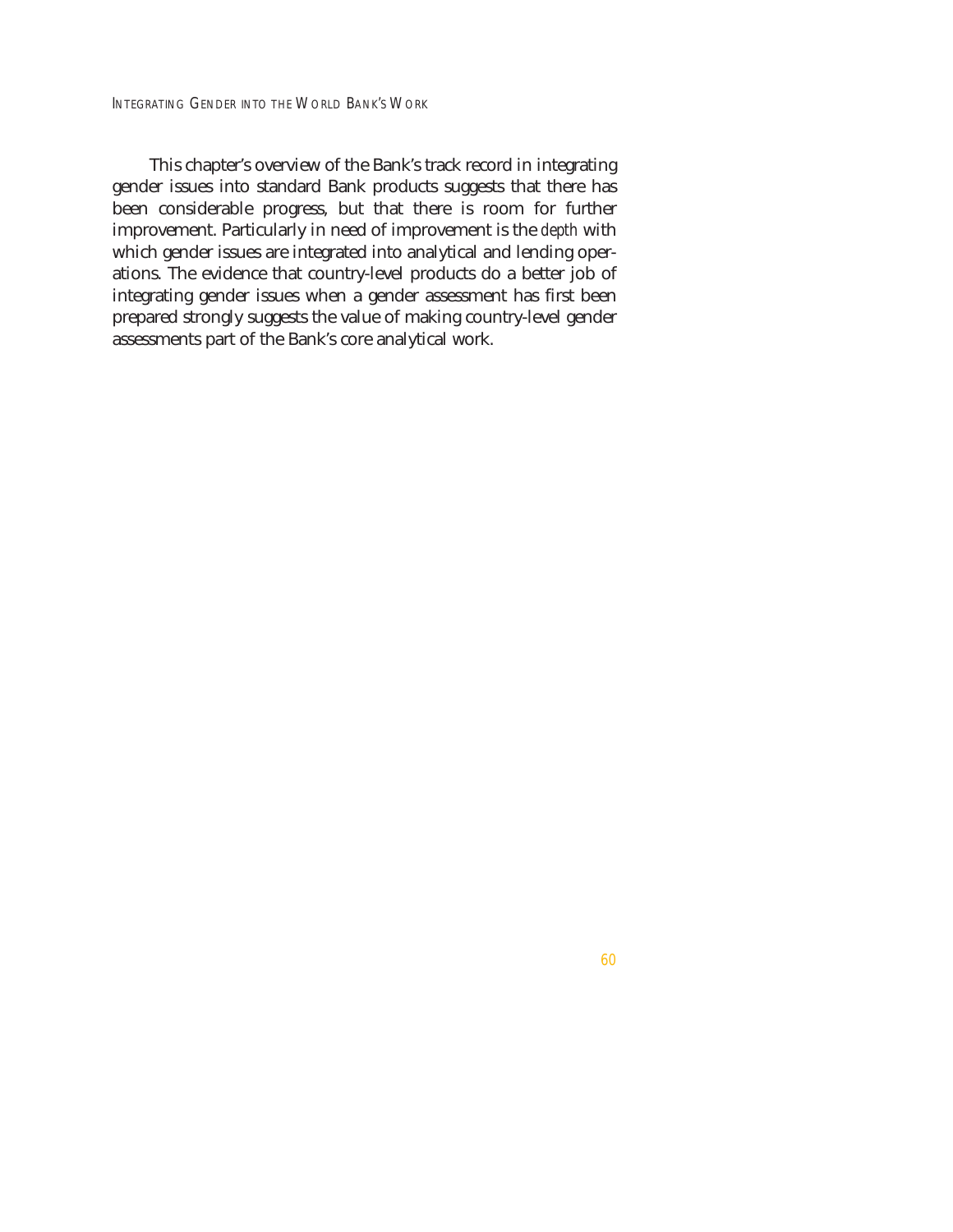This chapter's overview of the Bank's track record in integrating gender issues into standard Bank products suggests that there has been considerable progress, but that there is room for further improvement. Particularly in need of improvement is the *depth* with which gender issues are integrated into analytical and lending operations. The evidence that country-level products do a better job of integrating gender issues when a gender assessment has first been prepared strongly suggests the value of making country-level gender assessments part of the Bank's core analytical work.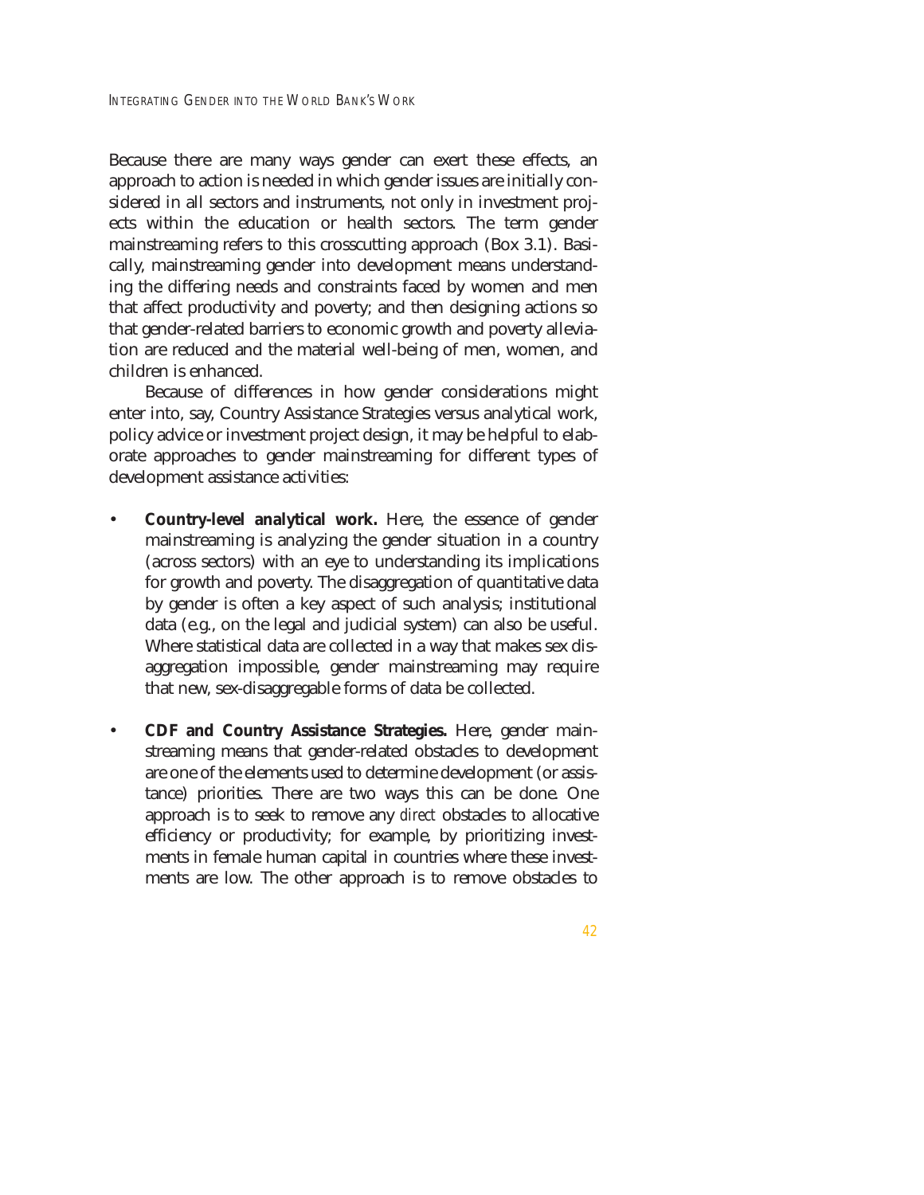Because there are many ways gender can exert these effects, an approach to action is needed in which gender issues are initially considered in all sectors and instruments, not only in investment projects within the education or health sectors. The term gender mainstreaming refers to this crosscutting approach (Box 3.1). Basically, mainstreaming gender into development means understanding the differing needs and constraints faced by women and men that affect productivity and poverty; and then designing actions so that gender-related barriers to economic growth and poverty alleviation are reduced and the material well-being of men, women, and children is enhanced.

Because of differences in how gender considerations might enter into, say, Country Assistance Strategies versus analytical work, policy advice or investment project design, it may be helpful to elaborate approaches to gender mainstreaming for different types of development assistance activities:

- **Country-level analytical work.** Here, the essence of gender mainstreaming is analyzing the gender situation in a country (across sectors) with an eye to understanding its implications for growth and poverty. The disaggregation of quantitative data by gender is often a key aspect of such analysis; institutional data (e.g., on the legal and judicial system) can also be useful. Where statistical data are collected in a way that makes sex disaggregation impossible, gender mainstreaming may require that new, sex-disaggregable forms of data be collected.

- **CDF and Country Assistance Strategies.** Here, gender mainstreaming means that gender-related obstacles to development are one of the elements used to determine development (or assistance) priorities. There are two ways this can be done. One approach is to seek to remove any *direct* obstacles to allocative efficiency or productivity; for example, by prioritizing investments in female human capital in countries where these investments are low. The other approach is to remove obstacles to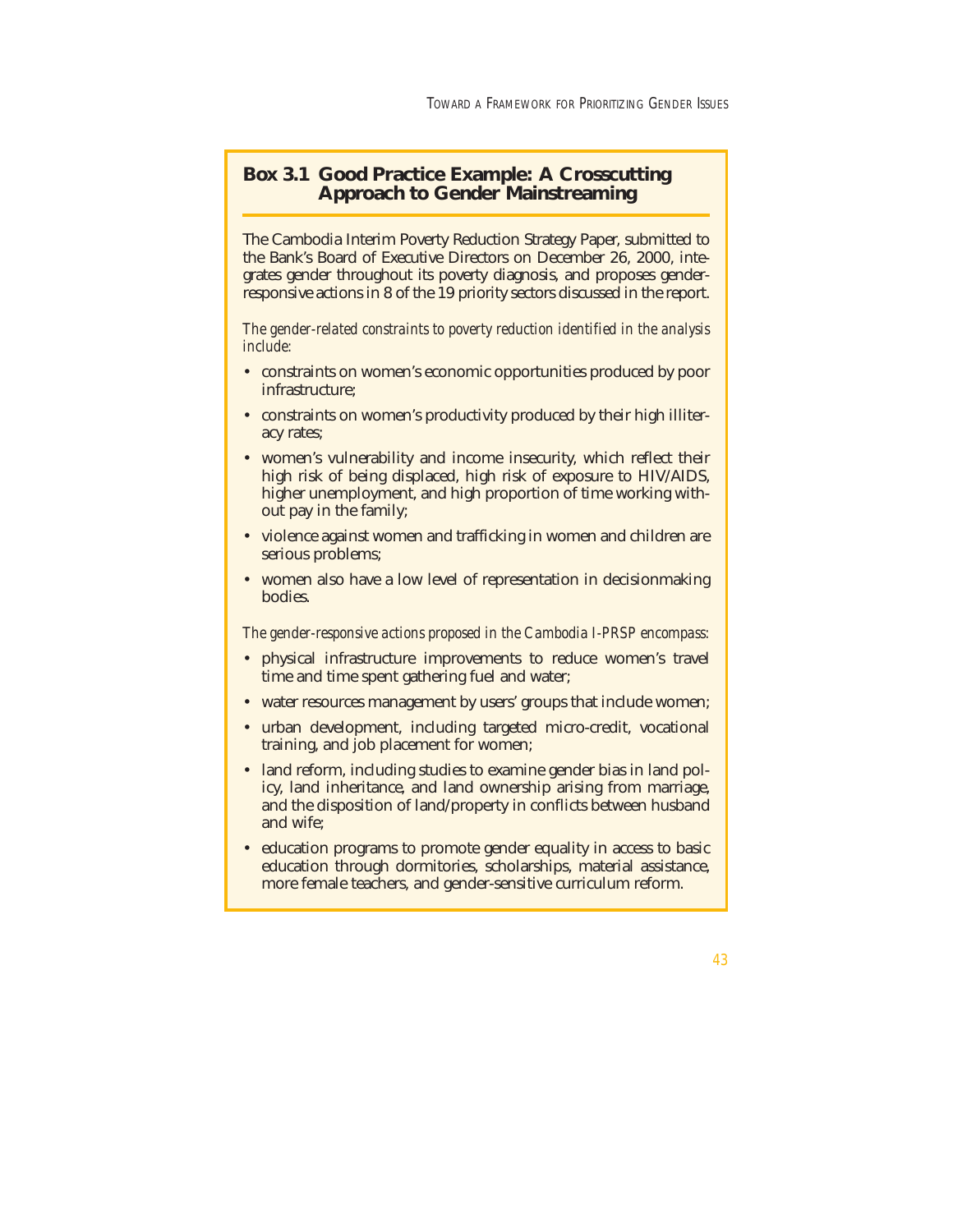### Box 3.1 Good Practice Example: A Crosscutting Approach to Gender Mainstreaming

The Cambodia Interim Poverty Reduction Strategy Paper, submitted to the Bank's Board of Executive Directors on December 26, 2000, integrates gender throughout its poverty diagnosis, and proposes gender-responsive actions in 8 of the 19 priority sectors discussed in the report.

*The gender-related constraints to poverty reduction identified in the analysis include:*

- constraints on women's economic opportunities produced by poor infrastructure;
- constraints on women's productivity produced by their high illiteracy rates;
- women's vulnerability and income insecurity, which reflect their high risk of being displaced, high risk of exposure to HIV/AIDS, higher unemployment, and high proportion of time working without pay in the family;
- violence against women and trafficking in women and children are serious problems;
- women also have a low level of representation in decisionmaking bodies.

*The gender-responsive actions proposed in the Cambodia I-PRSP encompass:*

- physical infrastructure improvements to reduce women's travel time and time spent gathering fuel and water;
- water resources management by users' groups that include women;
- urban development, including targeted micro-credit, vocational training, and job placement for women;
- land reform, including studies to examine gender bias in land policy, land inheritance, and land ownership arising from marriage, and the disposition of land/property in conflicts between husband and wife;
- education programs to promote gender equality in access to basic education through dormitories, scholarships, material assistance, more female teachers, and gender-sensitive curriculum reform.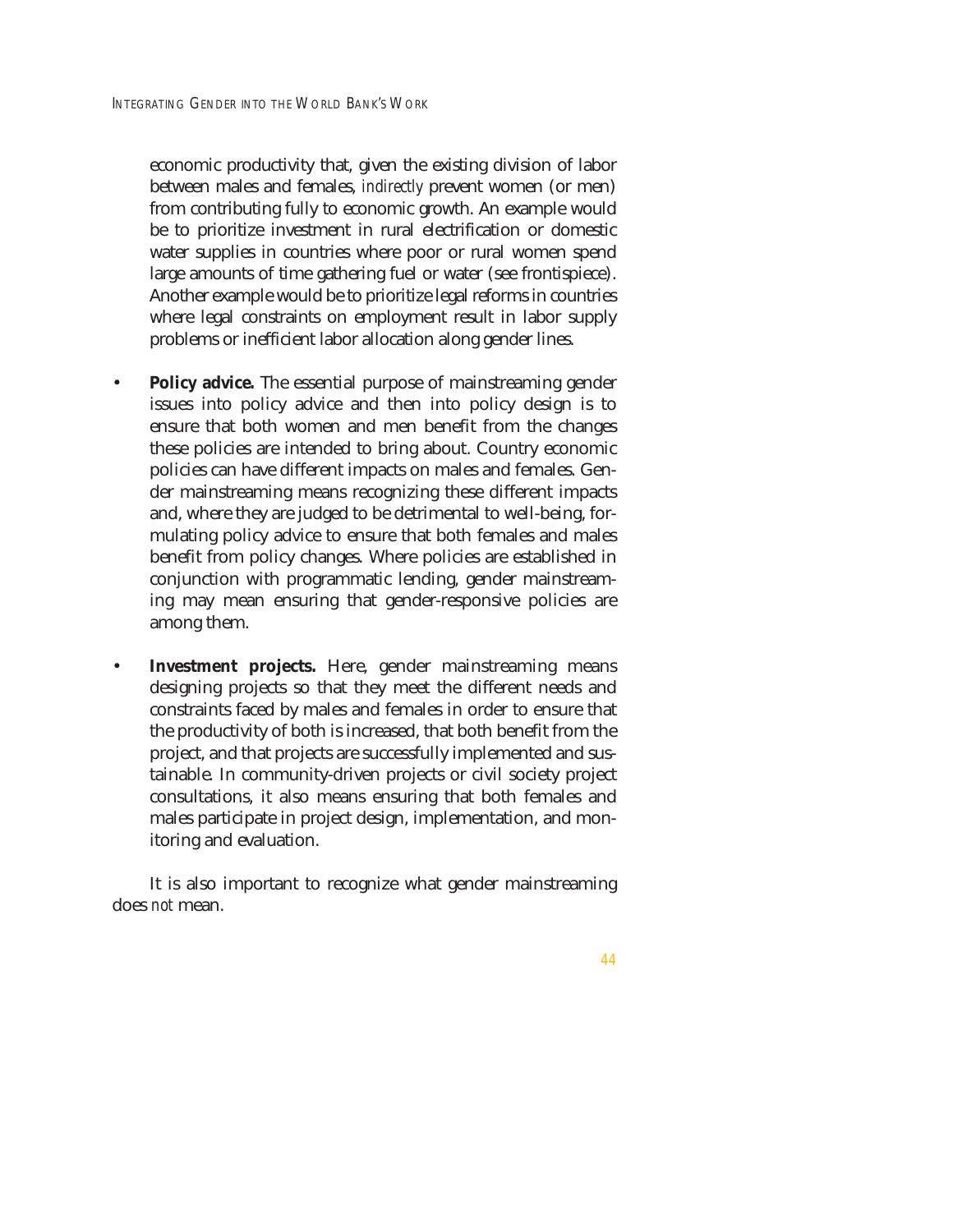economic productivity that, given the existing division of labor between males and females, *indirectly* prevent women (or men) from contributing fully to economic growth. An example would be to prioritize investment in rural electrification or domestic water supplies in countries where poor or rural women spend large amounts of time gathering fuel or water (see frontispiece). Another example would be to prioritize legal reforms in countries where legal constraints on employment result in labor supply problems or inefficient labor allocation along gender lines.

- **Policy advice.** The essential purpose of mainstreaming gender issues into policy advice and then into policy design is to ensure that both women and men benefit from the changes these policies are intended to bring about. Country economic policies can have different impacts on males and females. Gender mainstreaming means recognizing these different impacts and, where they are judged to be detrimental to well-being, formulating policy advice to ensure that both females and males benefit from policy changes. Where policies are established in conjunction with programmatic lending, gender mainstreaming may mean ensuring that gender-responsive policies are among them.

- **Investment projects.** Here, gender mainstreaming means designing projects so that they meet the different needs and constraints faced by males and females in order to ensure that the productivity of both is increased, that both benefit from the project, and that projects are successfully implemented and sustainable. In community-driven projects or civil society project consultations, it also means ensuring that both females and males participate in project design, implementation, and monitoring and evaluation.

It is also important to recognize what gender mainstreaming does *not* mean.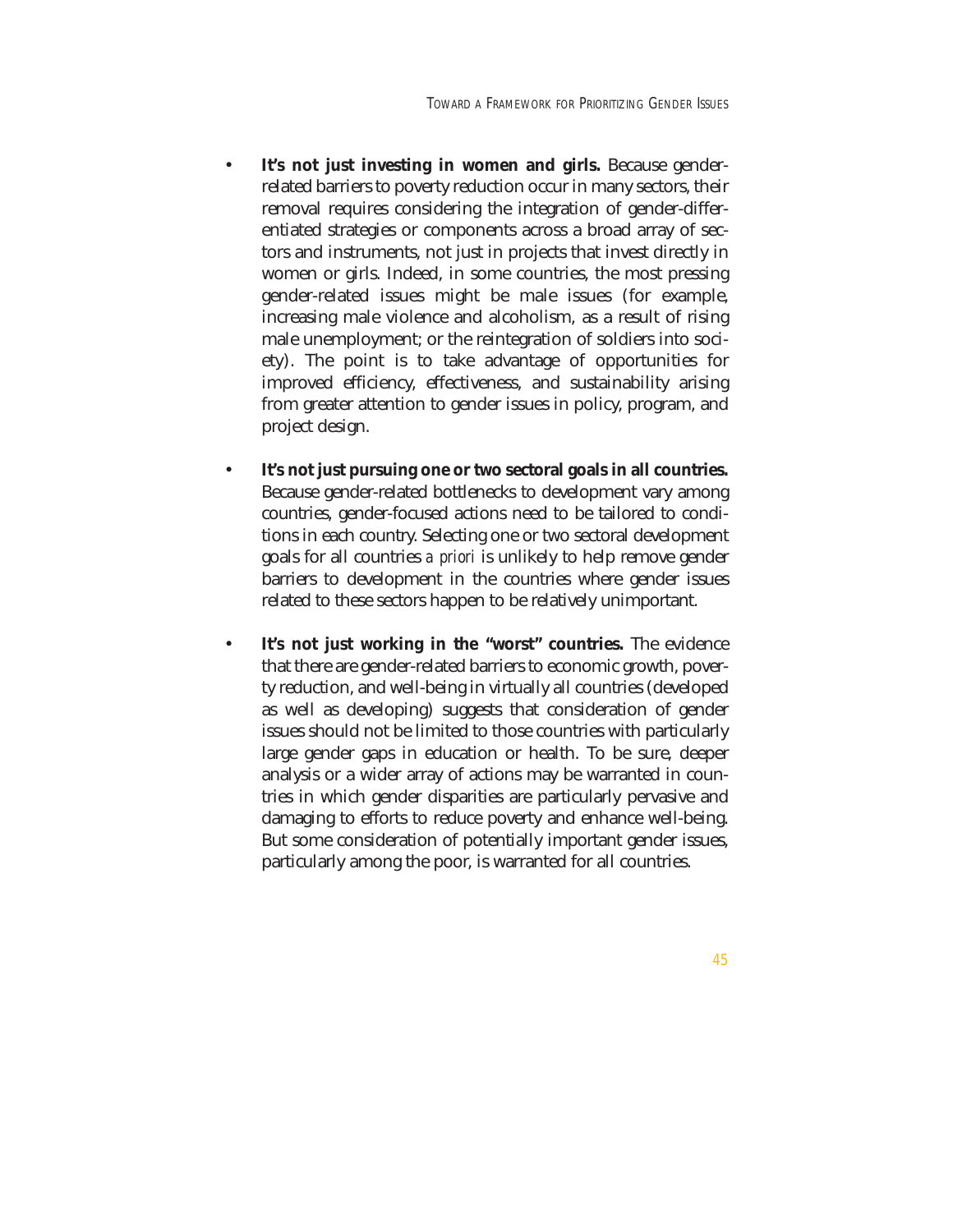- **It's not just investing in women and girls.** Because gender-related barriers to poverty reduction occur in many sectors, their removal requires considering the integration of gender-differentiated strategies or components across a broad array of sectors and instruments, not just in projects that invest directly in women or girls. Indeed, in some countries, the most pressing gender-related issues might be male issues (for example, increasing male violence and alcoholism, as a result of rising male unemployment; or the reintegration of soldiers into society). The point is to take advantage of opportunities for improved efficiency, effectiveness, and sustainability arising from greater attention to gender issues in policy, program, and project design.

- **It's not just pursuing one or two sectoral goals in all countries.** Because gender-related bottlenecks to development vary among countries, gender-focused actions need to be tailored to conditions in each country. Selecting one or two sectoral development goals for all countries *a priori* is unlikely to help remove gender barriers to development in the countries where gender issues related to these sectors happen to be relatively unimportant.

- **It's not just working in the "worst" countries.** The evidence that there are gender-related barriers to economic growth, poverty reduction, and well-being in virtually all countries (developed as well as developing) suggests that consideration of gender issues should not be limited to those countries with particularly large gender gaps in education or health. To be sure, deeper analysis or a wider array of actions may be warranted in countries in which gender disparities are particularly pervasive and damaging to efforts to reduce poverty and enhance well-being. But some consideration of potentially important gender issues, particularly among the poor, is warranted for all countries.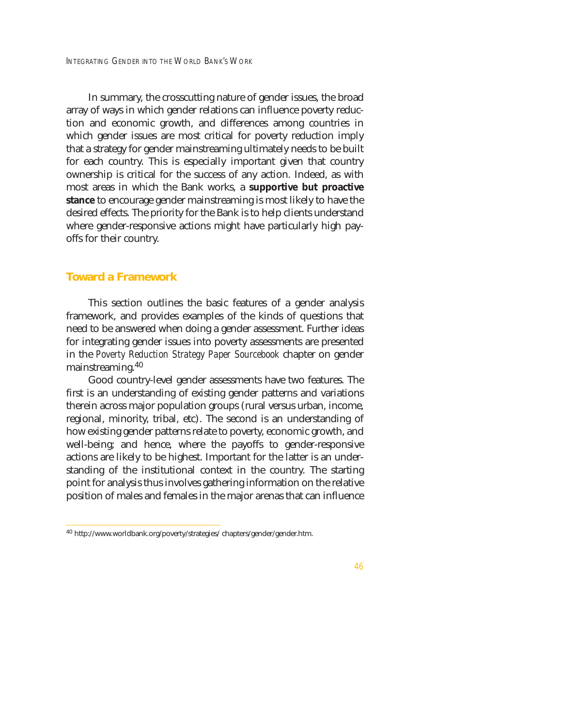In summary, the crosscutting nature of gender issues, the broad array of ways in which gender relations can influence poverty reduction and economic growth, and differences among countries in which gender issues are most critical for poverty reduction imply that a strategy for gender mainstreaming ultimately needs to be built for each country. This is especially important given that country ownership is critical for the success of any action. Indeed, as with most areas in which the Bank works, a **supportive but proactive stance** to encourage gender mainstreaming is most likely to have the desired effects. The priority for the Bank is to help clients understand where gender-responsive actions might have particularly high payoffs for their country.

## Toward a Framework

This section outlines the basic features of a gender analysis framework, and provides examples of the kinds of questions that need to be answered when doing a gender assessment. Further ideas for integrating gender issues into poverty assessments are presented in the *Poverty Reduction Strategy Paper Sourcebook* chapter on gender mainstreaming.[40]

Good country-level gender assessments have two features. The first is an understanding of existing gender patterns and variations therein across major population groups (rural versus urban, income, regional, minority, tribal, etc). The second is an understanding of how existing gender patterns relate to poverty, economic growth, and well-being; and hence, where the payoffs to gender-responsive actions are likely to be highest. Important for the latter is an understanding of the institutional context in the country. The starting point for analysis thus involves gathering information on the relative position of males and females in the major arenas that can influence

[40] http://www.worldbank.org/poverty/strategies/ chapters/gender/gender.htm.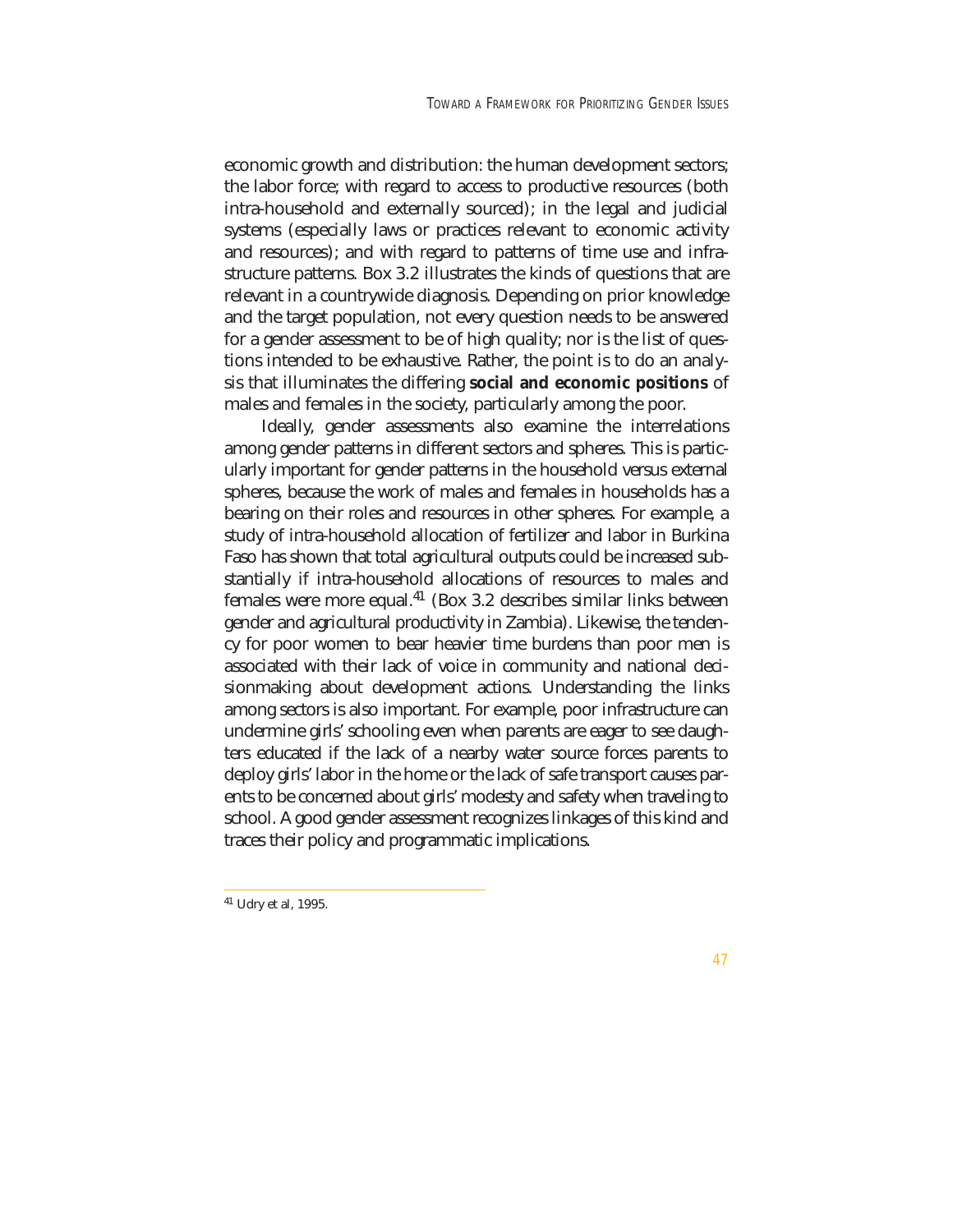economic growth and distribution: the human development sectors; the labor force; with regard to access to productive resources (both intra-household and externally sourced); in the legal and judicial systems (especially laws or practices relevant to economic activity and resources); and with regard to patterns of time use and infrastructure patterns. Box 3.2 illustrates the kinds of questions that are relevant in a countrywide diagnosis. Depending on prior knowledge and the target population, not every question needs to be answered for a gender assessment to be of high quality; nor is the list of questions intended to be exhaustive. Rather, the point is to do an analysis that illuminates the differing **social and economic positions** of males and females in the society, particularly among the poor.

Ideally, gender assessments also examine the interrelations among gender patterns in different sectors and spheres. This is particularly important for gender patterns in the household versus external spheres, because the work of males and females in households has a bearing on their roles and resources in other spheres. For example, a study of intra-household allocation of fertilizer and labor in Burkina Faso has shown that total agricultural outputs could be increased substantially if intra-household allocations of resources to males and females were more equal.[41] (Box 3.2 describes similar links between gender and agricultural productivity in Zambia). Likewise, the tendency for poor women to bear heavier time burdens than poor men is associated with their lack of voice in community and national decisionmaking about development actions. Understanding the links among sectors is also important. For example, poor infrastructure can undermine girls' schooling even when parents are eager to see daughters educated if the lack of a nearby water source forces parents to deploy girls' labor in the home or the lack of safe transport causes parents to be concerned about girls' modesty and safety when traveling to school. A good gender assessment recognizes linkages of this kind and traces their policy and programmatic implications.

---

[41] Udry et al, 1995.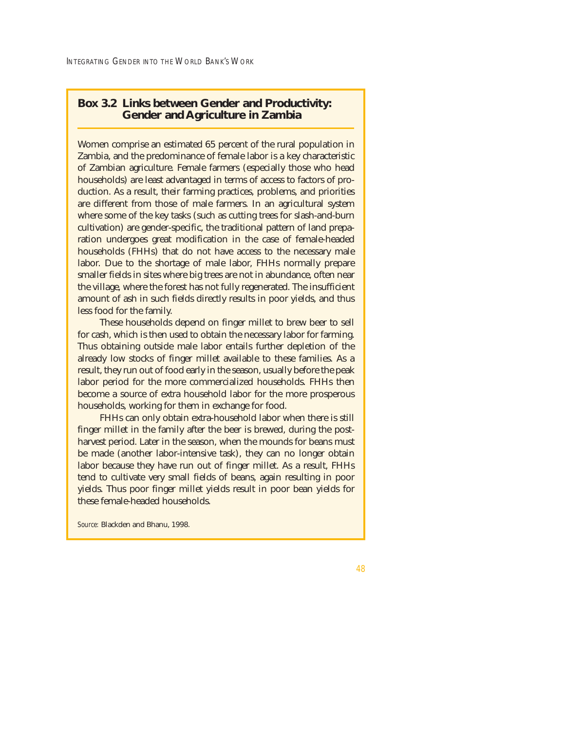## Box 3.2 Links between Gender and Productivity: Gender and Agriculture in Zambia

Women comprise an estimated 65 percent of the rural population in Zambia, and the predominance of female labor is a key characteristic of Zambian agriculture. Female farmers (especially those who head households) are least advantaged in terms of access to factors of production. As a result, their farming practices, problems, and priorities are different from those of male farmers. In an agricultural system where some of the key tasks (such as cutting trees for slash-and-burn cultivation) are gender-specific, the traditional pattern of land preparation undergoes great modification in the case of female-headed households (FHHs) that do not have access to the necessary male labor. Due to the shortage of male labor, FHHs normally prepare smaller fields in sites where big trees are not in abundance, often near the village, where the forest has not fully regenerated. The insufficient amount of ash in such fields directly results in poor yields, and thus less food for the family.

These households depend on finger millet to brew beer to sell for cash, which is then used to obtain the necessary labor for farming. Thus obtaining outside male labor entails further depletion of the already low stocks of finger millet available to these families. As a result, they run out of food early in the season, usually before the peak labor period for the more commercialized households. FHHs then become a source of extra household labor for the more prosperous households, working for them in exchange for food.

FHHs can only obtain extra-household labor when there is still finger millet in the family after the beer is brewed, during the post-harvest period. Later in the season, when the mounds for beans must be made (another labor-intensive task), they can no longer obtain labor because they have run out of finger millet. As a result, FHHs tend to cultivate very small fields of beans, again resulting in poor yields. Thus poor finger millet yields result in poor bean yields for these female-headed households.

*Source:* Blackden and Bhanu, 1998.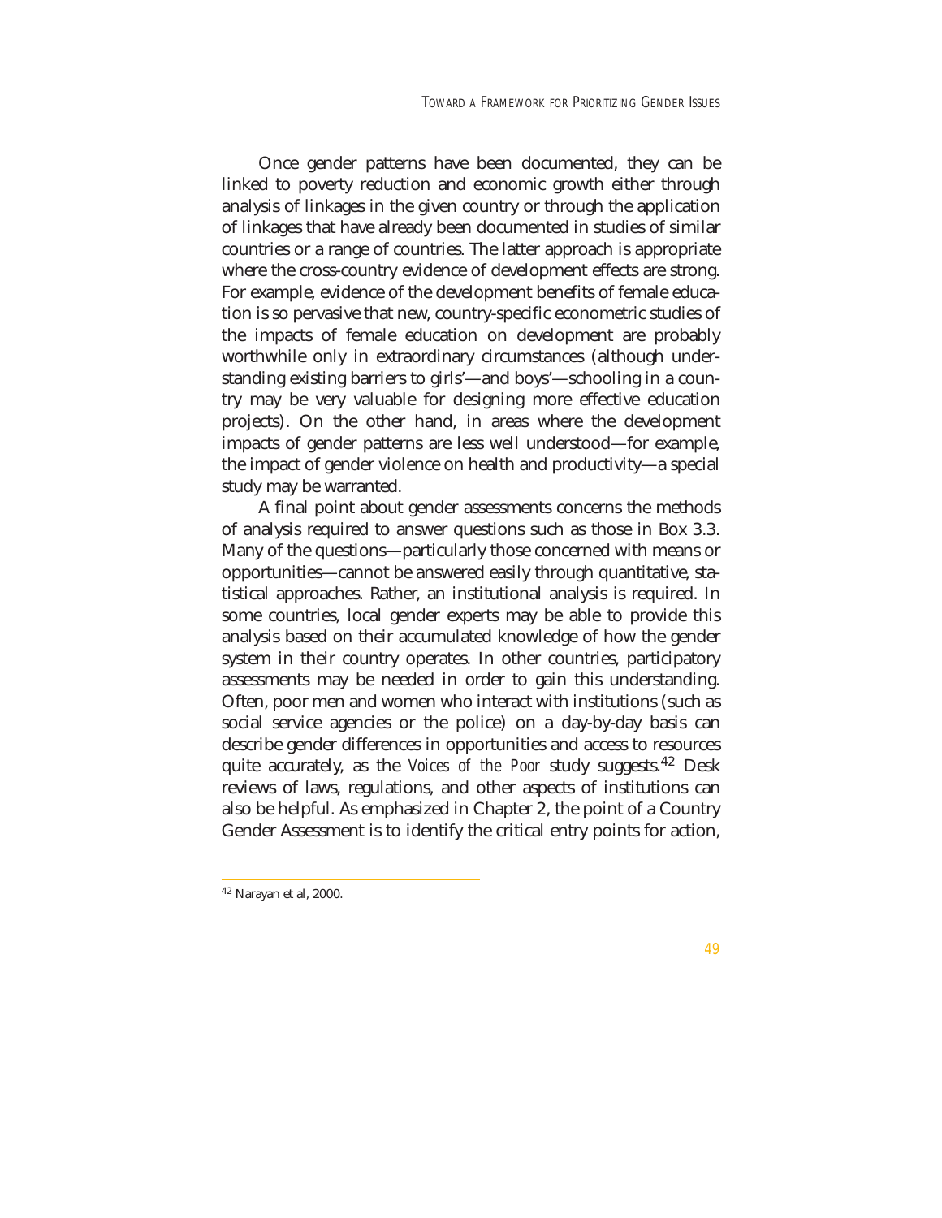Once gender patterns have been documented, they can be linked to poverty reduction and economic growth either through analysis of linkages in the given country or through the application of linkages that have already been documented in studies of similar countries or a range of countries. The latter approach is appropriate where the cross-country evidence of development effects are strong. For example, evidence of the development benefits of female education is so pervasive that new, country-specific econometric studies of the impacts of female education on development are probably worthwhile only in extraordinary circumstances (although understanding existing barriers to girls'—and boys'—schooling in a country may be very valuable for designing more effective education projects). On the other hand, in areas where the development impacts of gender patterns are less well understood—for example, the impact of gender violence on health and productivity—a special study may be warranted.

A final point about gender assessments concerns the methods of analysis required to answer questions such as those in Box 3.3. Many of the questions—particularly those concerned with means or opportunities—cannot be answered easily through quantitative, statistical approaches. Rather, an institutional analysis is required. In some countries, local gender experts may be able to provide this analysis based on their accumulated knowledge of how the gender system in their country operates. In other countries, participatory assessments may be needed in order to gain this understanding. Often, poor men and women who interact with institutions (such as social service agencies or the police) on a day-by-day basis can describe gender differences in opportunities and access to resources quite accurately, as the *Voices of the Poor* study suggests.[42] Desk reviews of laws, regulations, and other aspects of institutions can also be helpful. As emphasized in Chapter 2, the point of a Country Gender Assessment is to identify the critical entry points for action,

---

[42] Narayan et al, 2000.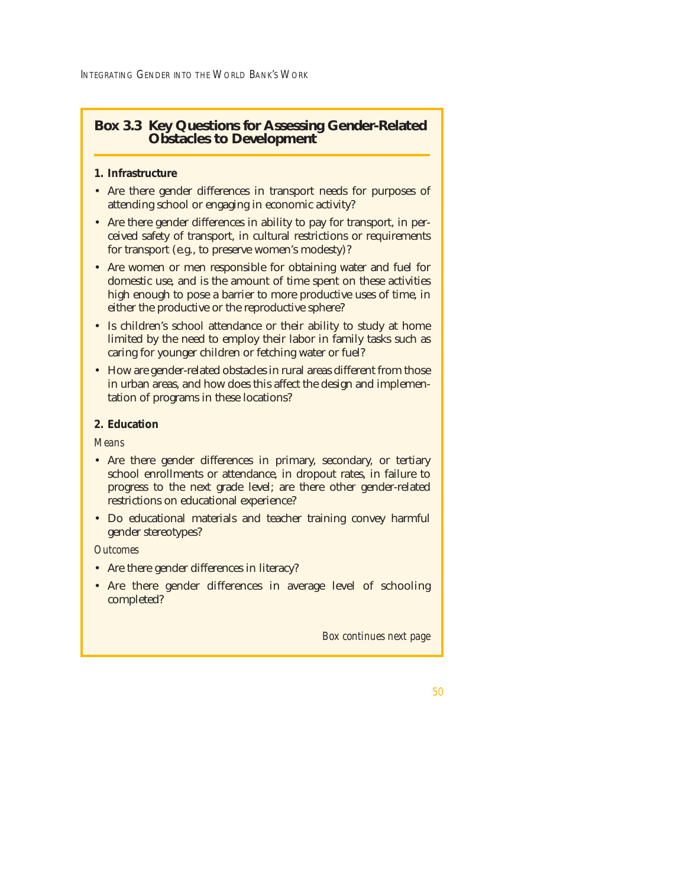## Box 3.3 Key Questions for Assessing Gender-Related Obstacles to Development

**1. Infrastructure**

- Are there gender differences in transport needs for purposes of attending school or engaging in economic activity?
- Are there gender differences in ability to pay for transport, in perceived safety of transport, in cultural restrictions or requirements for transport (e.g., to preserve women's modesty)?
- Are women or men responsible for obtaining water and fuel for domestic use, and is the amount of time spent on these activities high enough to pose a barrier to more productive uses of time, in either the productive or the reproductive sphere?
- Is children's school attendance or their ability to study at home limited by the need to employ their labor in family tasks such as caring for younger children or fetching water or fuel?
- How are gender-related obstacles in rural areas different from those in urban areas, and how does this affect the design and implementation of programs in these locations?

**2. Education**

*Means*

- Are there gender differences in primary, secondary, or tertiary school enrollments or attendance, in dropout rates, in failure to progress to the next grade level; are there other gender-related restrictions on educational experience?
- Do educational materials and teacher training convey harmful gender stereotypes?

*Outcomes*

- Are there gender differences in literacy?
- Are there gender differences in average level of schooling completed?

*Box continues next page*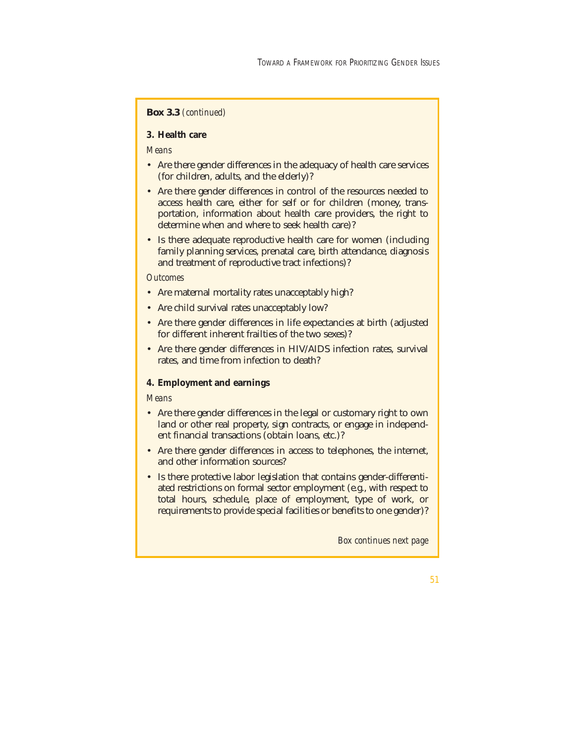**Box 3.3** *(continued)*

**3. Health care**

*Means*

- Are there gender differences in the adequacy of health care services (for children, adults, and the elderly)?
- Are there gender differences in control of the resources needed to access health care, either for self or for children (money, transportation, information about health care providers, the right to determine when and where to seek health care)?
- Is there adequate reproductive health care for women (including family planning services, prenatal care, birth attendance, diagnosis and treatment of reproductive tract infections)?

*Outcomes*

- Are maternal mortality rates unacceptably high?
- Are child survival rates unacceptably low?
- Are there gender differences in life expectancies at birth (adjusted for different inherent frailties of the two sexes)?
- Are there gender differences in HIV/AIDS infection rates, survival rates, and time from infection to death?

**4. Employment and earnings**

*Means*

- Are there gender differences in the legal or customary right to own land or other real property, sign contracts, or engage in independent financial transactions (obtain loans, etc.)?
- Are there gender differences in access to telephones, the internet, and other information sources?
- Is there protective labor legislation that contains gender-differentiated restrictions on formal sector employment (e.g., with respect to total hours, schedule, place of employment, type of work, or requirements to provide special facilities or benefits to one gender)?

*Box continues next page*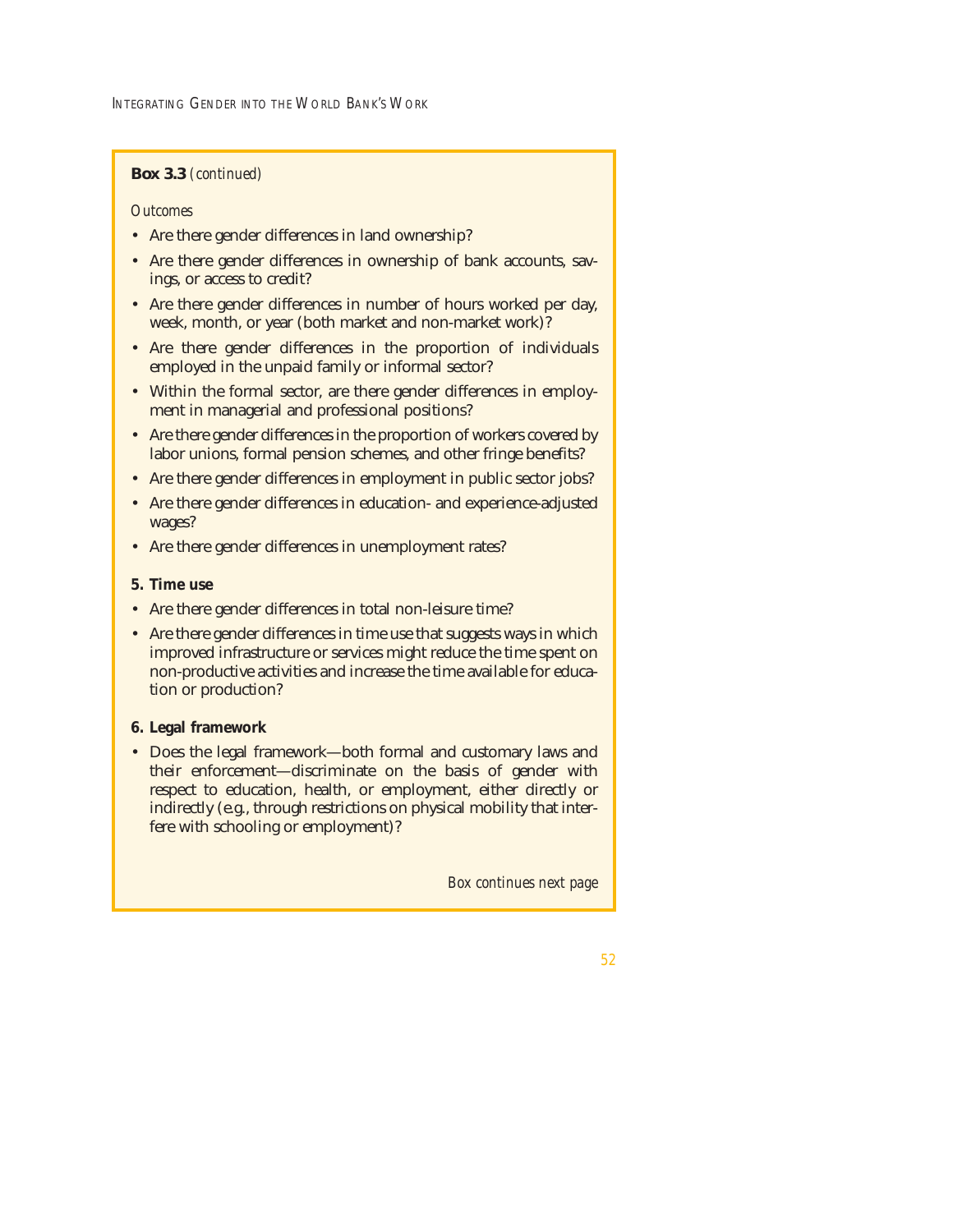**Box 3.3** *(continued)*

*Outcomes*

- Are there gender differences in land ownership?
- Are there gender differences in ownership of bank accounts, savings, or access to credit?
- Are there gender differences in number of hours worked per day, week, month, or year (both market and non-market work)?
- Are there gender differences in the proportion of individuals employed in the unpaid family or informal sector?
- Within the formal sector, are there gender differences in employment in managerial and professional positions?
- Are there gender differences in the proportion of workers covered by labor unions, formal pension schemes, and other fringe benefits?
- Are there gender differences in employment in public sector jobs?
- Are there gender differences in education- and experience-adjusted wages?
- Are there gender differences in unemployment rates?

**5. Time use**

- Are there gender differences in total non-leisure time?
- Are there gender differences in time use that suggests ways in which improved infrastructure or services might reduce the time spent on non-productive activities and increase the time available for education or production?

**6. Legal framework**

- Does the legal framework—both formal and customary laws and their enforcement—discriminate on the basis of gender with respect to education, health, or employment, either directly or indirectly (e.g., through restrictions on physical mobility that interfere with schooling or employment)?

*Box continues next page*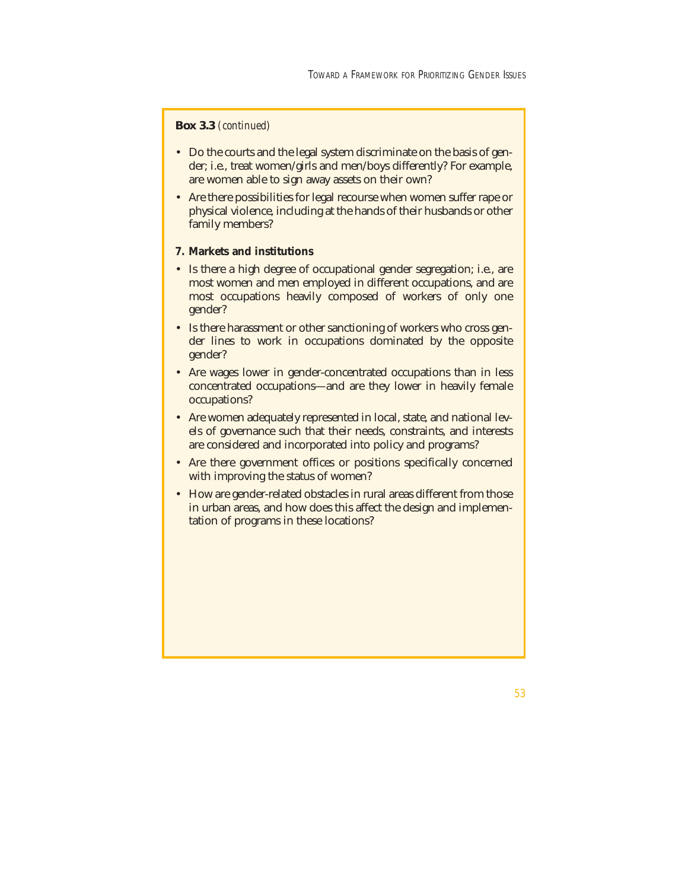**Box 3.3** *(continued)*

- Do the courts and the legal system discriminate on the basis of gender; i.e., treat women/girls and men/boys differently? For example, are women able to sign away assets on their own?
- Are there possibilities for legal recourse when women suffer rape or physical violence, including at the hands of their husbands or other family members?

**7. Markets and institutions**

- Is there a high degree of occupational gender segregation; i.e., are most women and men employed in different occupations, and are most occupations heavily composed of workers of only one gender?
- Is there harassment or other sanctioning of workers who cross gender lines to work in occupations dominated by the opposite gender?
- Are wages lower in gender-concentrated occupations than in less concentrated occupations—and are they lower in heavily female occupations?
- Are women adequately represented in local, state, and national levels of governance such that their needs, constraints, and interests are considered and incorporated into policy and programs?
- Are there government offices or positions specifically concerned with improving the status of women?
- How are gender-related obstacles in rural areas different from those in urban areas, and how does this affect the design and implementation of programs in these locations?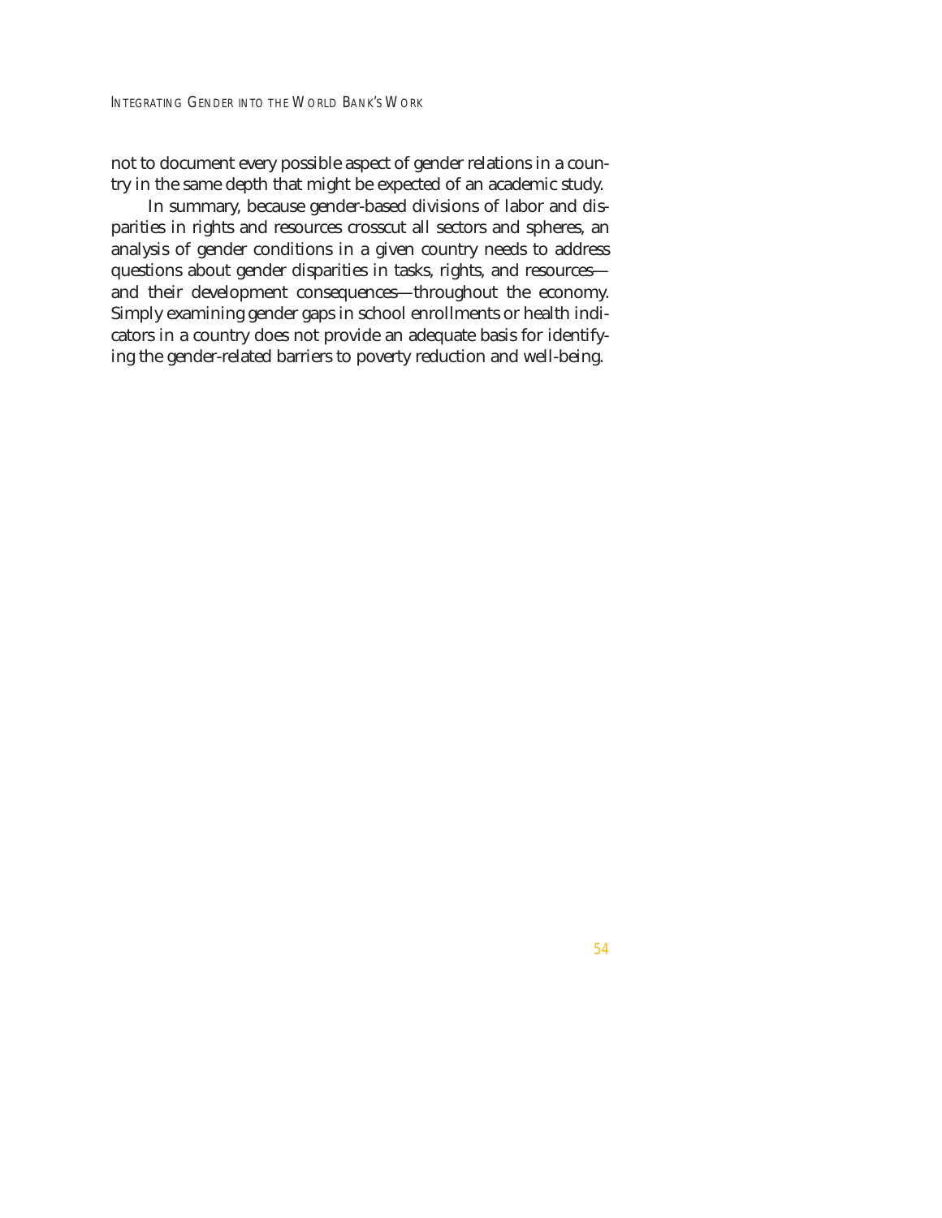not to document every possible aspect of gender relations in a country in the same depth that might be expected of an academic study.

In summary, because gender-based divisions of labor and disparities in rights and resources crosscut all sectors and spheres, an analysis of gender conditions in a given country needs to address questions about gender disparities in tasks, rights, and resources—and their development consequences—throughout the economy. Simply examining gender gaps in school enrollments or health indicators in a country does not provide an adequate basis for identifying the gender-related barriers to poverty reduction and well-being.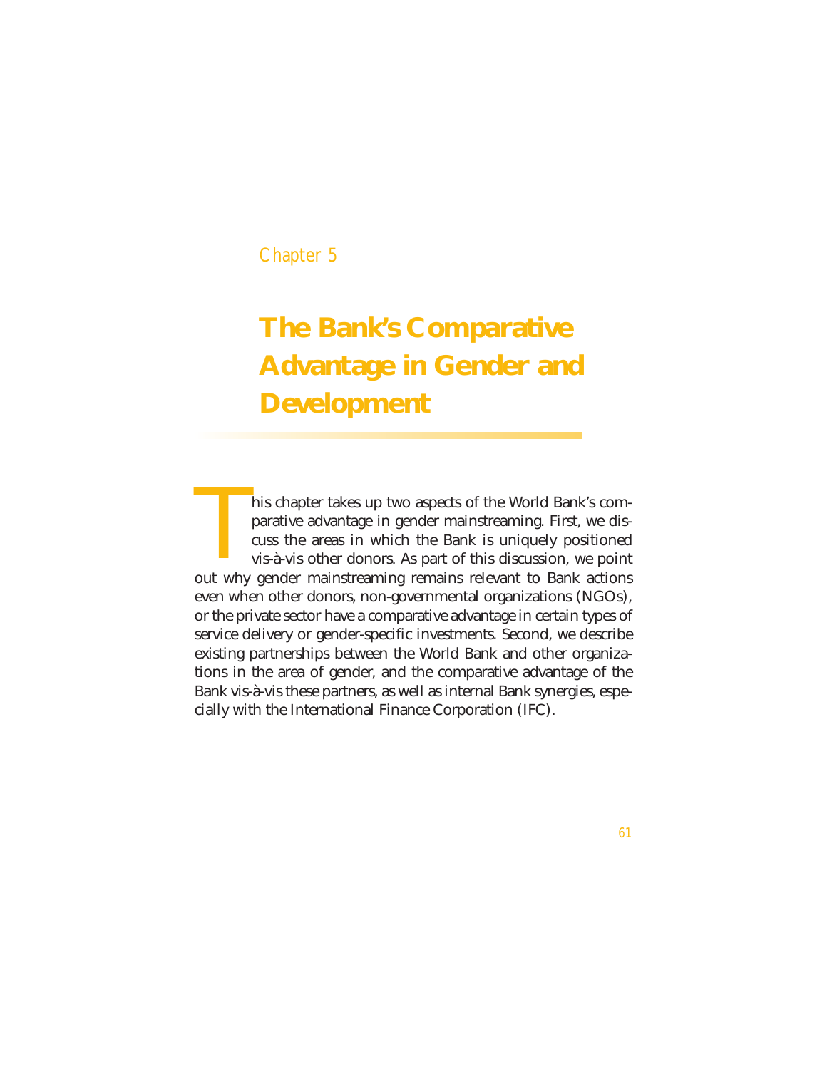Chapter 5

# The Bank's Comparative Advantage in Gender and Development

This chapter takes up two aspects of the World Bank's comparative advantage in gender mainstreaming. First, we discuss the areas in which the Bank is uniquely positioned vis-à-vis other donors. As part of this discussion, we point out why gender mainstreaming remains relevant to Bank actions even when other donors, non-governmental organizations (NGOs), or the private sector have a comparative advantage in certain types of service delivery or gender-specific investments. Second, we describe existing partnerships between the World Bank and other organizations in the area of gender, and the comparative advantage of the Bank vis-à-vis these partners, as well as internal Bank synergies, especially with the International Finance Corporation (IFC).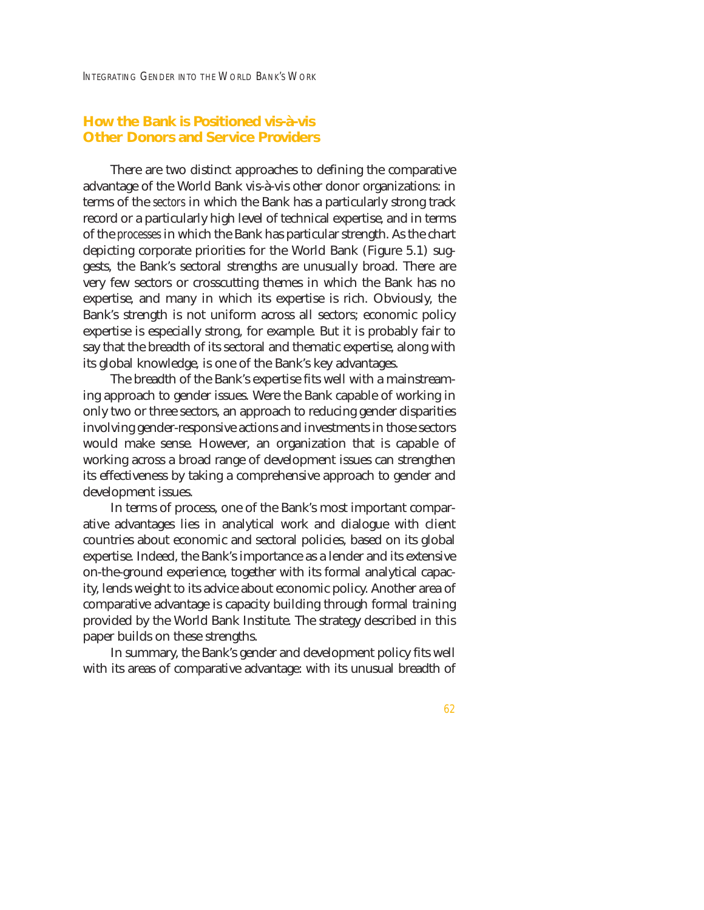## How the Bank is Positioned vis-à-vis Other Donors and Service Providers

There are two distinct approaches to defining the comparative advantage of the World Bank vis-à-vis other donor organizations: in terms of the *sectors* in which the Bank has a particularly strong track record or a particularly high level of technical expertise, and in terms of the *processes* in which the Bank has particular strength. As the chart depicting corporate priorities for the World Bank (Figure 5.1) suggests, the Bank's sectoral strengths are unusually broad. There are very few sectors or crosscutting themes in which the Bank has no expertise, and many in which its expertise is rich. Obviously, the Bank's strength is not uniform across all sectors; economic policy expertise is especially strong, for example. But it is probably fair to say that the breadth of its sectoral and thematic expertise, along with its global knowledge, is one of the Bank's key advantages.

The breadth of the Bank's expertise fits well with a mainstreaming approach to gender issues. Were the Bank capable of working in only two or three sectors, an approach to reducing gender disparities involving gender-responsive actions and investments in those sectors would make sense. However, an organization that is capable of working across a broad range of development issues can strengthen its effectiveness by taking a comprehensive approach to gender and development issues.

In terms of process, one of the Bank's most important comparative advantages lies in analytical work and dialogue with client countries about economic and sectoral policies, based on its global expertise. Indeed, the Bank's importance as a lender and its extensive on-the-ground experience, together with its formal analytical capacity, lends weight to its advice about economic policy. Another area of comparative advantage is capacity building through formal training provided by the World Bank Institute. The strategy described in this paper builds on these strengths.

In summary, the Bank's gender and development policy fits well with its areas of comparative advantage: with its unusual breadth of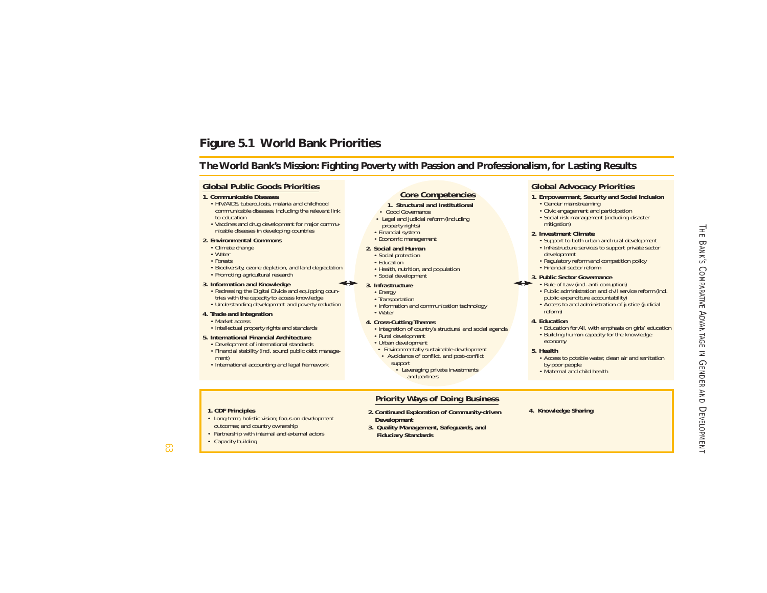# Figure 5.1 World Bank Priorities

## The World Bank's Mission: Fighting Poverty with Passion and Professionalism, for Lasting Results

### Global Public Goods Priorities

**1. Communicable Diseases**
- HIV/AIDS, tuberculosis, malaria and childhood communicable diseases, including the relevant link to education
- Vaccines and drug development for major communicable diseases in developing countries

**2. Environmental Commons**
- Climate change
- Water
- Forests
- Biodiversity, ozone depletion, and land degradation
- Promoting agricultural research

**3. Information and Knowledge**
- Redressing the Digital Divide and equipping countries with the capacity to access knowledge
- Understanding development and poverty reduction

**4. Trade and Integration**
- Market access
- Intellectual property rights and standards

**5. International Financial Architecture**
- Development of international standards
- Financial stability (incl. sound public debt management)
- International accounting and legal framework

### Core Competencies

**1. Structural and Institutional**
- Good Governance
- Legal and judicial reform (including property rights)
- Financial system
- Economic management

**2. Social and Human**
- Social protection
- Education
- Health, nutrition, and population
- Social development

**3. Infrastructure**
- Energy
- Transportation
- Information and communication technology
- Water

**4. Cross-Cutting Themes**
- Integration of country's structural and social agenda
- Rural development
- Urban development
- Environmentally sustainable development
- Avoidance of conflict, and post-conflict support
- Leveraging private investments and partners

### Global Advocacy Priorities

**1. Empowerment, Security and Social Inclusion**
- Gender mainstreaming
- Civic engagement and participation
- Social risk management (including disaster mitigation)

**2. Investment Climate**
- Support to both urban and rural development
- Infrastructure services to support private sector development
- Regulatory reform and competition policy
- Financial sector reform

**3. Public Sector Governance**
- Rule of Law (incl. anti-corruption)
- Public administration and civil service reform (incl. public expenditure accountability)
- Access to and administration of justice (judicial reform)

**4. Education**
- Education for All, with emphasis on girls' education
- Building human capacity for the knowledge economy

**5. Health**
- Access to potable water, clean air and sanitation by poor people
- Maternal and child health

### Priority Ways of Doing Business

**1. CDF Principles**
- Long-term, holistic vision; focus on development outcomes; and country ownership
- Partnership with internal and external actors
- Capacity building

**2. Continued Exploration of Community-driven Development**

**3. Quality Management, Safeguards, and Fiduciary Standards**

**4. Knowledge Sharing**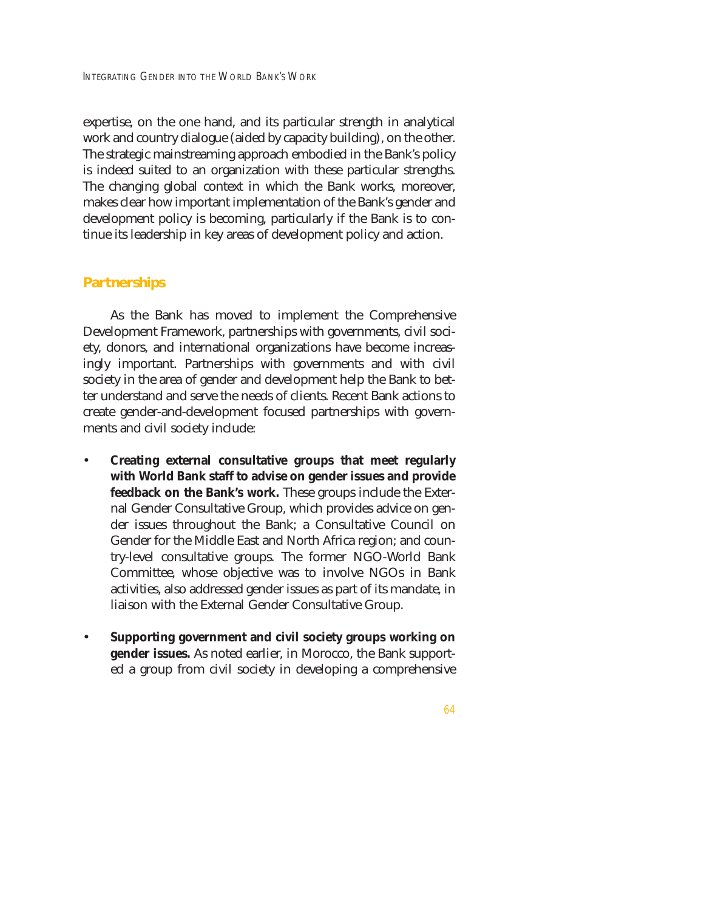expertise, on the one hand, and its particular strength in analytical work and country dialogue (aided by capacity building), on the other. The strategic mainstreaming approach embodied in the Bank's policy is indeed suited to an organization with these particular strengths. The changing global context in which the Bank works, moreover, makes clear how important implementation of the Bank's gender and development policy is becoming, particularly if the Bank is to continue its leadership in key areas of development policy and action.

## Partnerships

As the Bank has moved to implement the Comprehensive Development Framework, partnerships with governments, civil society, donors, and international organizations have become increasingly important. Partnerships with governments and with civil society in the area of gender and development help the Bank to better understand and serve the needs of clients. Recent Bank actions to create gender-and-development focused partnerships with governments and civil society include:

- **Creating external consultative groups that meet regularly with World Bank staff to advise on gender issues and provide feedback on the Bank's work.** These groups include the External Gender Consultative Group, which provides advice on gender issues throughout the Bank; a Consultative Council on Gender for the Middle East and North Africa region; and country-level consultative groups. The former NGO-World Bank Committee, whose objective was to involve NGOs in Bank activities, also addressed gender issues as part of its mandate, in liaison with the External Gender Consultative Group.

- **Supporting government and civil society groups working on gender issues.** As noted earlier, in Morocco, the Bank supported a group from civil society in developing a comprehensive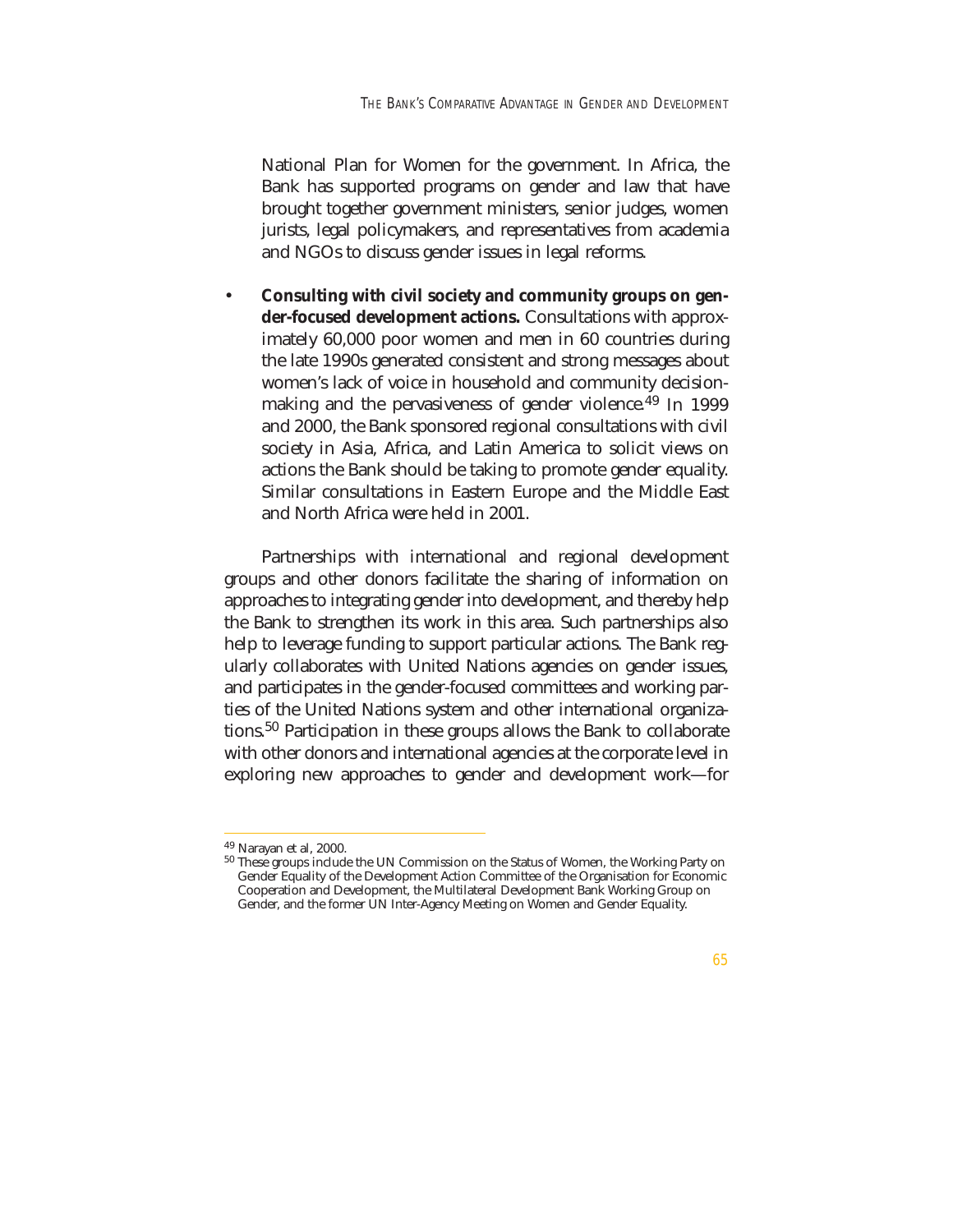National Plan for Women for the government. In Africa, the Bank has supported programs on gender and law that have brought together government ministers, senior judges, women jurists, legal policymakers, and representatives from academia and NGOs to discuss gender issues in legal reforms.

- **Consulting with civil society and community groups on gender-focused development actions.** Consultations with approximately 60,000 poor women and men in 60 countries during the late 1990s generated consistent and strong messages about women's lack of voice in household and community decision-making and the pervasiveness of gender violence.[49] In 1999 and 2000, the Bank sponsored regional consultations with civil society in Asia, Africa, and Latin America to solicit views on actions the Bank should be taking to promote gender equality. Similar consultations in Eastern Europe and the Middle East and North Africa were held in 2001.

Partnerships with international and regional development groups and other donors facilitate the sharing of information on approaches to integrating gender into development, and thereby help the Bank to strengthen its work in this area. Such partnerships also help to leverage funding to support particular actions. The Bank regularly collaborates with United Nations agencies on gender issues, and participates in the gender-focused committees and working parties of the United Nations system and other international organizations.[50] Participation in these groups allows the Bank to collaborate with other donors and international agencies at the corporate level in exploring new approaches to gender and development work—for

---

[49] Narayan et al, 2000.

[50] These groups include the UN Commission on the Status of Women, the Working Party on Gender Equality of the Development Action Committee of the Organisation for Economic Cooperation and Development, the Multilateral Development Bank Working Group on Gender, and the former UN Inter-Agency Meeting on Women and Gender Equality.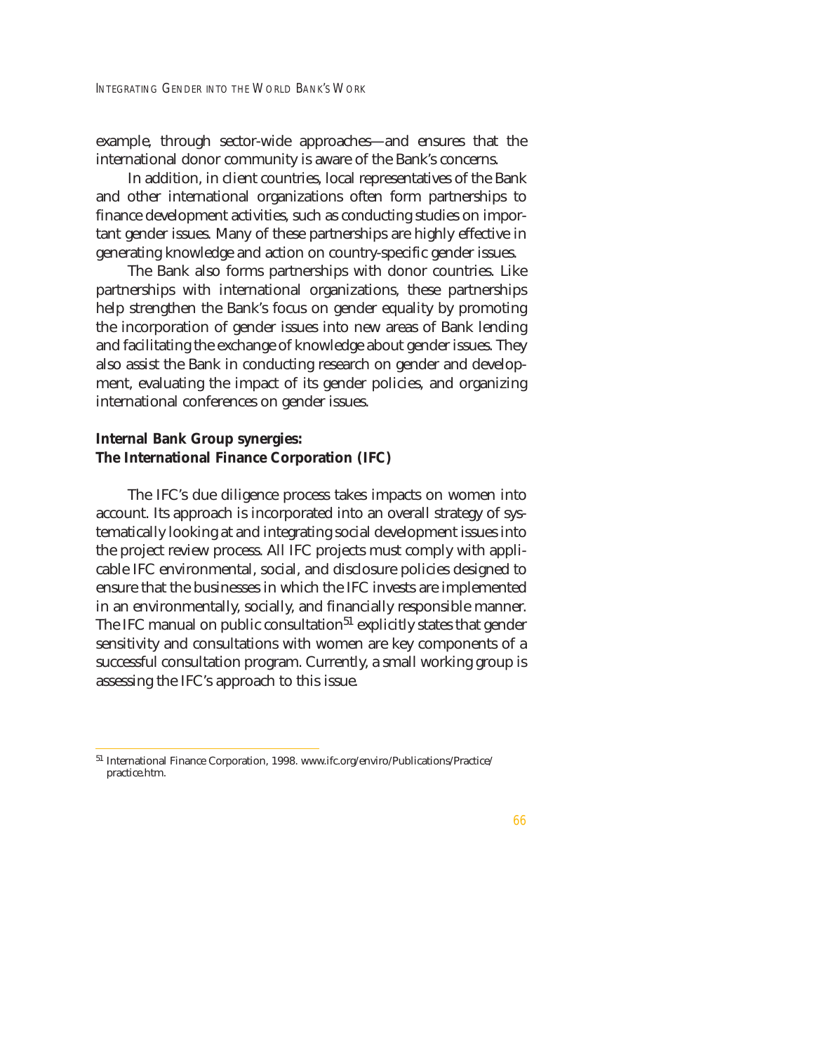example, through sector-wide approaches—and ensures that the international donor community is aware of the Bank's concerns.

In addition, in client countries, local representatives of the Bank and other international organizations often form partnerships to finance development activities, such as conducting studies on important gender issues. Many of these partnerships are highly effective in generating knowledge and action on country-specific gender issues.

The Bank also forms partnerships with donor countries. Like partnerships with international organizations, these partnerships help strengthen the Bank's focus on gender equality by promoting the incorporation of gender issues into new areas of Bank lending and facilitating the exchange of knowledge about gender issues. They also assist the Bank in conducting research on gender and development, evaluating the impact of its gender policies, and organizing international conferences on gender issues.

### Internal Bank Group synergies: The International Finance Corporation (IFC)

The IFC's due diligence process takes impacts on women into account. Its approach is incorporated into an overall strategy of systematically looking at and integrating social development issues into the project review process. All IFC projects must comply with applicable IFC environmental, social, and disclosure policies designed to ensure that the businesses in which the IFC invests are implemented in an environmentally, socially, and financially responsible manner. The IFC manual on public consultation[51] explicitly states that gender sensitivity and consultations with women are key components of a successful consultation program. Currently, a small working group is assessing the IFC's approach to this issue.

---

[51] International Finance Corporation, 1998. www.ifc.org/enviro/Publications/Practice/practice.htm.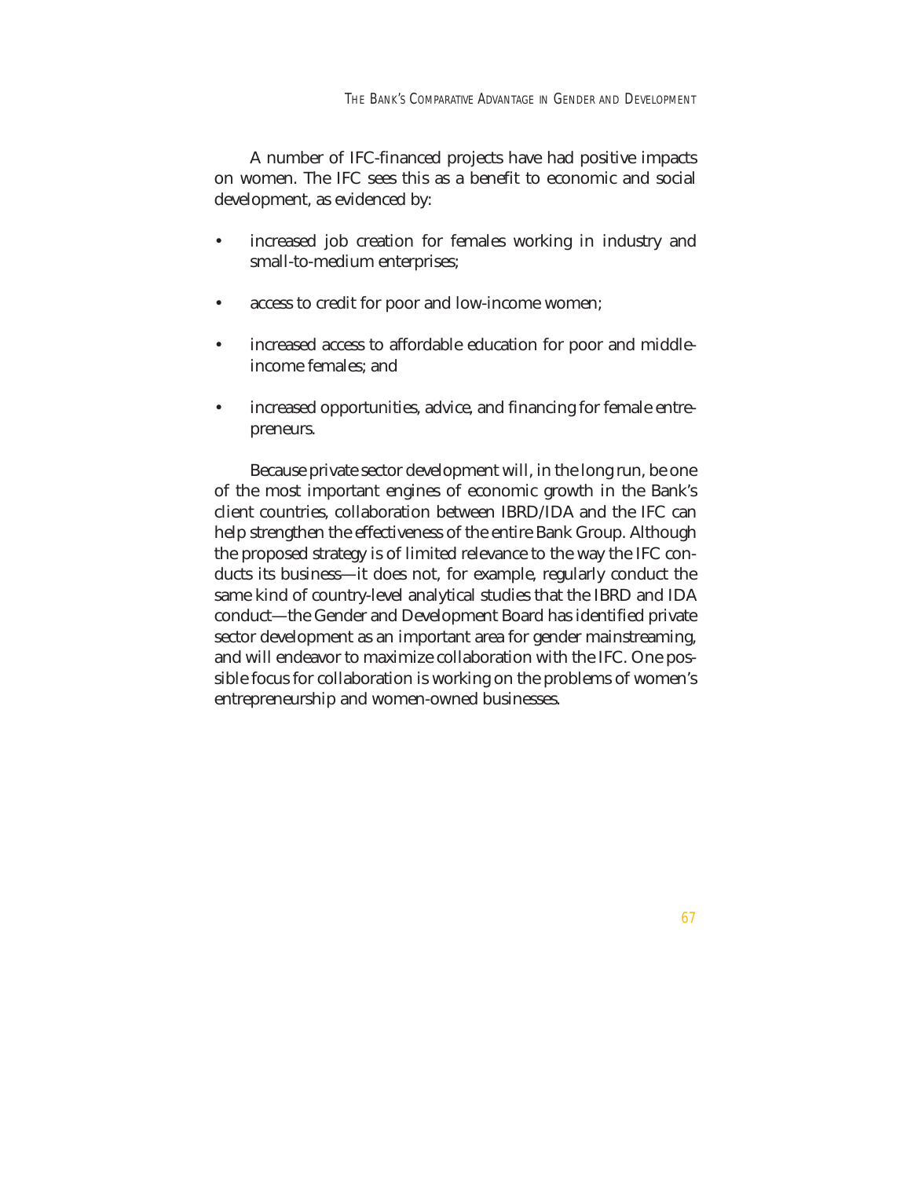A number of IFC-financed projects have had positive impacts on women. The IFC sees this as a benefit to economic and social development, as evidenced by:

- increased job creation for females working in industry and small-to-medium enterprises;
- access to credit for poor and low-income women;
- increased access to affordable education for poor and middle-income females; and
- increased opportunities, advice, and financing for female entrepreneurs.

Because private sector development will, in the long run, be one of the most important engines of economic growth in the Bank's client countries, collaboration between IBRD/IDA and the IFC can help strengthen the effectiveness of the entire Bank Group. Although the proposed strategy is of limited relevance to the way the IFC conducts its business—it does not, for example, regularly conduct the same kind of country-level analytical studies that the IBRD and IDA conduct—the Gender and Development Board has identified private sector development as an important area for gender mainstreaming, and will endeavor to maximize collaboration with the IFC. One possible focus for collaboration is working on the problems of women's entrepreneurship and women-owned businesses.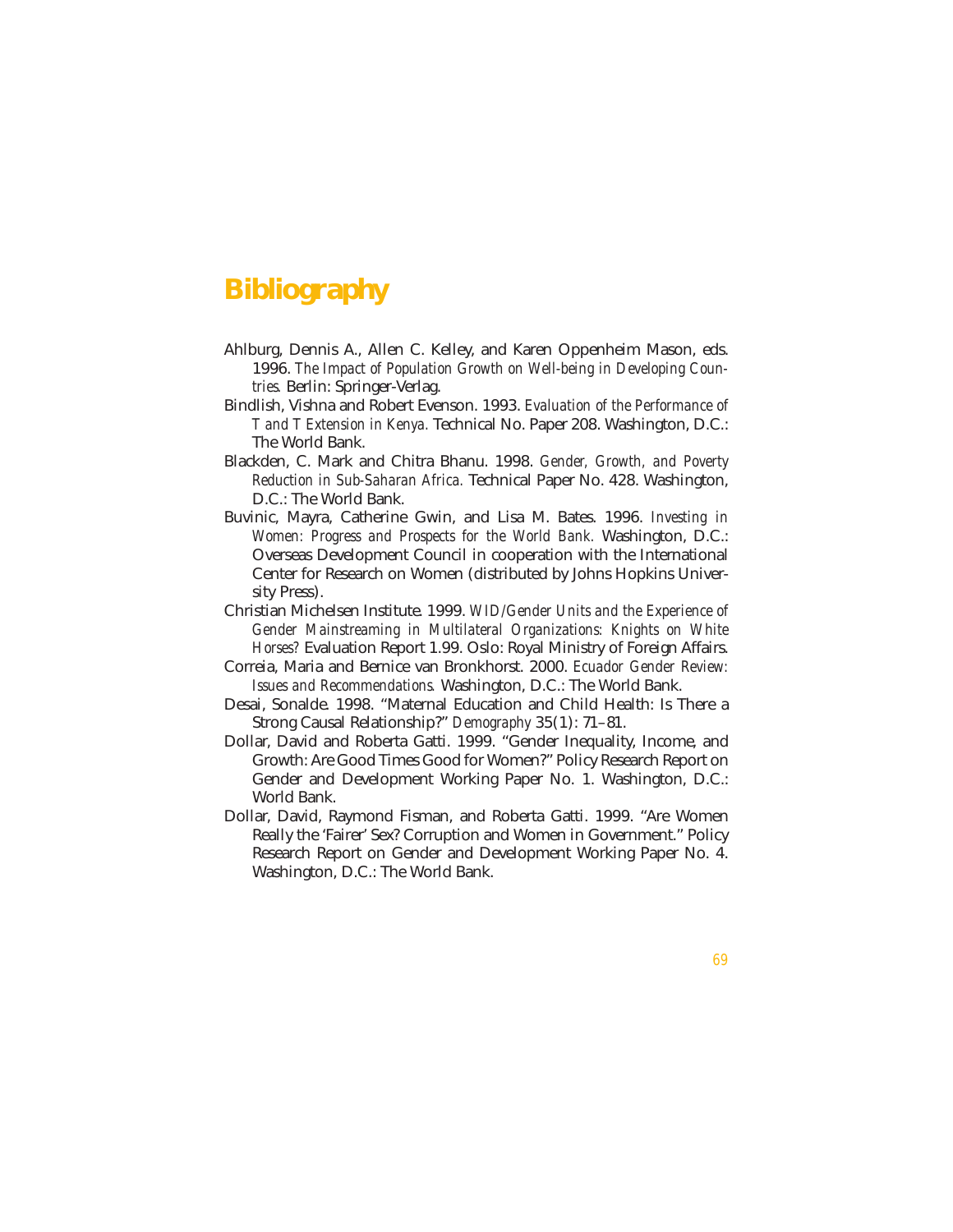# Bibliography

Ahlburg, Dennis A., Allen C. Kelley, and Karen Oppenheim Mason, eds. 1996. *The Impact of Population Growth on Well-being in Developing Countries.* Berlin: Springer-Verlag.

Bindlish, Vishna and Robert Evenson. 1993. *Evaluation of the Performance of T and T Extension in Kenya.* Technical No. Paper 208. Washington, D.C.: The World Bank.

Blackden, C. Mark and Chitra Bhanu. 1998. *Gender, Growth, and Poverty Reduction in Sub-Saharan Africa.* Technical Paper No. 428. Washington, D.C.: The World Bank.

Buvinic, Mayra, Catherine Gwin, and Lisa M. Bates. 1996. *Investing in Women: Progress and Prospects for the World Bank.* Washington, D.C.: Overseas Development Council in cooperation with the International Center for Research on Women (distributed by Johns Hopkins University Press).

Christian Michelsen Institute. 1999. *WID/Gender Units and the Experience of Gender Mainstreaming in Multilateral Organizations: Knights on White Horses?* Evaluation Report 1.99. Oslo: Royal Ministry of Foreign Affairs.

Correia, Maria and Bernice van Bronkhorst. 2000. *Ecuador Gender Review: Issues and Recommendations.* Washington, D.C.: The World Bank.

Desai, Sonalde. 1998. "Maternal Education and Child Health: Is There a Strong Causal Relationship?" *Demography* 35(1): 71–81.

Dollar, David and Roberta Gatti. 1999. "Gender Inequality, Income, and Growth: Are Good Times Good for Women?" Policy Research Report on Gender and Development Working Paper No. 1. Washington, D.C.: World Bank.

Dollar, David, Raymond Fisman, and Roberta Gatti. 1999. "Are Women Really the 'Fairer' Sex? Corruption and Women in Government." Policy Research Report on Gender and Development Working Paper No. 4. Washington, D.C.: The World Bank.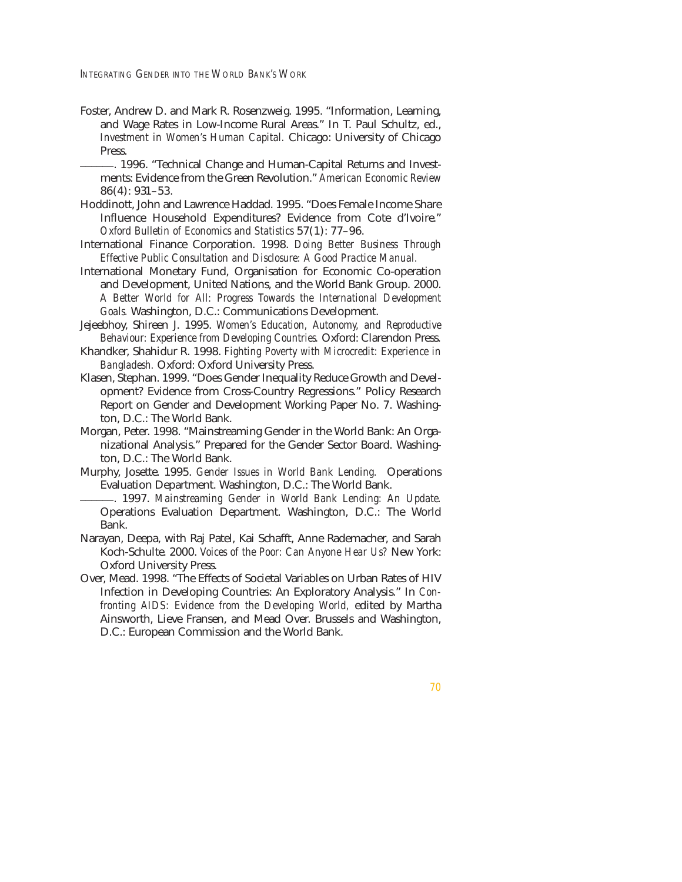Foster, Andrew D. and Mark R. Rosenzweig. 1995. "Information, Learning, and Wage Rates in Low-Income Rural Areas." In T. Paul Schultz, ed., *Investment in Women's Human Capital.* Chicago: University of Chicago Press.

———. 1996. "Technical Change and Human-Capital Returns and Investments: Evidence from the Green Revolution." *American Economic Review* 86(4): 931–53.

Hoddinott, John and Lawrence Haddad. 1995. "Does Female Income Share Influence Household Expenditures? Evidence from Cote d'Ivoire." *Oxford Bulletin of Economics and Statistics* 57(1): 77–96.

International Finance Corporation. 1998. *Doing Better Business Through Effective Public Consultation and Disclosure: A Good Practice Manual.*

International Monetary Fund, Organisation for Economic Co-operation and Development, United Nations, and the World Bank Group. 2000. *A Better World for All: Progress Towards the International Development Goals.* Washington, D.C.: Communications Development.

Jejeebhoy, Shireen J. 1995. *Women's Education, Autonomy, and Reproductive Behaviour: Experience from Developing Countries.* Oxford: Clarendon Press.

Khandker, Shahidur R. 1998. *Fighting Poverty with Microcredit: Experience in Bangladesh.* Oxford: Oxford University Press.

Klasen, Stephan. 1999. "Does Gender Inequality Reduce Growth and Development? Evidence from Cross-Country Regressions." Policy Research Report on Gender and Development Working Paper No. 7. Washington, D.C.: The World Bank.

Morgan, Peter. 1998. "Mainstreaming Gender in the World Bank: An Organizational Analysis." Prepared for the Gender Sector Board. Washington, D.C.: The World Bank.

Murphy, Josette. 1995. *Gender Issues in World Bank Lending.* Operations Evaluation Department. Washington, D.C.: The World Bank.

———. 1997. *Mainstreaming Gender in World Bank Lending: An Update.* Operations Evaluation Department. Washington, D.C.: The World Bank.

Narayan, Deepa, with Raj Patel, Kai Schafft, Anne Rademacher, and Sarah Koch-Schulte. 2000. *Voices of the Poor: Can Anyone Hear Us?* New York: Oxford University Press.

Over, Mead. 1998. "The Effects of Societal Variables on Urban Rates of HIV Infection in Developing Countries: An Exploratory Analysis." In *Confronting AIDS: Evidence from the Developing World,* edited by Martha Ainsworth, Lieve Fransen, and Mead Over. Brussels and Washington, D.C.: European Commission and the World Bank.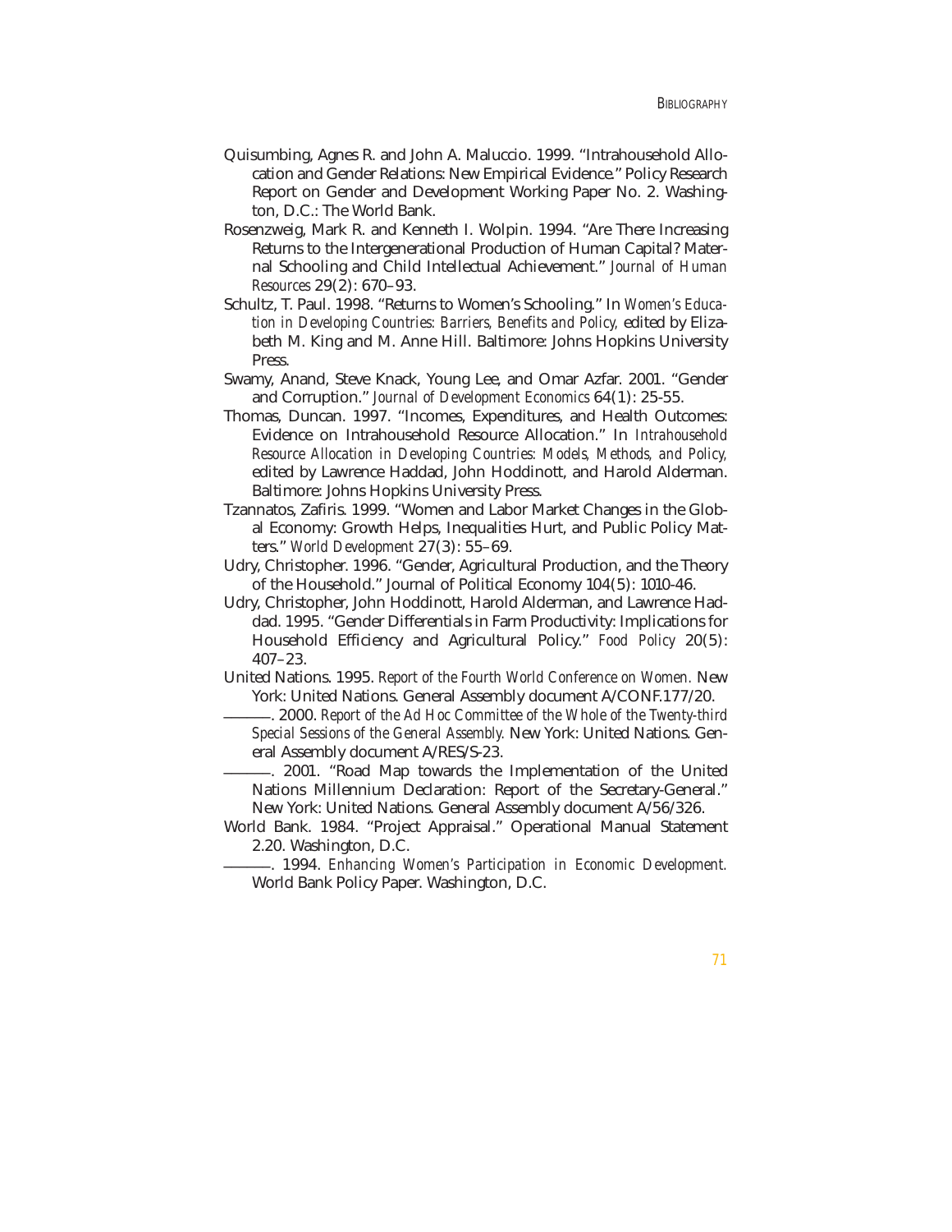Quisumbing, Agnes R. and John A. Maluccio. 1999. "Intrahousehold Allocation and Gender Relations: New Empirical Evidence." Policy Research Report on Gender and Development Working Paper No. 2. Washington, D.C.: The World Bank.

Rosenzweig, Mark R. and Kenneth I. Wolpin. 1994. "Are There Increasing Returns to the Intergenerational Production of Human Capital? Maternal Schooling and Child Intellectual Achievement." *Journal of Human Resources* 29(2): 670–93.

Schultz, T. Paul. 1998. "Returns to Women's Schooling." In *Women's Education in Developing Countries: Barriers, Benefits and Policy,* edited by Elizabeth M. King and M. Anne Hill. Baltimore: Johns Hopkins University Press.

Swamy, Anand, Steve Knack, Young Lee, and Omar Azfar. 2001. "Gender and Corruption." *Journal of Development Economics* 64(1): 25-55.

Thomas, Duncan. 1997. "Incomes, Expenditures, and Health Outcomes: Evidence on Intrahousehold Resource Allocation." In *Intrahousehold Resource Allocation in Developing Countries: Models, Methods, and Policy,* edited by Lawrence Haddad, John Hoddinott, and Harold Alderman. Baltimore: Johns Hopkins University Press.

Tzannatos, Zafiris. 1999. "Women and Labor Market Changes in the Global Economy: Growth Helps, Inequalities Hurt, and Public Policy Matters." *World Development* 27(3): 55–69.

Udry, Christopher. 1996. "Gender, Agricultural Production, and the Theory of the Household." Journal of Political Economy 104(5): 1010-46.

Udry, Christopher, John Hoddinott, Harold Alderman, and Lawrence Haddad. 1995. "Gender Differentials in Farm Productivity: Implications for Household Efficiency and Agricultural Policy." *Food Policy* 20(5): 407–23.

United Nations. 1995. *Report of the Fourth World Conference on Women.* New York: United Nations. General Assembly document A/CONF.177/20.

———. 2000. *Report of the Ad Hoc Committee of the Whole of the Twenty-third Special Sessions of the General Assembly.* New York: United Nations. General Assembly document A/RES/S-23.

———. 2001. "Road Map towards the Implementation of the United Nations Millennium Declaration: Report of the Secretary-General." New York: United Nations. General Assembly document A/56/326.

World Bank. 1984. "Project Appraisal." Operational Manual Statement 2.20. Washington, D.C.

———. 1994. *Enhancing Women's Participation in Economic Development.* World Bank Policy Paper. Washington, D.C.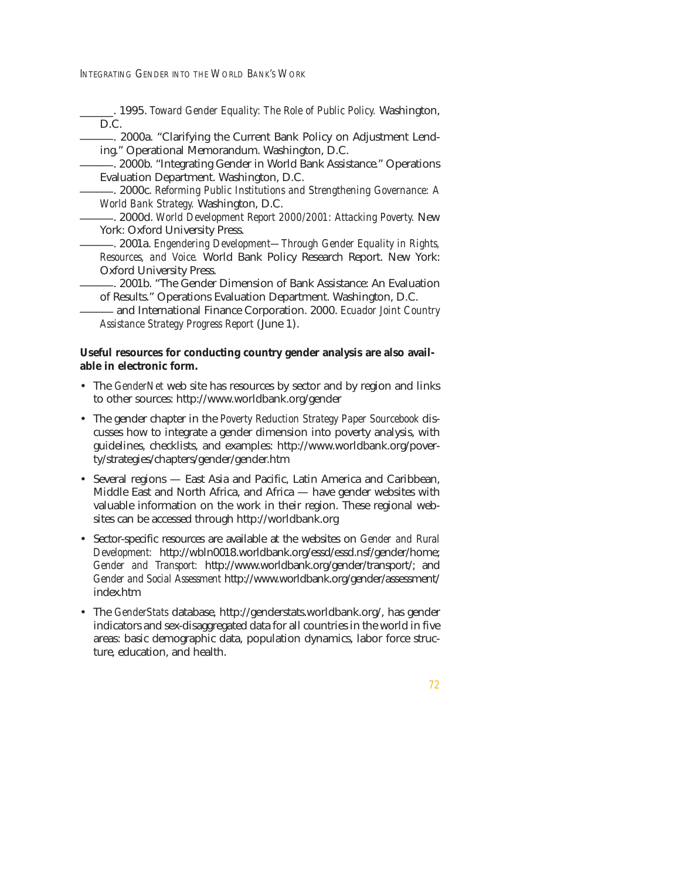———. 1995. *Toward Gender Equality: The Role of Public Policy.* Washington, D.C.

———. 2000a. "Clarifying the Current Bank Policy on Adjustment Lending." Operational Memorandum. Washington, D.C.

———. 2000b. "Integrating Gender in World Bank Assistance." Operations Evaluation Department. Washington, D.C.

———. 2000c. *Reforming Public Institutions and Strengthening Governance: A World Bank Strategy.* Washington, D.C.

———. 2000d. *World Development Report 2000/2001: Attacking Poverty.* New York: Oxford University Press.

———. 2001a. *Engendering Development—Through Gender Equality in Rights, Resources, and Voice.* World Bank Policy Research Report. New York: Oxford University Press.

———. 2001b. "The Gender Dimension of Bank Assistance: An Evaluation of Results." Operations Evaluation Department. Washington, D.C.

——— and International Finance Corporation. 2000. *Ecuador Joint Country Assistance Strategy Progress Report* (June 1).

**Useful resources for conducting country gender analysis are also available in electronic form.**

- The *GenderNet* web site has resources by sector and by region and links to other sources: http://www.worldbank.org/gender
- The gender chapter in the *Poverty Reduction Strategy Paper Sourcebook* discusses how to integrate a gender dimension into poverty analysis, with guidelines, checklists, and examples: http://www.worldbank.org/poverty/strategies/chapters/gender/gender.htm
- Several regions — East Asia and Pacific, Latin America and Caribbean, Middle East and North Africa, and Africa — have gender websites with valuable information on the work in their region. These regional websites can be accessed through http://worldbank.org
- Sector-specific resources are available at the websites on *Gender and Rural Development:* http://wbln0018.worldbank.org/essd/essd.nsf/gender/home; *Gender and Transport:* http://www.worldbank.org/gender/transport/; and *Gender and Social Assessment* http://www.worldbank.org/gender/assessment/index.htm
- The *GenderStats* database, http://genderstats.worldbank.org/, has gender indicators and sex-disaggregated data for all countries in the world in five areas: basic demographic data, population dynamics, labor force structure, education, and health.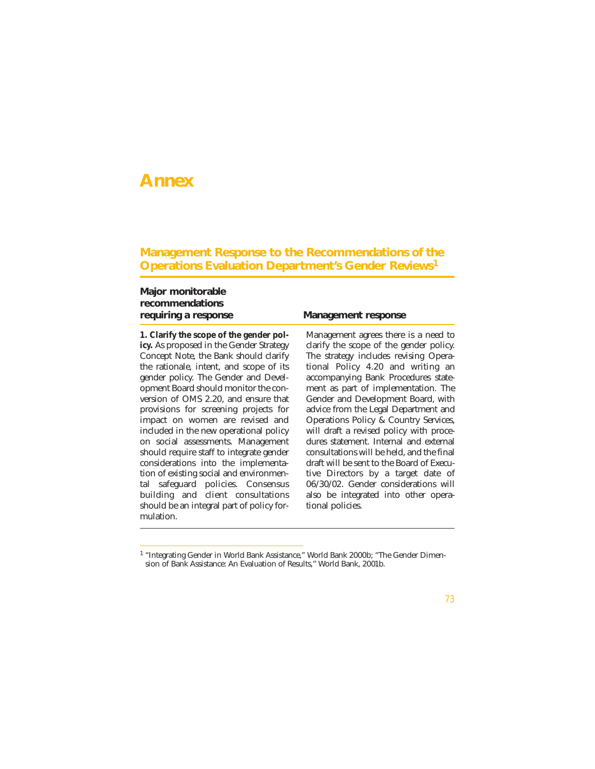# Annex

## Management Response to the Recommendations of the Operations Evaluation Department's Gender Reviews[1]

| Major monitorable recommendations requiring a response | Management response |
| --- | --- |
| **1. Clarify the scope of the gender policy.** As proposed in the Gender Strategy Concept Note, the Bank should clarify the rationale, intent, and scope of its gender policy. The Gender and Development Board should monitor the conversion of OMS 2.20, and ensure that provisions for screening projects for impact on women are revised and included in the new operational policy on social assessments. Management should require staff to integrate gender considerations into the implementation of existing social and environmental safeguard policies. Consensus building and client consultations should be an integral part of policy formulation. | Management agrees there is a need to clarify the scope of the gender policy. The strategy includes revising Operational Policy 4.20 and writing an accompanying Bank Procedures statement as part of implementation. The Gender and Development Board, with advice from the Legal Department and Operations Policy & Country Services, will draft a revised policy with procedures statement. Internal and external consultations will be held, and the final draft will be sent to the Board of Executive Directors by a target date of 06/30/02. Gender considerations will also be integrated into other operational policies. |

[1] "Integrating Gender in World Bank Assistance," World Bank 2000b; "The Gender Dimension of Bank Assistance: An Evaluation of Results," World Bank, 2001b.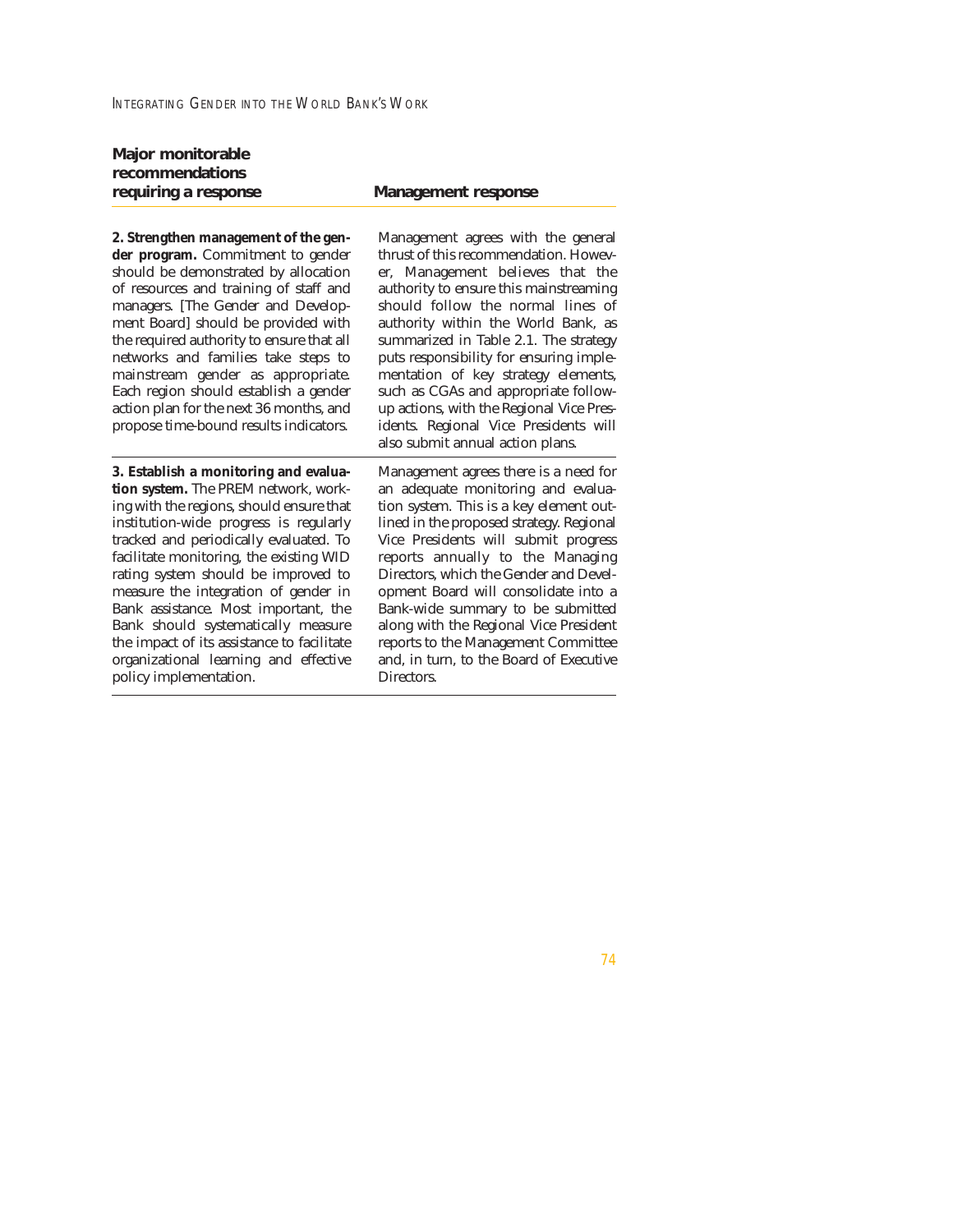| Major monitorable recommendations requiring a response | Management response |
|---|---|
| **2. Strengthen management of the gender program.** Commitment to gender should be demonstrated by allocation of resources and training of staff and managers. [The Gender and Development Board] should be provided with the required authority to ensure that all networks and families take steps to mainstream gender as appropriate. Each region should establish a gender action plan for the next 36 months, and propose time-bound results indicators. | Management agrees with the general thrust of this recommendation. However, Management believes that the authority to ensure this mainstreaming should follow the normal lines of authority within the World Bank, as summarized in Table 2.1. The strategy puts responsibility for ensuring implementation of key strategy elements, such as CGAs and appropriate follow-up actions, with the Regional Vice Presidents. Regional Vice Presidents will also submit annual action plans. |
| **3. Establish a monitoring and evaluation system.** The PREM network, working with the regions, should ensure that institution-wide progress is regularly tracked and periodically evaluated. To facilitate monitoring, the existing WID rating system should be improved to measure the integration of gender in Bank assistance. Most important, the Bank should systematically measure the impact of its assistance to facilitate organizational learning and effective policy implementation. | Management agrees there is a need for an adequate monitoring and evaluation system. This is a key element outlined in the proposed strategy. Regional Vice Presidents will submit progress reports annually to the Managing Directors, which the Gender and Development Board will consolidate into a Bank-wide summary to be submitted along with the Regional Vice President reports to the Management Committee and, in turn, to the Board of Executive Directors. |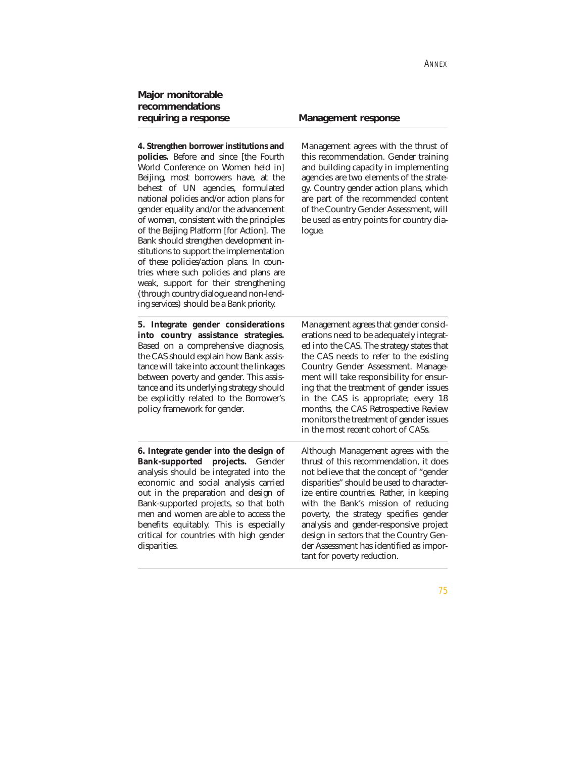| Major monitorable recommendations requiring a response | Management response |
| --- | --- |
| **4. Strengthen borrower institutions and policies.** Before and since [the Fourth World Conference on Women held in] Beijing, most borrowers have, at the behest of UN agencies, formulated national policies and/or action plans for gender equality and/or the advancement of women, consistent with the principles of the Beijing Platform [for Action]. The Bank should strengthen development institutions to support the implementation of these policies/action plans. In countries where such policies and plans are weak, support for their strengthening (through country dialogue and non-lending services) should be a Bank priority. | Management agrees with the thrust of this recommendation. Gender training and building capacity in implementing agencies are two elements of the strategy. Country gender action plans, which are part of the recommended content of the Country Gender Assessment, will be used as entry points for country dialogue. |
| **5. Integrate gender considerations into country assistance strategies.** Based on a comprehensive diagnosis, the CAS should explain how Bank assistance will take into account the linkages between poverty and gender. This assistance and its underlying strategy should be explicitly related to the Borrower's policy framework for gender. | Management agrees that gender considerations need to be adequately integrated into the CAS. The strategy states that the CAS needs to refer to the existing Country Gender Assessment. Management will take responsibility for ensuring that the treatment of gender issues in the CAS is appropriate; every 18 months, the CAS Retrospective Review monitors the treatment of gender issues in the most recent cohort of CASs. |
| **6. Integrate gender into the design of Bank-supported projects.** Gender analysis should be integrated into the economic and social analysis carried out in the preparation and design of Bank-supported projects, so that both men and women are able to access the benefits equitably. This is especially critical for countries with high gender disparities. | Although Management agrees with the thrust of this recommendation, it does not believe that the concept of "gender disparities" should be used to characterize entire countries. Rather, in keeping with the Bank's mission of reducing poverty, the strategy specifies gender analysis and gender-responsive project design in sectors that the Country Gender Assessment has identified as important for poverty reduction. |